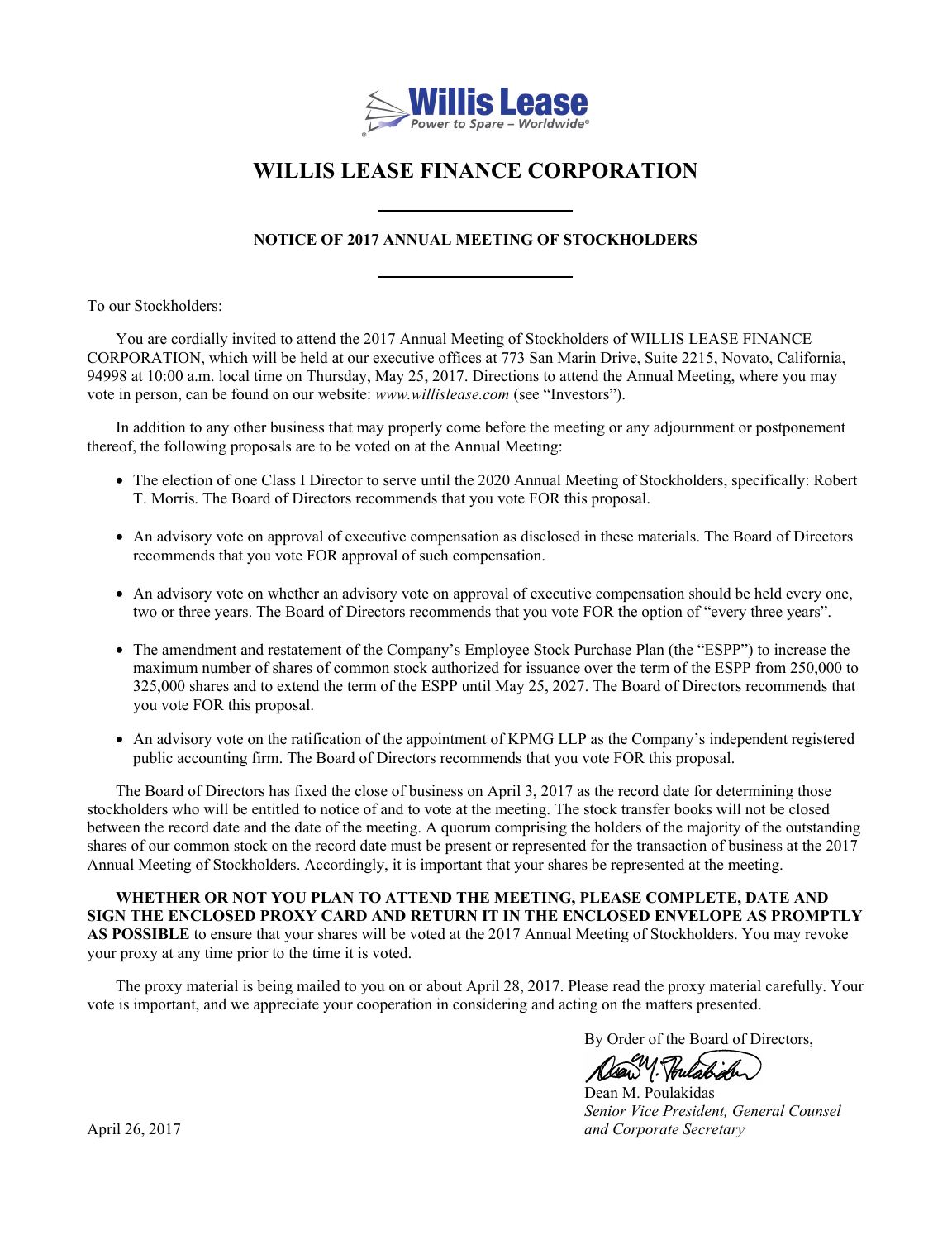Willis Lease

*Power to Spare – Worldwide®*

# WILLIS LEASE FINANCE CORPORATION

---

## NOTICE OF 2017 ANNUAL MEETING OF STOCKHOLDERS

---

To our Stockholders:

You are cordially invited to attend the 2017 Annual Meeting of Stockholders of WILLIS LEASE FINANCE CORPORATION, which will be held at our executive offices at 773 San Marin Drive, Suite 2215, Novato, California, 94998 at 10:00 a.m. local time on Thursday, May 25, 2017. Directions to attend the Annual Meeting, where you may vote in person, can be found on our website: *www.willislease.com* (see "Investors").

In addition to any other business that may properly come before the meeting or any adjournment or postponement thereof, the following proposals are to be voted on at the Annual Meeting:

- The election of one Class I Director to serve until the 2020 Annual Meeting of Stockholders, specifically: Robert T. Morris. The Board of Directors recommends that you vote FOR this proposal.
- An advisory vote on approval of executive compensation as disclosed in these materials. The Board of Directors recommends that you vote FOR approval of such compensation.
- An advisory vote on whether an advisory vote on approval of executive compensation should be held every one, two or three years. The Board of Directors recommends that you vote FOR the option of "every three years".
- The amendment and restatement of the Company's Employee Stock Purchase Plan (the "ESPP") to increase the maximum number of shares of common stock authorized for issuance over the term of the ESPP from 250,000 to 325,000 shares and to extend the term of the ESPP until May 25, 2027. The Board of Directors recommends that you vote FOR this proposal.
- An advisory vote on the ratification of the appointment of KPMG LLP as the Company's independent registered public accounting firm. The Board of Directors recommends that you vote FOR this proposal.

The Board of Directors has fixed the close of business on April 3, 2017 as the record date for determining those stockholders who will be entitled to notice of and to vote at the meeting. The stock transfer books will not be closed between the record date and the date of the meeting. A quorum comprising the holders of the majority of the outstanding shares of our common stock on the record date must be present or represented for the transaction of business at the 2017 Annual Meeting of Stockholders. Accordingly, it is important that your shares be represented at the meeting.

**WHETHER OR NOT YOU PLAN TO ATTEND THE MEETING, PLEASE COMPLETE, DATE AND SIGN THE ENCLOSED PROXY CARD AND RETURN IT IN THE ENCLOSED ENVELOPE AS PROMPTLY AS POSSIBLE** to ensure that your shares will be voted at the 2017 Annual Meeting of Stockholders. You may revoke your proxy at any time prior to the time it is voted.

The proxy material is being mailed to you on or about April 28, 2017. Please read the proxy material carefully. Your vote is important, and we appreciate your cooperation in considering and acting on the matters presented.

By Order of the Board of Directors,

Dean M. Poulakidas
*Senior Vice President, General Counsel and Corporate Secretary*

April 26, 2017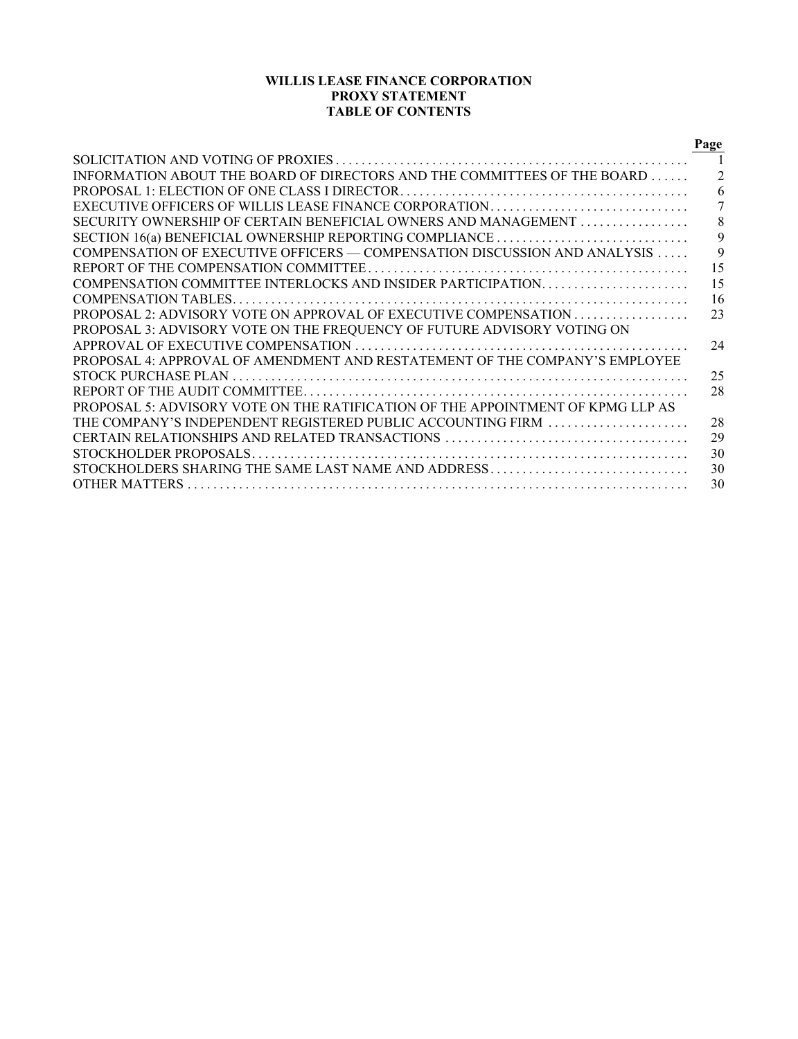**WILLIS LEASE FINANCE CORPORATION**
**PROXY STATEMENT**
**TABLE OF CONTENTS**

| | Page |
|---|---|
| SOLICITATION AND VOTING OF PROXIES | 1 |
| INFORMATION ABOUT THE BOARD OF DIRECTORS AND THE COMMITTEES OF THE BOARD | 2 |
| PROPOSAL 1: ELECTION OF ONE CLASS I DIRECTOR | 6 |
| EXECUTIVE OFFICERS OF WILLIS LEASE FINANCE CORPORATION | 7 |
| SECURITY OWNERSHIP OF CERTAIN BENEFICIAL OWNERS AND MANAGEMENT | 8 |
| SECTION 16(a) BENEFICIAL OWNERSHIP REPORTING COMPLIANCE | 9 |
| COMPENSATION OF EXECUTIVE OFFICERS — COMPENSATION DISCUSSION AND ANALYSIS | 9 |
| REPORT OF THE COMPENSATION COMMITTEE | 15 |
| COMPENSATION COMMITTEE INTERLOCKS AND INSIDER PARTICIPATION | 15 |
| COMPENSATION TABLES | 16 |
| PROPOSAL 2: ADVISORY VOTE ON APPROVAL OF EXECUTIVE COMPENSATION | 23 |
| PROPOSAL 3: ADVISORY VOTE ON THE FREQUENCY OF FUTURE ADVISORY VOTING ON APPROVAL OF EXECUTIVE COMPENSATION | 24 |
| PROPOSAL 4: APPROVAL OF AMENDMENT AND RESTATEMENT OF THE COMPANY'S EMPLOYEE STOCK PURCHASE PLAN | 25 |
| REPORT OF THE AUDIT COMMITTEE | 28 |
| PROPOSAL 5: ADVISORY VOTE ON THE RATIFICATION OF THE APPOINTMENT OF KPMG LLP AS THE COMPANY'S INDEPENDENT REGISTERED PUBLIC ACCOUNTING FIRM | 28 |
| CERTAIN RELATIONSHIPS AND RELATED TRANSACTIONS | 29 |
| STOCKHOLDER PROPOSALS | 30 |
| STOCKHOLDERS SHARING THE SAME LAST NAME AND ADDRESS | 30 |
| OTHER MATTERS | 30 |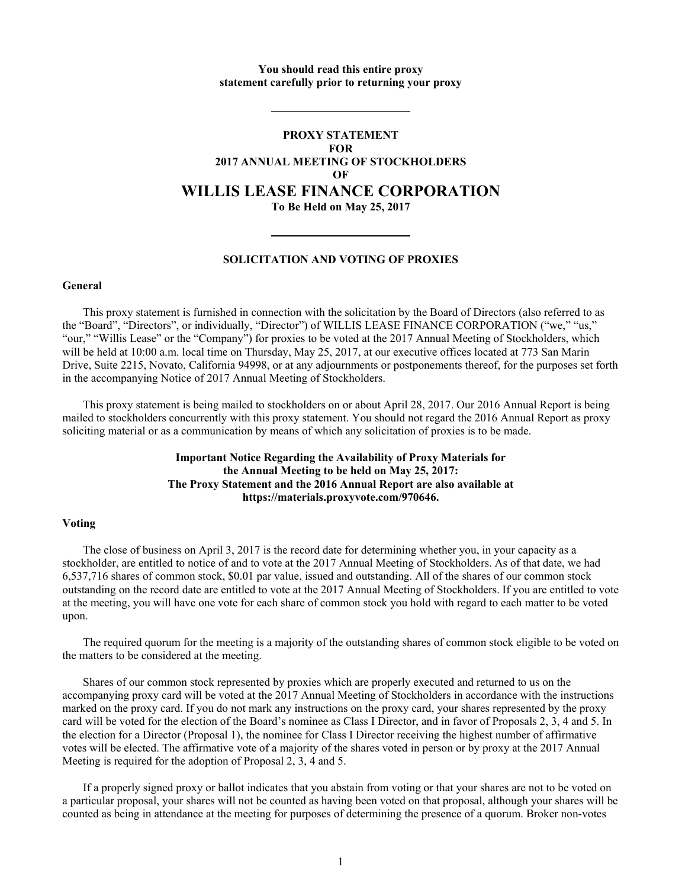**You should read this entire proxy statement carefully prior to returning your proxy**

---

# PROXY STATEMENT FOR 2017 ANNUAL MEETING OF STOCKHOLDERS OF WILLIS LEASE FINANCE CORPORATION

**To Be Held on May 25, 2017**

---

## SOLICITATION AND VOTING OF PROXIES

### General

This proxy statement is furnished in connection with the solicitation by the Board of Directors (also referred to as the “Board”, “Directors”, or individually, “Director”) of WILLIS LEASE FINANCE CORPORATION (“we,” “us,” “our,” “Willis Lease” or the “Company”) for proxies to be voted at the 2017 Annual Meeting of Stockholders, which will be held at 10:00 a.m. local time on Thursday, May 25, 2017, at our executive offices located at 773 San Marin Drive, Suite 2215, Novato, California 94998, or at any adjournments or postponements thereof, for the purposes set forth in the accompanying Notice of 2017 Annual Meeting of Stockholders.

This proxy statement is being mailed to stockholders on or about April 28, 2017. Our 2016 Annual Report is being mailed to stockholders concurrently with this proxy statement. You should not regard the 2016 Annual Report as proxy soliciting material or as a communication by means of which any solicitation of proxies is to be made.

**Important Notice Regarding the Availability of Proxy Materials for the Annual Meeting to be held on May 25, 2017: The Proxy Statement and the 2016 Annual Report are also available at https://materials.proxyvote.com/970646.**

### Voting

The close of business on April 3, 2017 is the record date for determining whether you, in your capacity as a stockholder, are entitled to notice of and to vote at the 2017 Annual Meeting of Stockholders. As of that date, we had 6,537,716 shares of common stock, $0.01 par value, issued and outstanding. All of the shares of our common stock outstanding on the record date are entitled to vote at the 2017 Annual Meeting of Stockholders. If you are entitled to vote at the meeting, you will have one vote for each share of common stock you hold with regard to each matter to be voted upon.

The required quorum for the meeting is a majority of the outstanding shares of common stock eligible to be voted on the matters to be considered at the meeting.

Shares of our common stock represented by proxies which are properly executed and returned to us on the accompanying proxy card will be voted at the 2017 Annual Meeting of Stockholders in accordance with the instructions marked on the proxy card. If you do not mark any instructions on the proxy card, your shares represented by the proxy card will be voted for the election of the Board’s nominee as Class I Director, and in favor of Proposals 2, 3, 4 and 5. In the election for a Director (Proposal 1), the nominee for Class I Director receiving the highest number of affirmative votes will be elected. The affirmative vote of a majority of the shares voted in person or by proxy at the 2017 Annual Meeting is required for the adoption of Proposal 2, 3, 4 and 5.

If a properly signed proxy or ballot indicates that you abstain from voting or that your shares are not to be voted on a particular proposal, your shares will not be counted as having been voted on that proposal, although your shares will be counted as being in attendance at the meeting for purposes of determining the presence of a quorum. Broker non-votes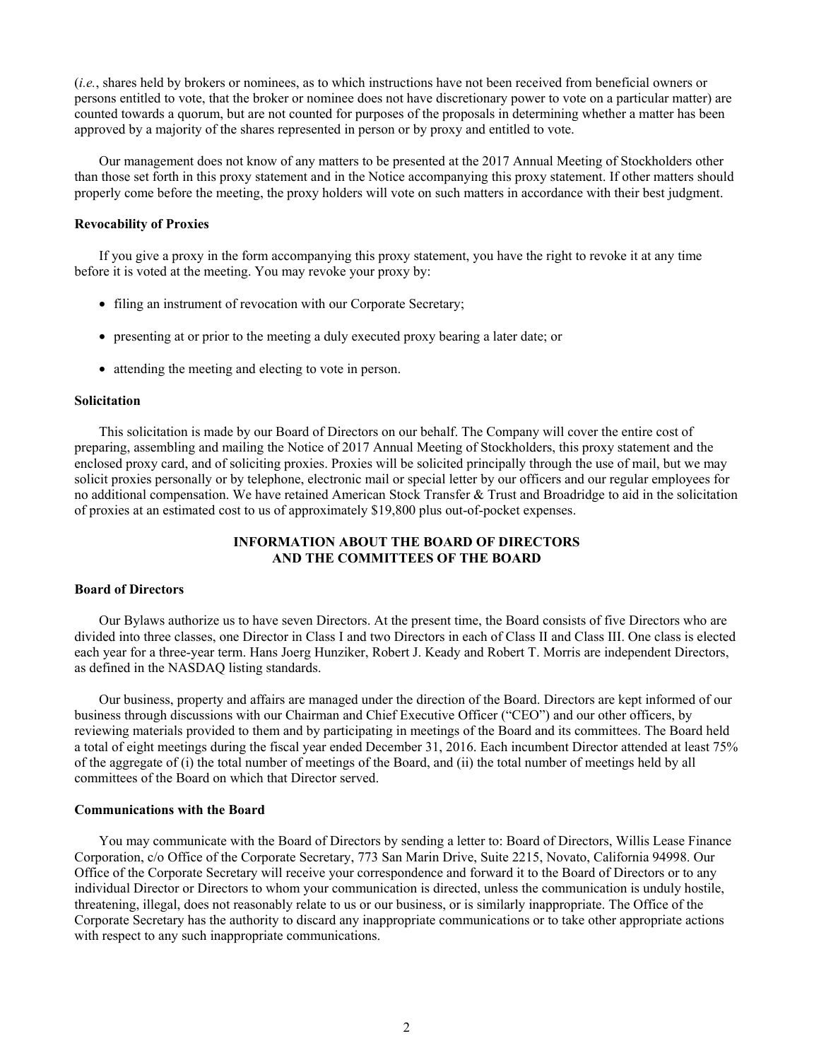(*i.e.*, shares held by brokers or nominees, as to which instructions have not been received from beneficial owners or persons entitled to vote, that the broker or nominee does not have discretionary power to vote on a particular matter) are counted towards a quorum, but are not counted for purposes of the proposals in determining whether a matter has been approved by a majority of the shares represented in person or by proxy and entitled to vote.

Our management does not know of any matters to be presented at the 2017 Annual Meeting of Stockholders other than those set forth in this proxy statement and in the Notice accompanying this proxy statement. If other matters should properly come before the meeting, the proxy holders will vote on such matters in accordance with their best judgment.

**Revocability of Proxies**

If you give a proxy in the form accompanying this proxy statement, you have the right to revoke it at any time before it is voted at the meeting. You may revoke your proxy by:

- filing an instrument of revocation with our Corporate Secretary;
- presenting at or prior to the meeting a duly executed proxy bearing a later date; or
- attending the meeting and electing to vote in person.

**Solicitation**

This solicitation is made by our Board of Directors on our behalf. The Company will cover the entire cost of preparing, assembling and mailing the Notice of 2017 Annual Meeting of Stockholders, this proxy statement and the enclosed proxy card, and of soliciting proxies. Proxies will be solicited principally through the use of mail, but we may solicit proxies personally or by telephone, electronic mail or special letter by our officers and our regular employees for no additional compensation. We have retained American Stock Transfer & Trust and Broadridge to aid in the solicitation of proxies at an estimated cost to us of approximately $19,800 plus out-of-pocket expenses.

## INFORMATION ABOUT THE BOARD OF DIRECTORS AND THE COMMITTEES OF THE BOARD

**Board of Directors**

Our Bylaws authorize us to have seven Directors. At the present time, the Board consists of five Directors who are divided into three classes, one Director in Class I and two Directors in each of Class II and Class III. One class is elected each year for a three-year term. Hans Joerg Hunziker, Robert J. Keady and Robert T. Morris are independent Directors, as defined in the NASDAQ listing standards.

Our business, property and affairs are managed under the direction of the Board. Directors are kept informed of our business through discussions with our Chairman and Chief Executive Officer ("CEO") and our other officers, by reviewing materials provided to them and by participating in meetings of the Board and its committees. The Board held a total of eight meetings during the fiscal year ended December 31, 2016. Each incumbent Director attended at least 75% of the aggregate of (i) the total number of meetings of the Board, and (ii) the total number of meetings held by all committees of the Board on which that Director served.

**Communications with the Board**

You may communicate with the Board of Directors by sending a letter to: Board of Directors, Willis Lease Finance Corporation, c/o Office of the Corporate Secretary, 773 San Marin Drive, Suite 2215, Novato, California 94998. Our Office of the Corporate Secretary will receive your correspondence and forward it to the Board of Directors or to any individual Director or Directors to whom your communication is directed, unless the communication is unduly hostile, threatening, illegal, does not reasonably relate to us or our business, or is similarly inappropriate. The Office of the Corporate Secretary has the authority to discard any inappropriate communications or to take other appropriate actions with respect to any such inappropriate communications.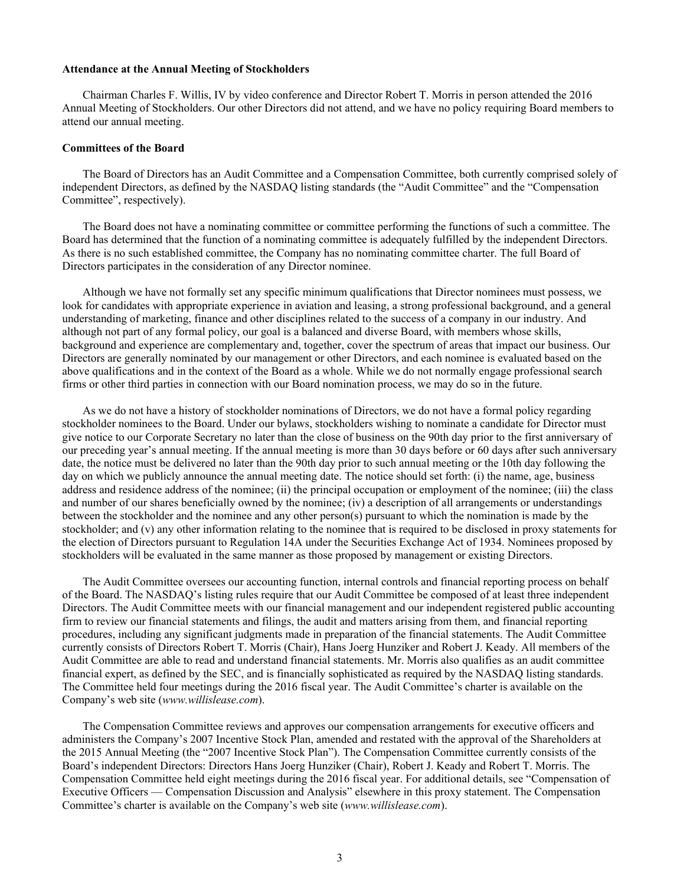**Attendance at the Annual Meeting of Stockholders**

Chairman Charles F. Willis, IV by video conference and Director Robert T. Morris in person attended the 2016 Annual Meeting of Stockholders. Our other Directors did not attend, and we have no policy requiring Board members to attend our annual meeting.

**Committees of the Board**

The Board of Directors has an Audit Committee and a Compensation Committee, both currently comprised solely of independent Directors, as defined by the NASDAQ listing standards (the "Audit Committee" and the "Compensation Committee", respectively).

The Board does not have a nominating committee or committee performing the functions of such a committee. The Board has determined that the function of a nominating committee is adequately fulfilled by the independent Directors. As there is no such established committee, the Company has no nominating committee charter. The full Board of Directors participates in the consideration of any Director nominee.

Although we have not formally set any specific minimum qualifications that Director nominees must possess, we look for candidates with appropriate experience in aviation and leasing, a strong professional background, and a general understanding of marketing, finance and other disciplines related to the success of a company in our industry. And although not part of any formal policy, our goal is a balanced and diverse Board, with members whose skills, background and experience are complementary and, together, cover the spectrum of areas that impact our business. Our Directors are generally nominated by our management or other Directors, and each nominee is evaluated based on the above qualifications and in the context of the Board as a whole. While we do not normally engage professional search firms or other third parties in connection with our Board nomination process, we may do so in the future.

As we do not have a history of stockholder nominations of Directors, we do not have a formal policy regarding stockholder nominees to the Board. Under our bylaws, stockholders wishing to nominate a candidate for Director must give notice to our Corporate Secretary no later than the close of business on the 90th day prior to the first anniversary of our preceding year's annual meeting. If the annual meeting is more than 30 days before or 60 days after such anniversary date, the notice must be delivered no later than the 90th day prior to such annual meeting or the 10th day following the day on which we publicly announce the annual meeting date. The notice should set forth: (i) the name, age, business address and residence address of the nominee; (ii) the principal occupation or employment of the nominee; (iii) the class and number of our shares beneficially owned by the nominee; (iv) a description of all arrangements or understandings between the stockholder and the nominee and any other person(s) pursuant to which the nomination is made by the stockholder; and (v) any other information relating to the nominee that is required to be disclosed in proxy statements for the election of Directors pursuant to Regulation 14A under the Securities Exchange Act of 1934. Nominees proposed by stockholders will be evaluated in the same manner as those proposed by management or existing Directors.

The Audit Committee oversees our accounting function, internal controls and financial reporting process on behalf of the Board. The NASDAQ's listing rules require that our Audit Committee be composed of at least three independent Directors. The Audit Committee meets with our financial management and our independent registered public accounting firm to review our financial statements and filings, the audit and matters arising from them, and financial reporting procedures, including any significant judgments made in preparation of the financial statements. The Audit Committee currently consists of Directors Robert T. Morris (Chair), Hans Joerg Hunziker and Robert J. Keady. All members of the Audit Committee are able to read and understand financial statements. Mr. Morris also qualifies as an audit committee financial expert, as defined by the SEC, and is financially sophisticated as required by the NASDAQ listing standards. The Committee held four meetings during the 2016 fiscal year. The Audit Committee's charter is available on the Company's web site (*www.willislease.com*).

The Compensation Committee reviews and approves our compensation arrangements for executive officers and administers the Company's 2007 Incentive Stock Plan, amended and restated with the approval of the Shareholders at the 2015 Annual Meeting (the "2007 Incentive Stock Plan"). The Compensation Committee currently consists of the Board's independent Directors: Directors Hans Joerg Hunziker (Chair), Robert J. Keady and Robert T. Morris. The Compensation Committee held eight meetings during the 2016 fiscal year. For additional details, see "Compensation of Executive Officers — Compensation Discussion and Analysis" elsewhere in this proxy statement. The Compensation Committee's charter is available on the Company's web site (*www.willislease.com*).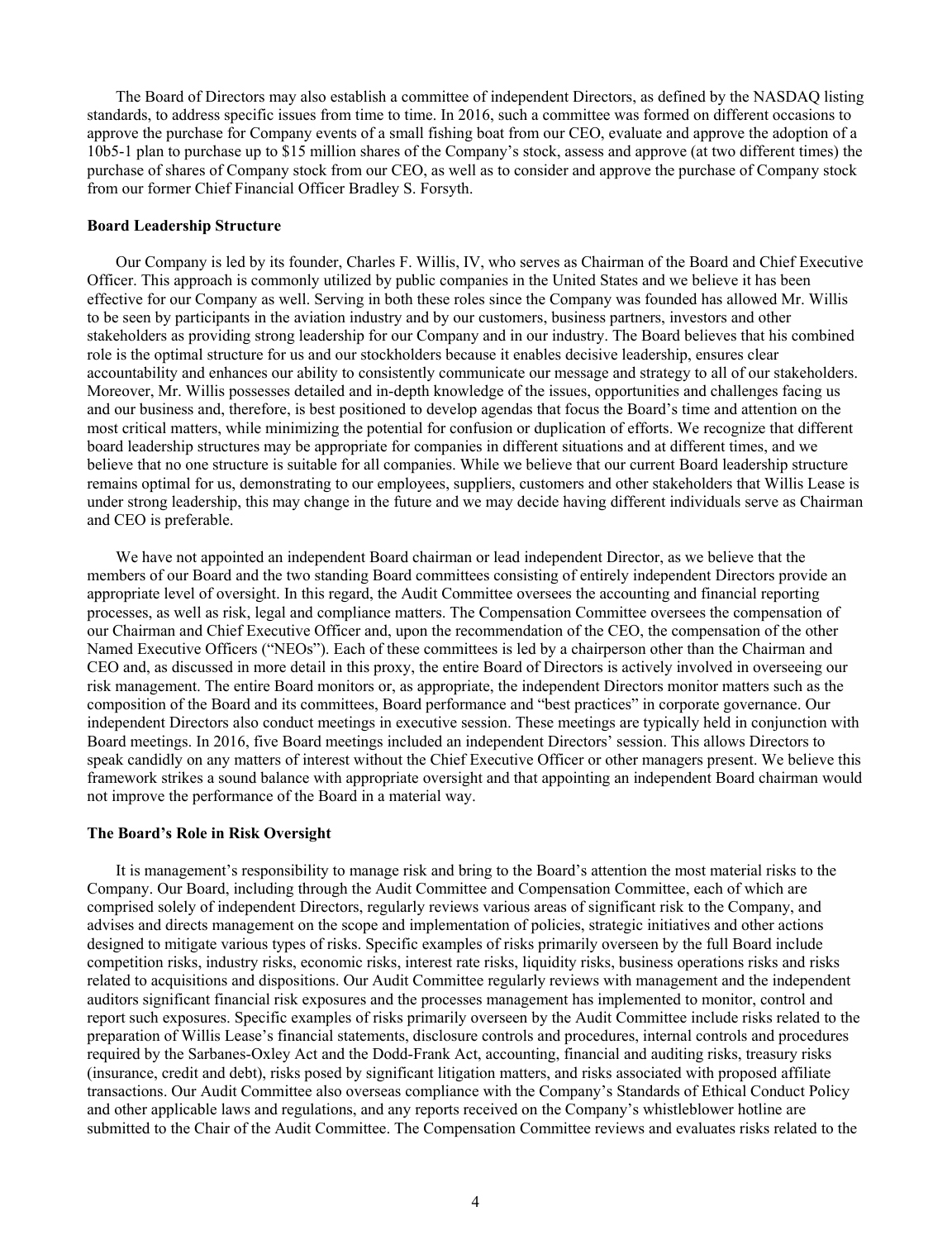The Board of Directors may also establish a committee of independent Directors, as defined by the NASDAQ listing standards, to address specific issues from time to time. In 2016, such a committee was formed on different occasions to approve the purchase for Company events of a small fishing boat from our CEO, evaluate and approve the adoption of a 10b5-1 plan to purchase up to $15 million shares of the Company's stock, assess and approve (at two different times) the purchase of shares of Company stock from our CEO, as well as to consider and approve the purchase of Company stock from our former Chief Financial Officer Bradley S. Forsyth.

**Board Leadership Structure**

Our Company is led by its founder, Charles F. Willis, IV, who serves as Chairman of the Board and Chief Executive Officer. This approach is commonly utilized by public companies in the United States and we believe it has been effective for our Company as well. Serving in both these roles since the Company was founded has allowed Mr. Willis to be seen by participants in the aviation industry and by our customers, business partners, investors and other stakeholders as providing strong leadership for our Company and in our industry. The Board believes that his combined role is the optimal structure for us and our stockholders because it enables decisive leadership, ensures clear accountability and enhances our ability to consistently communicate our message and strategy to all of our stakeholders. Moreover, Mr. Willis possesses detailed and in-depth knowledge of the issues, opportunities and challenges facing us and our business and, therefore, is best positioned to develop agendas that focus the Board's time and attention on the most critical matters, while minimizing the potential for confusion or duplication of efforts. We recognize that different board leadership structures may be appropriate for companies in different situations and at different times, and we believe that no one structure is suitable for all companies. While we believe that our current Board leadership structure remains optimal for us, demonstrating to our employees, suppliers, customers and other stakeholders that Willis Lease is under strong leadership, this may change in the future and we may decide having different individuals serve as Chairman and CEO is preferable.

We have not appointed an independent Board chairman or lead independent Director, as we believe that the members of our Board and the two standing Board committees consisting of entirely independent Directors provide an appropriate level of oversight. In this regard, the Audit Committee oversees the accounting and financial reporting processes, as well as risk, legal and compliance matters. The Compensation Committee oversees the compensation of our Chairman and Chief Executive Officer and, upon the recommendation of the CEO, the compensation of the other Named Executive Officers ("NEOs"). Each of these committees is led by a chairperson other than the Chairman and CEO and, as discussed in more detail in this proxy, the entire Board of Directors is actively involved in overseeing our risk management. The entire Board monitors or, as appropriate, the independent Directors monitor matters such as the composition of the Board and its committees, Board performance and "best practices" in corporate governance. Our independent Directors also conduct meetings in executive session. These meetings are typically held in conjunction with Board meetings. In 2016, five Board meetings included an independent Directors' session. This allows Directors to speak candidly on any matters of interest without the Chief Executive Officer or other managers present. We believe this framework strikes a sound balance with appropriate oversight and that appointing an independent Board chairman would not improve the performance of the Board in a material way.

**The Board's Role in Risk Oversight**

It is management's responsibility to manage risk and bring to the Board's attention the most material risks to the Company. Our Board, including through the Audit Committee and Compensation Committee, each of which are comprised solely of independent Directors, regularly reviews various areas of significant risk to the Company, and advises and directs management on the scope and implementation of policies, strategic initiatives and other actions designed to mitigate various types of risks. Specific examples of risks primarily overseen by the full Board include competition risks, industry risks, economic risks, interest rate risks, liquidity risks, business operations risks and risks related to acquisitions and dispositions. Our Audit Committee regularly reviews with management and the independent auditors significant financial risk exposures and the processes management has implemented to monitor, control and report such exposures. Specific examples of risks primarily overseen by the Audit Committee include risks related to the preparation of Willis Lease's financial statements, disclosure controls and procedures, internal controls and procedures required by the Sarbanes-Oxley Act and the Dodd-Frank Act, accounting, financial and auditing risks, treasury risks (insurance, credit and debt), risks posed by significant litigation matters, and risks associated with proposed affiliate transactions. Our Audit Committee also oversees compliance with the Company's Standards of Ethical Conduct Policy and other applicable laws and regulations, and any reports received on the Company's whistleblower hotline are submitted to the Chair of the Audit Committee. The Compensation Committee reviews and evaluates risks related to the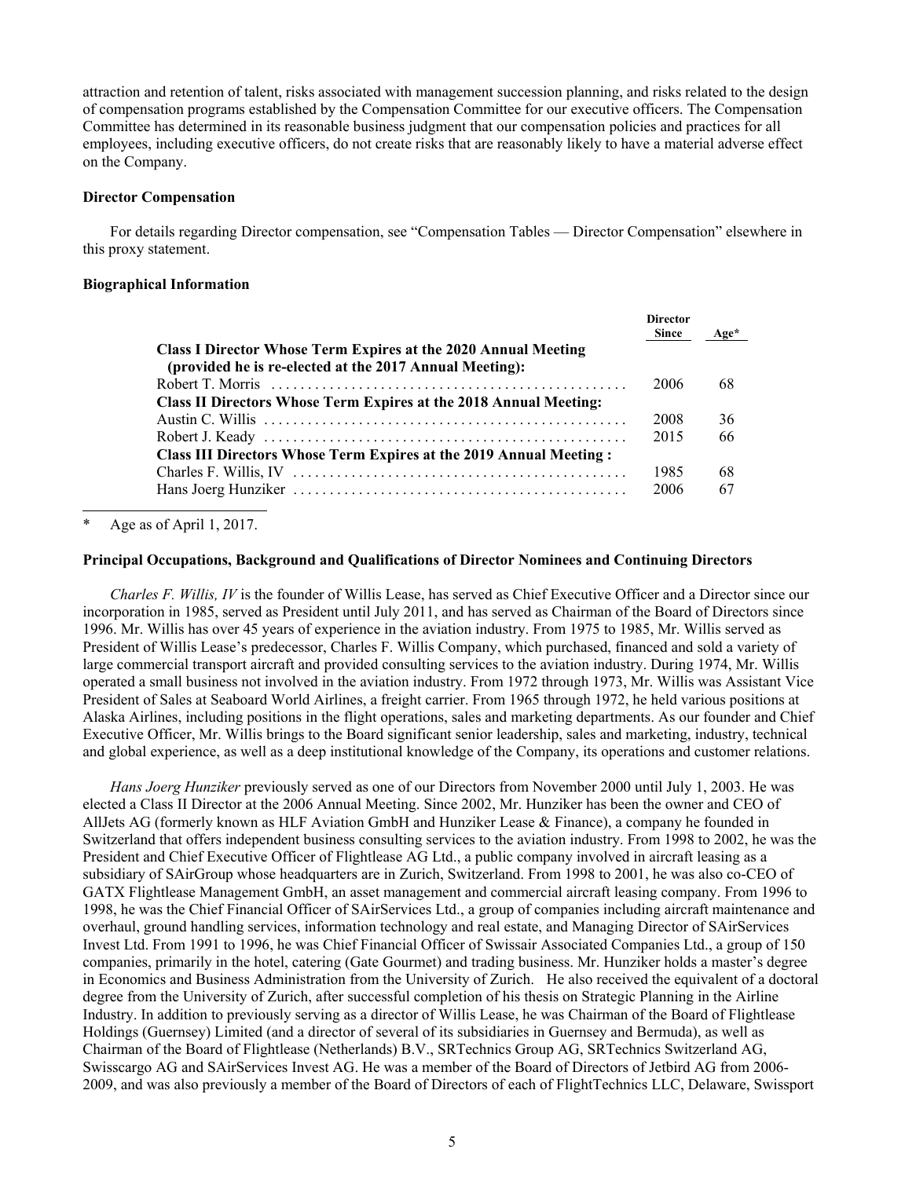attraction and retention of talent, risks associated with management succession planning, and risks related to the design of compensation programs established by the Compensation Committee for our executive officers. The Compensation Committee has determined in its reasonable business judgment that our compensation policies and practices for all employees, including executive officers, do not create risks that are reasonably likely to have a material adverse effect on the Company.

**Director Compensation**

For details regarding Director compensation, see "Compensation Tables — Director Compensation" elsewhere in this proxy statement.

**Biographical Information**

| | Director Since | Age* |
|---|---|---|
| **Class I Director Whose Term Expires at the 2020 Annual Meeting (provided he is re-elected at the 2017 Annual Meeting):** | | |
| Robert T. Morris | 2006 | 68 |
| **Class II Directors Whose Term Expires at the 2018 Annual Meeting:** | | |
| Austin C. Willis | 2008 | 36 |
| Robert J. Keady | 2015 | 66 |
| **Class III Directors Whose Term Expires at the 2019 Annual Meeting :** | | |
| Charles F. Willis, IV | 1985 | 68 |
| Hans Joerg Hunziker | 2006 | 67 |

\* Age as of April 1, 2017.

**Principal Occupations, Background and Qualifications of Director Nominees and Continuing Directors**

*Charles F. Willis, IV* is the founder of Willis Lease, has served as Chief Executive Officer and a Director since our incorporation in 1985, served as President until July 2011, and has served as Chairman of the Board of Directors since 1996. Mr. Willis has over 45 years of experience in the aviation industry. From 1975 to 1985, Mr. Willis served as President of Willis Lease's predecessor, Charles F. Willis Company, which purchased, financed and sold a variety of large commercial transport aircraft and provided consulting services to the aviation industry. During 1974, Mr. Willis operated a small business not involved in the aviation industry. From 1972 through 1973, Mr. Willis was Assistant Vice President of Sales at Seaboard World Airlines, a freight carrier. From 1965 through 1972, he held various positions at Alaska Airlines, including positions in the flight operations, sales and marketing departments. As our founder and Chief Executive Officer, Mr. Willis brings to the Board significant senior leadership, sales and marketing, industry, technical and global experience, as well as a deep institutional knowledge of the Company, its operations and customer relations.

*Hans Joerg Hunziker* previously served as one of our Directors from November 2000 until July 1, 2003. He was elected a Class II Director at the 2006 Annual Meeting. Since 2002, Mr. Hunziker has been the owner and CEO of AllJets AG (formerly known as HLF Aviation GmbH and Hunziker Lease & Finance), a company he founded in Switzerland that offers independent business consulting services to the aviation industry. From 1998 to 2002, he was the President and Chief Executive Officer of Flightlease AG Ltd., a public company involved in aircraft leasing as a subsidiary of SAirGroup whose headquarters are in Zurich, Switzerland. From 1998 to 2001, he was also co-CEO of GATX Flightlease Management GmbH, an asset management and commercial aircraft leasing company. From 1996 to 1998, he was the Chief Financial Officer of SAirServices Ltd., a group of companies including aircraft maintenance and overhaul, ground handling services, information technology and real estate, and Managing Director of SAirServices Invest Ltd. From 1991 to 1996, he was Chief Financial Officer of Swissair Associated Companies Ltd., a group of 150 companies, primarily in the hotel, catering (Gate Gourmet) and trading business. Mr. Hunziker holds a master's degree in Economics and Business Administration from the University of Zurich. He also received the equivalent of a doctoral degree from the University of Zurich, after successful completion of his thesis on Strategic Planning in the Airline Industry. In addition to previously serving as a director of Willis Lease, he was Chairman of the Board of Flightlease Holdings (Guernsey) Limited (and a director of several of its subsidiaries in Guernsey and Bermuda), as well as Chairman of the Board of Flightlease (Netherlands) B.V., SRTechnics Group AG, SRTechnics Switzerland AG, Swisscargo AG and SAirServices Invest AG. He was a member of the Board of Directors of Jetbird AG from 2006-2009, and was also previously a member of the Board of Directors of each of FlightTechnics LLC, Delaware, Swissport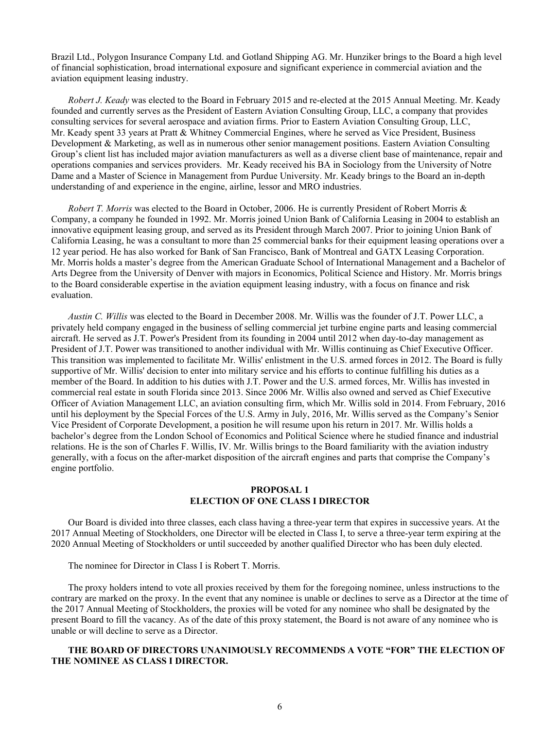Brazil Ltd., Polygon Insurance Company Ltd. and Gotland Shipping AG. Mr. Hunziker brings to the Board a high level of financial sophistication, broad international exposure and significant experience in commercial aviation and the aviation equipment leasing industry.

*Robert J. Keady* was elected to the Board in February 2015 and re-elected at the 2015 Annual Meeting. Mr. Keady founded and currently serves as the President of Eastern Aviation Consulting Group, LLC, a company that provides consulting services for several aerospace and aviation firms. Prior to Eastern Aviation Consulting Group, LLC, Mr. Keady spent 33 years at Pratt & Whitney Commercial Engines, where he served as Vice President, Business Development & Marketing, as well as in numerous other senior management positions. Eastern Aviation Consulting Group's client list has included major aviation manufacturers as well as a diverse client base of maintenance, repair and operations companies and services providers. Mr. Keady received his BA in Sociology from the University of Notre Dame and a Master of Science in Management from Purdue University. Mr. Keady brings to the Board an in-depth understanding of and experience in the engine, airline, lessor and MRO industries.

*Robert T. Morris* was elected to the Board in October, 2006. He is currently President of Robert Morris & Company, a company he founded in 1992. Mr. Morris joined Union Bank of California Leasing in 2004 to establish an innovative equipment leasing group, and served as its President through March 2007. Prior to joining Union Bank of California Leasing, he was a consultant to more than 25 commercial banks for their equipment leasing operations over a 12 year period. He has also worked for Bank of San Francisco, Bank of Montreal and GATX Leasing Corporation. Mr. Morris holds a master's degree from the American Graduate School of International Management and a Bachelor of Arts Degree from the University of Denver with majors in Economics, Political Science and History. Mr. Morris brings to the Board considerable expertise in the aviation equipment leasing industry, with a focus on finance and risk evaluation.

*Austin C. Willis* was elected to the Board in December 2008. Mr. Willis was the founder of J.T. Power LLC, a privately held company engaged in the business of selling commercial jet turbine engine parts and leasing commercial aircraft. He served as J.T. Power's President from its founding in 2004 until 2012 when day-to-day management as President of J.T. Power was transitioned to another individual with Mr. Willis continuing as Chief Executive Officer. This transition was implemented to facilitate Mr. Willis' enlistment in the U.S. armed forces in 2012. The Board is fully supportive of Mr. Willis' decision to enter into military service and his efforts to continue fulfilling his duties as a member of the Board. In addition to his duties with J.T. Power and the U.S. armed forces, Mr. Willis has invested in commercial real estate in south Florida since 2013. Since 2006 Mr. Willis also owned and served as Chief Executive Officer of Aviation Management LLC, an aviation consulting firm, which Mr. Willis sold in 2014. From February, 2016 until his deployment by the Special Forces of the U.S. Army in July, 2016, Mr. Willis served as the Company's Senior Vice President of Corporate Development, a position he will resume upon his return in 2017. Mr. Willis holds a bachelor's degree from the London School of Economics and Political Science where he studied finance and industrial relations. He is the son of Charles F. Willis, IV. Mr. Willis brings to the Board familiarity with the aviation industry generally, with a focus on the after-market disposition of the aircraft engines and parts that comprise the Company's engine portfolio.

## PROPOSAL 1
## ELECTION OF ONE CLASS I DIRECTOR

Our Board is divided into three classes, each class having a three-year term that expires in successive years. At the 2017 Annual Meeting of Stockholders, one Director will be elected in Class I, to serve a three-year term expiring at the 2020 Annual Meeting of Stockholders or until succeeded by another qualified Director who has been duly elected.

The nominee for Director in Class I is Robert T. Morris.

The proxy holders intend to vote all proxies received by them for the foregoing nominee, unless instructions to the contrary are marked on the proxy. In the event that any nominee is unable or declines to serve as a Director at the time of the 2017 Annual Meeting of Stockholders, the proxies will be voted for any nominee who shall be designated by the present Board to fill the vacancy. As of the date of this proxy statement, the Board is not aware of any nominee who is unable or will decline to serve as a Director.

**THE BOARD OF DIRECTORS UNANIMOUSLY RECOMMENDS A VOTE "FOR" THE ELECTION OF THE NOMINEE AS CLASS I DIRECTOR.**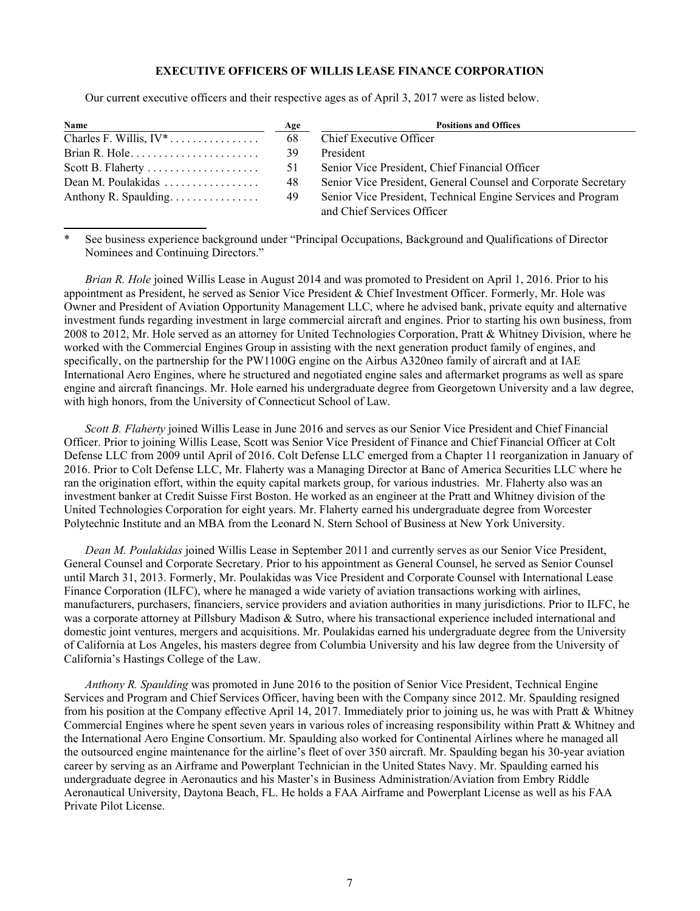## EXECUTIVE OFFICERS OF WILLIS LEASE FINANCE CORPORATION

Our current executive officers and their respective ages as of April 3, 2017 were as listed below.

| Name | Age | Positions and Offices |
|---|---|---|
| Charles F. Willis, IV* | 68 | Chief Executive Officer |
| Brian R. Hole | 39 | President |
| Scott B. Flaherty | 51 | Senior Vice President, Chief Financial Officer |
| Dean M. Poulakidas | 48 | Senior Vice President, General Counsel and Corporate Secretary |
| Anthony R. Spaulding | 49 | Senior Vice President, Technical Engine Services and Program and Chief Services Officer |

\* See business experience background under "Principal Occupations, Background and Qualifications of Director Nominees and Continuing Directors."

*Brian R. Hole* joined Willis Lease in August 2014 and was promoted to President on April 1, 2016. Prior to his appointment as President, he served as Senior Vice President & Chief Investment Officer. Formerly, Mr. Hole was Owner and President of Aviation Opportunity Management LLC, where he advised bank, private equity and alternative investment funds regarding investment in large commercial aircraft and engines. Prior to starting his own business, from 2008 to 2012, Mr. Hole served as an attorney for United Technologies Corporation, Pratt & Whitney Division, where he worked with the Commercial Engines Group in assisting with the next generation product family of engines, and specifically, on the partnership for the PW1100G engine on the Airbus A320neo family of aircraft and at IAE International Aero Engines, where he structured and negotiated engine sales and aftermarket programs as well as spare engine and aircraft financings. Mr. Hole earned his undergraduate degree from Georgetown University and a law degree, with high honors, from the University of Connecticut School of Law.

*Scott B. Flaherty* joined Willis Lease in June 2016 and serves as our Senior Vice President and Chief Financial Officer. Prior to joining Willis Lease, Scott was Senior Vice President of Finance and Chief Financial Officer at Colt Defense LLC from 2009 until April of 2016. Colt Defense LLC emerged from a Chapter 11 reorganization in January of 2016. Prior to Colt Defense LLC, Mr. Flaherty was a Managing Director at Banc of America Securities LLC where he ran the origination effort, within the equity capital markets group, for various industries. Mr. Flaherty also was an investment banker at Credit Suisse First Boston. He worked as an engineer at the Pratt and Whitney division of the United Technologies Corporation for eight years. Mr. Flaherty earned his undergraduate degree from Worcester Polytechnic Institute and an MBA from the Leonard N. Stern School of Business at New York University.

*Dean M. Poulakidas* joined Willis Lease in September 2011 and currently serves as our Senior Vice President, General Counsel and Corporate Secretary. Prior to his appointment as General Counsel, he served as Senior Counsel until March 31, 2013. Formerly, Mr. Poulakidas was Vice President and Corporate Counsel with International Lease Finance Corporation (ILFC), where he managed a wide variety of aviation transactions working with airlines, manufacturers, purchasers, financiers, service providers and aviation authorities in many jurisdictions. Prior to ILFC, he was a corporate attorney at Pillsbury Madison & Sutro, where his transactional experience included international and domestic joint ventures, mergers and acquisitions. Mr. Poulakidas earned his undergraduate degree from the University of California at Los Angeles, his masters degree from Columbia University and his law degree from the University of California's Hastings College of the Law.

*Anthony R. Spaulding* was promoted in June 2016 to the position of Senior Vice President, Technical Engine Services and Program and Chief Services Officer, having been with the Company since 2012. Mr. Spaulding resigned from his position at the Company effective April 14, 2017. Immediately prior to joining us, he was with Pratt & Whitney Commercial Engines where he spent seven years in various roles of increasing responsibility within Pratt & Whitney and the International Aero Engine Consortium. Mr. Spaulding also worked for Continental Airlines where he managed all the outsourced engine maintenance for the airline's fleet of over 350 aircraft. Mr. Spaulding began his 30-year aviation career by serving as an Airframe and Powerplant Technician in the United States Navy. Mr. Spaulding earned his undergraduate degree in Aeronautics and his Master's in Business Administration/Aviation from Embry Riddle Aeronautical University, Daytona Beach, FL. He holds a FAA Airframe and Powerplant License as well as his FAA Private Pilot License.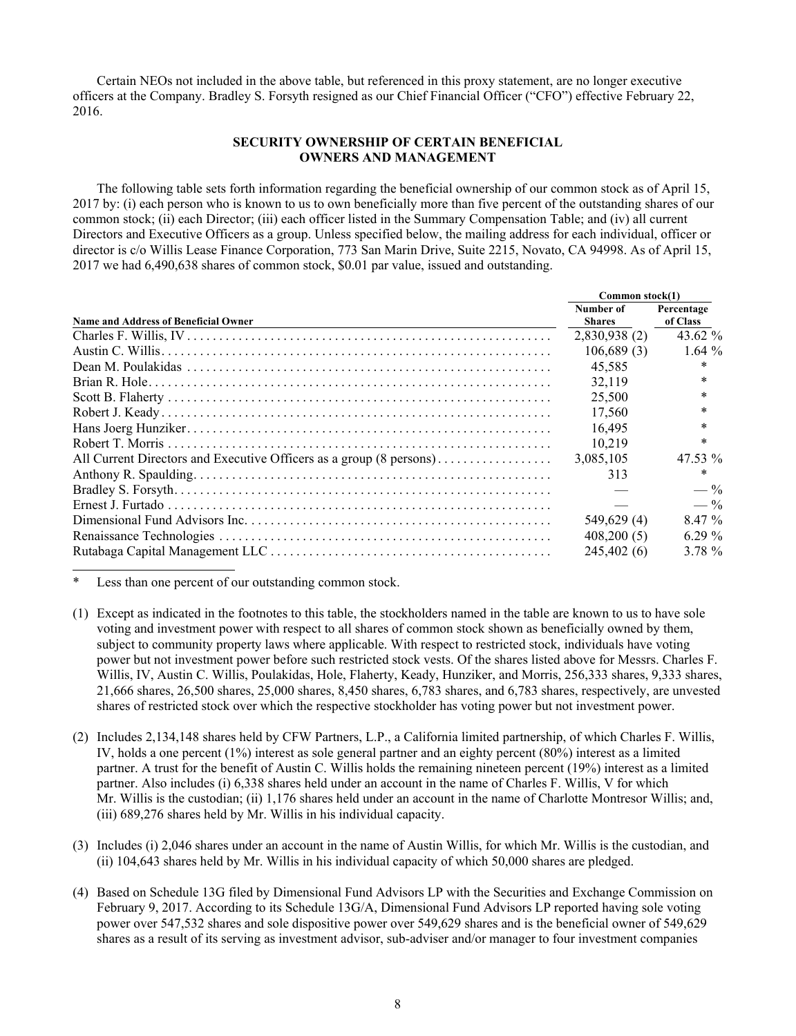Certain NEOs not included in the above table, but referenced in this proxy statement, are no longer executive officers at the Company. Bradley S. Forsyth resigned as our Chief Financial Officer ("CFO") effective February 22, 2016.

## SECURITY OWNERSHIP OF CERTAIN BENEFICIAL OWNERS AND MANAGEMENT

The following table sets forth information regarding the beneficial ownership of our common stock as of April 15, 2017 by: (i) each person who is known to us to own beneficially more than five percent of the outstanding shares of our common stock; (ii) each Director; (iii) each officer listed in the Summary Compensation Table; and (iv) all current Directors and Executive Officers as a group. Unless specified below, the mailing address for each individual, officer or director is c/o Willis Lease Finance Corporation, 773 San Marin Drive, Suite 2215, Novato, CA 94998. As of April 15, 2017 we had 6,490,638 shares of common stock, $0.01 par value, issued and outstanding.

| | Common stock(1) | |
|---|---|---|
| **Name and Address of Beneficial Owner** | **Number of Shares** | **Percentage of Class** |
| Charles F. Willis, IV | 2,830,938 (2) | 43.62 % |
| Austin C. Willis | 106,689 (3) | 1.64 % |
| Dean M. Poulakidas | 45,585 | * |
| Brian R. Hole | 32,119 | * |
| Scott B. Flaherty | 25,500 | * |
| Robert J. Keady | 17,560 | * |
| Hans Joerg Hunziker | 16,495 | * |
| Robert T. Morris | 10,219 | * |
| All Current Directors and Executive Officers as a group (8 persons) | 3,085,105 | 47.53 % |
| Anthony R. Spaulding | 313 | * |
| Bradley S. Forsyth | — | — % |
| Ernest J. Furtado | — | — % |
| Dimensional Fund Advisors Inc. | 549,629 (4) | 8.47 % |
| Renaissance Technologies | 408,200 (5) | 6.29 % |
| Rutabaga Capital Management LLC | 245,402 (6) | 3.78 % |

\* Less than one percent of our outstanding common stock.

(1) Except as indicated in the footnotes to this table, the stockholders named in the table are known to us to have sole voting and investment power with respect to all shares of common stock shown as beneficially owned by them, subject to community property laws where applicable. With respect to restricted stock, individuals have voting power but not investment power before such restricted stock vests. Of the shares listed above for Messrs. Charles F. Willis, IV, Austin C. Willis, Poulakidas, Hole, Flaherty, Keady, Hunziker, and Morris, 256,333 shares, 9,333 shares, 21,666 shares, 26,500 shares, 25,000 shares, 8,450 shares, 6,783 shares, and 6,783 shares, respectively, are unvested shares of restricted stock over which the respective stockholder has voting power but not investment power.

(2) Includes 2,134,148 shares held by CFW Partners, L.P., a California limited partnership, of which Charles F. Willis, IV, holds a one percent (1%) interest as sole general partner and an eighty percent (80%) interest as a limited partner. A trust for the benefit of Austin C. Willis holds the remaining nineteen percent (19%) interest as a limited partner. Also includes (i) 6,338 shares held under an account in the name of Charles F. Willis, V for which Mr. Willis is the custodian; (ii) 1,176 shares held under an account in the name of Charlotte Montresor Willis; and, (iii) 689,276 shares held by Mr. Willis in his individual capacity.

(3) Includes (i) 2,046 shares under an account in the name of Austin Willis, for which Mr. Willis is the custodian, and (ii) 104,643 shares held by Mr. Willis in his individual capacity of which 50,000 shares are pledged.

(4) Based on Schedule 13G filed by Dimensional Fund Advisors LP with the Securities and Exchange Commission on February 9, 2017. According to its Schedule 13G/A, Dimensional Fund Advisors LP reported having sole voting power over 547,532 shares and sole dispositive power over 549,629 shares and is the beneficial owner of 549,629 shares as a result of its serving as investment advisor, sub-adviser and/or manager to four investment companies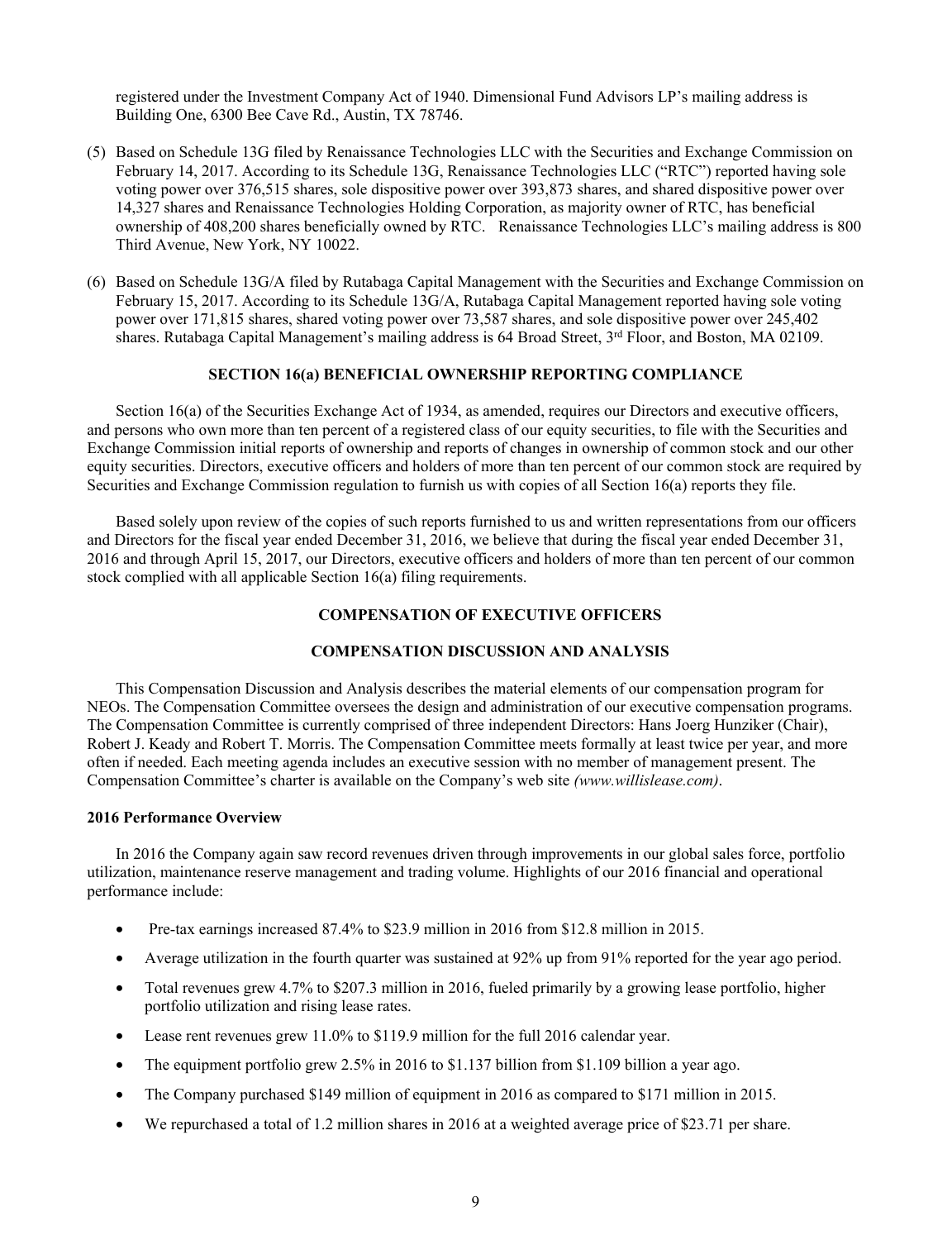registered under the Investment Company Act of 1940. Dimensional Fund Advisors LP's mailing address is Building One, 6300 Bee Cave Rd., Austin, TX 78746.

(5) Based on Schedule 13G filed by Renaissance Technologies LLC with the Securities and Exchange Commission on February 14, 2017. According to its Schedule 13G, Renaissance Technologies LLC ("RTC") reported having sole voting power over 376,515 shares, sole dispositive power over 393,873 shares, and shared dispositive power over 14,327 shares and Renaissance Technologies Holding Corporation, as majority owner of RTC, has beneficial ownership of 408,200 shares beneficially owned by RTC. Renaissance Technologies LLC's mailing address is 800 Third Avenue, New York, NY 10022.

(6) Based on Schedule 13G/A filed by Rutabaga Capital Management with the Securities and Exchange Commission on February 15, 2017. According to its Schedule 13G/A, Rutabaga Capital Management reported having sole voting power over 171,815 shares, shared voting power over 73,587 shares, and sole dispositive power over 245,402 shares. Rutabaga Capital Management's mailing address is 64 Broad Street, 3rd Floor, and Boston, MA 02109.

## SECTION 16(a) BENEFICIAL OWNERSHIP REPORTING COMPLIANCE

Section 16(a) of the Securities Exchange Act of 1934, as amended, requires our Directors and executive officers, and persons who own more than ten percent of a registered class of our equity securities, to file with the Securities and Exchange Commission initial reports of ownership and reports of changes in ownership of common stock and our other equity securities. Directors, executive officers and holders of more than ten percent of our common stock are required by Securities and Exchange Commission regulation to furnish us with copies of all Section 16(a) reports they file.

Based solely upon review of the copies of such reports furnished to us and written representations from our officers and Directors for the fiscal year ended December 31, 2016, we believe that during the fiscal year ended December 31, 2016 and through April 15, 2017, our Directors, executive officers and holders of more than ten percent of our common stock complied with all applicable Section 16(a) filing requirements.

## COMPENSATION OF EXECUTIVE OFFICERS

## COMPENSATION DISCUSSION AND ANALYSIS

This Compensation Discussion and Analysis describes the material elements of our compensation program for NEOs. The Compensation Committee oversees the design and administration of our executive compensation programs. The Compensation Committee is currently comprised of three independent Directors: Hans Joerg Hunziker (Chair), Robert J. Keady and Robert T. Morris. The Compensation Committee meets formally at least twice per year, and more often if needed. Each meeting agenda includes an executive session with no member of management present. The Compensation Committee's charter is available on the Company's web site *(www.willislease.com)*.

**2016 Performance Overview**

In 2016 the Company again saw record revenues driven through improvements in our global sales force, portfolio utilization, maintenance reserve management and trading volume. Highlights of our 2016 financial and operational performance include:

- Pre-tax earnings increased 87.4% to $23.9 million in 2016 from $12.8 million in 2015.
- Average utilization in the fourth quarter was sustained at 92% up from 91% reported for the year ago period.
- Total revenues grew 4.7% to $207.3 million in 2016, fueled primarily by a growing lease portfolio, higher portfolio utilization and rising lease rates.
- Lease rent revenues grew 11.0% to $119.9 million for the full 2016 calendar year.
- The equipment portfolio grew 2.5% in 2016 to $1.137 billion from $1.109 billion a year ago.
- The Company purchased $149 million of equipment in 2016 as compared to $171 million in 2015.
- We repurchased a total of 1.2 million shares in 2016 at a weighted average price of $23.71 per share.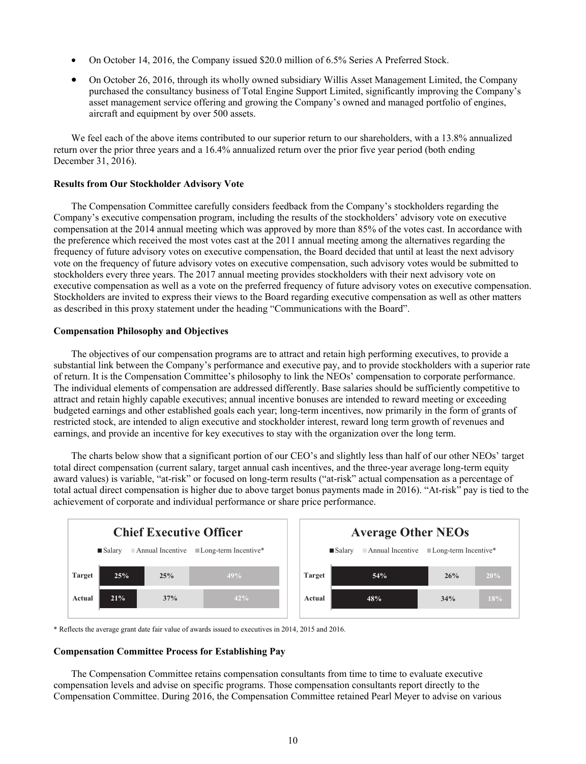- On October 14, 2016, the Company issued $20.0 million of 6.5% Series A Preferred Stock.
- On October 26, 2016, through its wholly owned subsidiary Willis Asset Management Limited, the Company purchased the consultancy business of Total Engine Support Limited, significantly improving the Company's asset management service offering and growing the Company's owned and managed portfolio of engines, aircraft and equipment by over 500 assets.

We feel each of the above items contributed to our superior return to our shareholders, with a 13.8% annualized return over the prior three years and a 16.4% annualized return over the prior five year period (both ending December 31, 2016).

**Results from Our Stockholder Advisory Vote**

The Compensation Committee carefully considers feedback from the Company's stockholders regarding the Company's executive compensation program, including the results of the stockholders' advisory vote on executive compensation at the 2014 annual meeting which was approved by more than 85% of the votes cast. In accordance with the preference which received the most votes cast at the 2011 annual meeting among the alternatives regarding the frequency of future advisory votes on executive compensation, the Board decided that until at least the next advisory vote on the frequency of future advisory votes on executive compensation, such advisory votes would be submitted to stockholders every three years. The 2017 annual meeting provides stockholders with their next advisory vote on executive compensation as well as a vote on the preferred frequency of future advisory votes on executive compensation. Stockholders are invited to express their views to the Board regarding executive compensation as well as other matters as described in this proxy statement under the heading "Communications with the Board".

**Compensation Philosophy and Objectives**

The objectives of our compensation programs are to attract and retain high performing executives, to provide a substantial link between the Company's performance and executive pay, and to provide stockholders with a superior rate of return. It is the Compensation Committee's philosophy to link the NEOs' compensation to corporate performance. The individual elements of compensation are addressed differently. Base salaries should be sufficiently competitive to attract and retain highly capable executives; annual incentive bonuses are intended to reward meeting or exceeding budgeted earnings and other established goals each year; long-term incentives, now primarily in the form of grants of restricted stock, are intended to align executive and stockholder interest, reward long term growth of revenues and earnings, and provide an incentive for key executives to stay with the organization over the long term.

The charts below show that a significant portion of our CEO's and slightly less than half of our other NEOs' target total direct compensation (current salary, target annual cash incentives, and the three-year average long-term equity award values) is variable, "at-risk" or focused on long-term results ("at-risk" actual compensation as a percentage of total actual direct compensation is higher due to above target bonus payments made in 2016). "At-risk" pay is tied to the achievement of corporate and individual performance or share price performance.

**Chief Executive Officer**

| | Salary | Annual Incentive | Long-term Incentive* |
|---|---|---|---|
| Target | 25% | 25% | 49% |
| Actual | 21% | 37% | 42% |

**Average Other NEOs**

| | Salary | Annual Incentive | Long-term Incentive* |
|---|---|---|---|
| Target | 54% | 26% | 20% |
| Actual | 48% | 34% | 18% |

\* Reflects the average grant date fair value of awards issued to executives in 2014, 2015 and 2016.

**Compensation Committee Process for Establishing Pay**

The Compensation Committee retains compensation consultants from time to time to evaluate executive compensation levels and advise on specific programs. Those compensation consultants report directly to the Compensation Committee. During 2016, the Compensation Committee retained Pearl Meyer to advise on various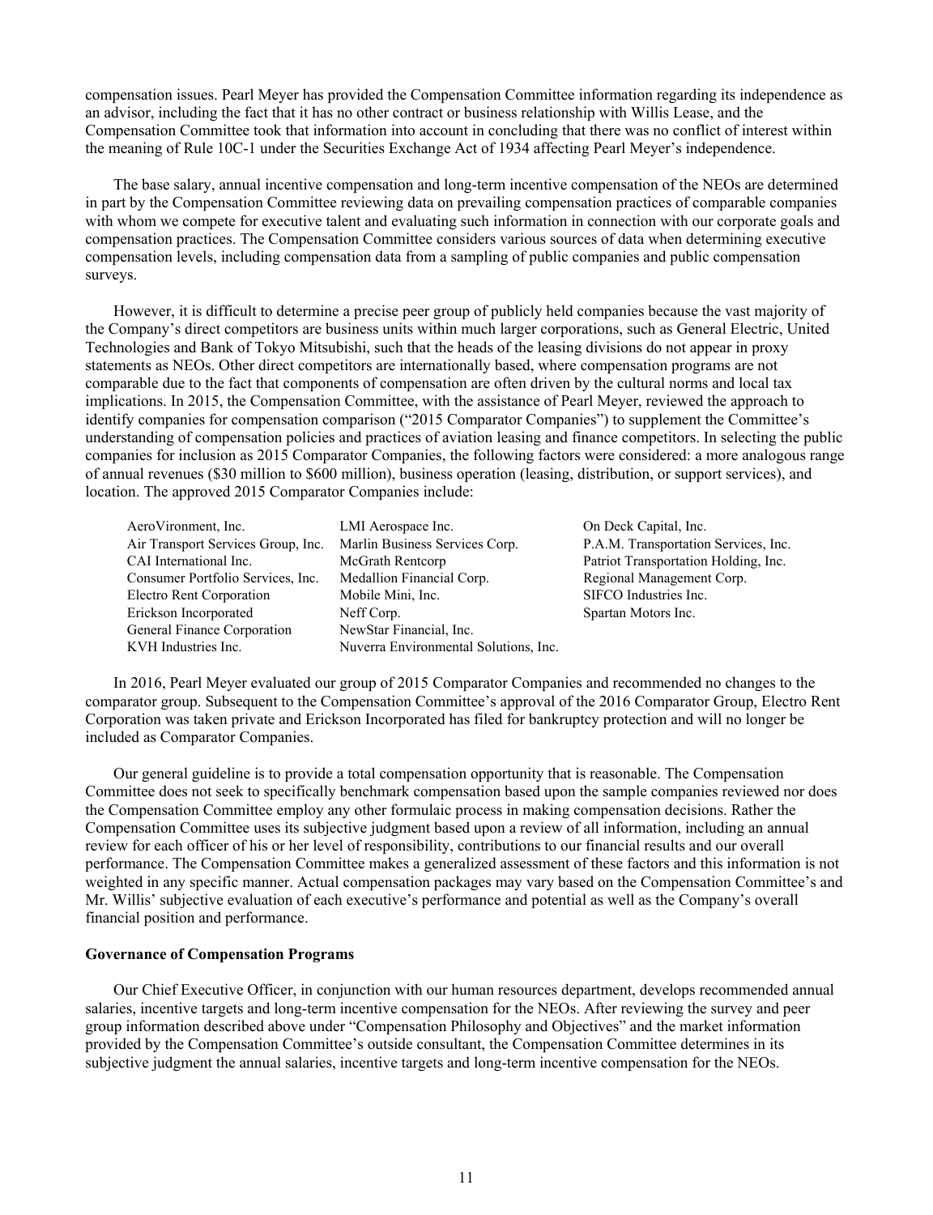compensation issues. Pearl Meyer has provided the Compensation Committee information regarding its independence as an advisor, including the fact that it has no other contract or business relationship with Willis Lease, and the Compensation Committee took that information into account in concluding that there was no conflict of interest within the meaning of Rule 10C-1 under the Securities Exchange Act of 1934 affecting Pearl Meyer's independence.

The base salary, annual incentive compensation and long-term incentive compensation of the NEOs are determined in part by the Compensation Committee reviewing data on prevailing compensation practices of comparable companies with whom we compete for executive talent and evaluating such information in connection with our corporate goals and compensation practices. The Compensation Committee considers various sources of data when determining executive compensation levels, including compensation data from a sampling of public companies and public compensation surveys.

However, it is difficult to determine a precise peer group of publicly held companies because the vast majority of the Company's direct competitors are business units within much larger corporations, such as General Electric, United Technologies and Bank of Tokyo Mitsubishi, such that the heads of the leasing divisions do not appear in proxy statements as NEOs. Other direct competitors are internationally based, where compensation programs are not comparable due to the fact that components of compensation are often driven by the cultural norms and local tax implications. In 2015, the Compensation Committee, with the assistance of Pearl Meyer, reviewed the approach to identify companies for compensation comparison ("2015 Comparator Companies") to supplement the Committee's understanding of compensation policies and practices of aviation leasing and finance competitors. In selecting the public companies for inclusion as 2015 Comparator Companies, the following factors were considered: a more analogous range of annual revenues ($30 million to $600 million), business operation (leasing, distribution, or support services), and location. The approved 2015 Comparator Companies include:

- AeroVironment, Inc.
- Air Transport Services Group, Inc.
- CAI International Inc.
- Consumer Portfolio Services, Inc.
- Electro Rent Corporation
- Erickson Incorporated
- General Finance Corporation
- KVH Industries Inc.
- LMI Aerospace Inc.
- Marlin Business Services Corp.
- McGrath Rentcorp
- Medallion Financial Corp.
- Mobile Mini, Inc.
- Neff Corp.
- NewStar Financial, Inc.
- Nuverra Environmental Solutions, Inc.
- On Deck Capital, Inc.
- P.A.M. Transportation Services, Inc.
- Patriot Transportation Holding, Inc.
- Regional Management Corp.
- SIFCO Industries Inc.
- Spartan Motors Inc.

In 2016, Pearl Meyer evaluated our group of 2015 Comparator Companies and recommended no changes to the comparator group. Subsequent to the Compensation Committee's approval of the 2016 Comparator Group, Electro Rent Corporation was taken private and Erickson Incorporated has filed for bankruptcy protection and will no longer be included as Comparator Companies.

Our general guideline is to provide a total compensation opportunity that is reasonable. The Compensation Committee does not seek to specifically benchmark compensation based upon the sample companies reviewed nor does the Compensation Committee employ any other formulaic process in making compensation decisions. Rather the Compensation Committee uses its subjective judgment based upon a review of all information, including an annual review for each officer of his or her level of responsibility, contributions to our financial results and our overall performance. The Compensation Committee makes a generalized assessment of these factors and this information is not weighted in any specific manner. Actual compensation packages may vary based on the Compensation Committee's and Mr. Willis' subjective evaluation of each executive's performance and potential as well as the Company's overall financial position and performance.

**Governance of Compensation Programs**

Our Chief Executive Officer, in conjunction with our human resources department, develops recommended annual salaries, incentive targets and long-term incentive compensation for the NEOs. After reviewing the survey and peer group information described above under "Compensation Philosophy and Objectives" and the market information provided by the Compensation Committee's outside consultant, the Compensation Committee determines in its subjective judgment the annual salaries, incentive targets and long-term incentive compensation for the NEOs.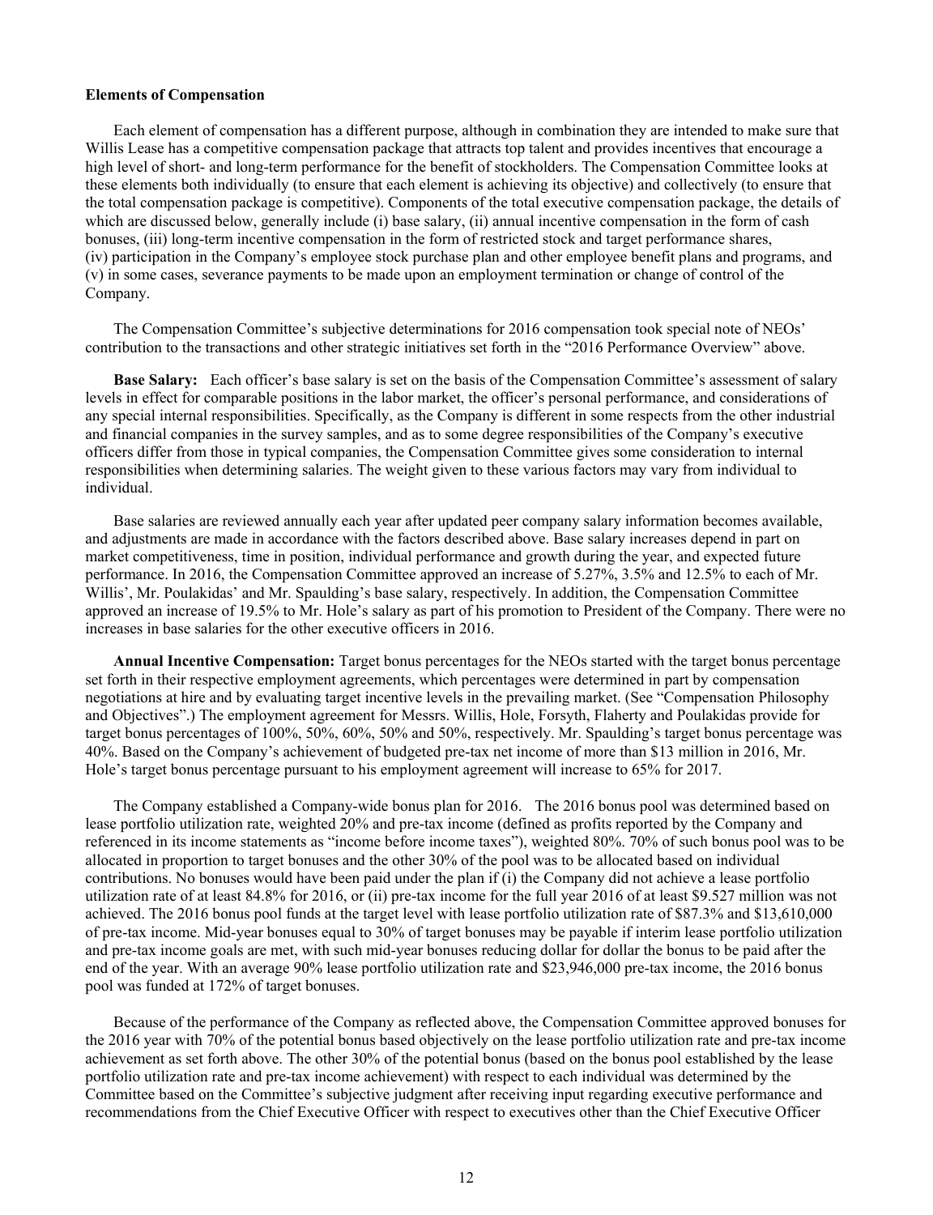**Elements of Compensation**

Each element of compensation has a different purpose, although in combination they are intended to make sure that Willis Lease has a competitive compensation package that attracts top talent and provides incentives that encourage a high level of short- and long-term performance for the benefit of stockholders. The Compensation Committee looks at these elements both individually (to ensure that each element is achieving its objective) and collectively (to ensure that the total compensation package is competitive). Components of the total executive compensation package, the details of which are discussed below, generally include (i) base salary, (ii) annual incentive compensation in the form of cash bonuses, (iii) long-term incentive compensation in the form of restricted stock and target performance shares, (iv) participation in the Company's employee stock purchase plan and other employee benefit plans and programs, and (v) in some cases, severance payments to be made upon an employment termination or change of control of the Company.

The Compensation Committee's subjective determinations for 2016 compensation took special note of NEOs' contribution to the transactions and other strategic initiatives set forth in the "2016 Performance Overview" above.

**Base Salary:** Each officer's base salary is set on the basis of the Compensation Committee's assessment of salary levels in effect for comparable positions in the labor market, the officer's personal performance, and considerations of any special internal responsibilities. Specifically, as the Company is different in some respects from the other industrial and financial companies in the survey samples, and as to some degree responsibilities of the Company's executive officers differ from those in typical companies, the Compensation Committee gives some consideration to internal responsibilities when determining salaries. The weight given to these various factors may vary from individual to individual.

Base salaries are reviewed annually each year after updated peer company salary information becomes available, and adjustments are made in accordance with the factors described above. Base salary increases depend in part on market competitiveness, time in position, individual performance and growth during the year, and expected future performance. In 2016, the Compensation Committee approved an increase of 5.27%, 3.5% and 12.5% to each of Mr. Willis', Mr. Poulakidas' and Mr. Spaulding's base salary, respectively. In addition, the Compensation Committee approved an increase of 19.5% to Mr. Hole's salary as part of his promotion to President of the Company. There were no increases in base salaries for the other executive officers in 2016.

**Annual Incentive Compensation:** Target bonus percentages for the NEOs started with the target bonus percentage set forth in their respective employment agreements, which percentages were determined in part by compensation negotiations at hire and by evaluating target incentive levels in the prevailing market. (See "Compensation Philosophy and Objectives".) The employment agreement for Messrs. Willis, Hole, Forsyth, Flaherty and Poulakidas provide for target bonus percentages of 100%, 50%, 60%, 50% and 50%, respectively. Mr. Spaulding's target bonus percentage was 40%. Based on the Company's achievement of budgeted pre-tax net income of more than $13 million in 2016, Mr. Hole's target bonus percentage pursuant to his employment agreement will increase to 65% for 2017.

The Company established a Company-wide bonus plan for 2016. The 2016 bonus pool was determined based on lease portfolio utilization rate, weighted 20% and pre-tax income (defined as profits reported by the Company and referenced in its income statements as "income before income taxes"), weighted 80%. 70% of such bonus pool was to be allocated in proportion to target bonuses and the other 30% of the pool was to be allocated based on individual contributions. No bonuses would have been paid under the plan if (i) the Company did not achieve a lease portfolio utilization rate of at least 84.8% for 2016, or (ii) pre-tax income for the full year 2016 of at least $9.527 million was not achieved. The 2016 bonus pool funds at the target level with lease portfolio utilization rate of $87.3% and $13,610,000 of pre-tax income. Mid-year bonuses equal to 30% of target bonuses may be payable if interim lease portfolio utilization and pre-tax income goals are met, with such mid-year bonuses reducing dollar for dollar the bonus to be paid after the end of the year. With an average 90% lease portfolio utilization rate and $23,946,000 pre-tax income, the 2016 bonus pool was funded at 172% of target bonuses.

Because of the performance of the Company as reflected above, the Compensation Committee approved bonuses for the 2016 year with 70% of the potential bonus based objectively on the lease portfolio utilization rate and pre-tax income achievement as set forth above. The other 30% of the potential bonus (based on the bonus pool established by the lease portfolio utilization rate and pre-tax income achievement) with respect to each individual was determined by the Committee based on the Committee's subjective judgment after receiving input regarding executive performance and recommendations from the Chief Executive Officer with respect to executives other than the Chief Executive Officer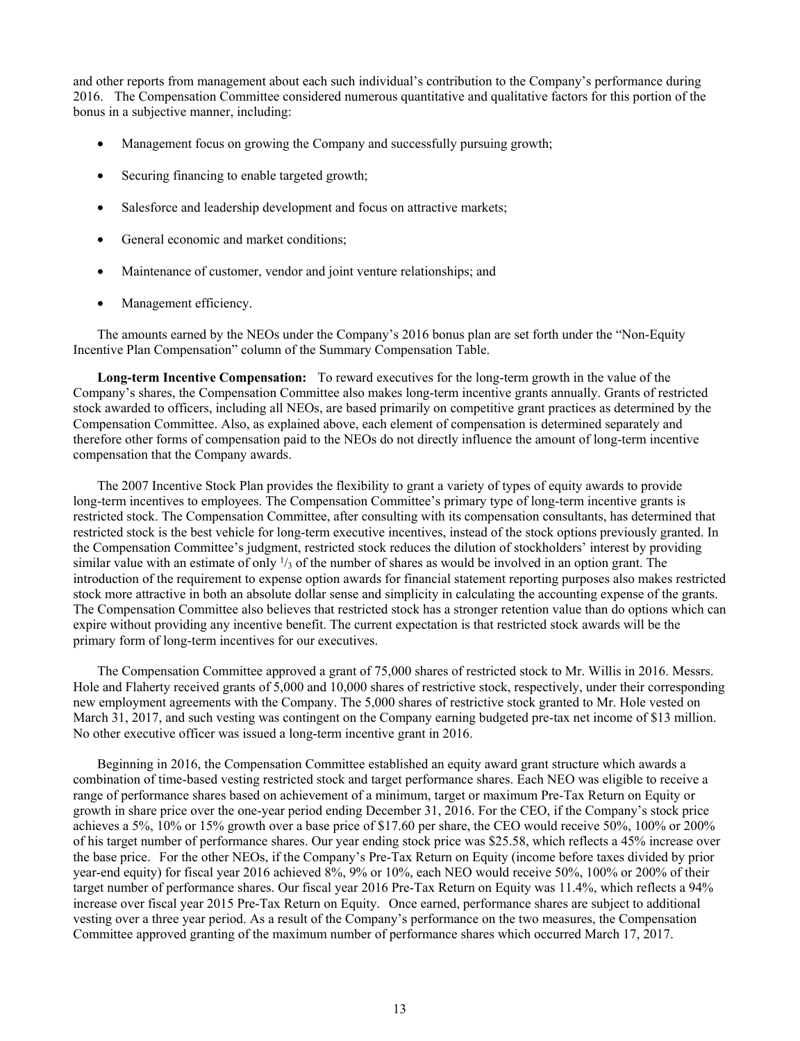and other reports from management about each such individual's contribution to the Company's performance during 2016. The Compensation Committee considered numerous quantitative and qualitative factors for this portion of the bonus in a subjective manner, including:

- Management focus on growing the Company and successfully pursuing growth;
- Securing financing to enable targeted growth;
- Salesforce and leadership development and focus on attractive markets;
- General economic and market conditions;
- Maintenance of customer, vendor and joint venture relationships; and
- Management efficiency.

The amounts earned by the NEOs under the Company's 2016 bonus plan are set forth under the "Non-Equity Incentive Plan Compensation" column of the Summary Compensation Table.

**Long-term Incentive Compensation:** To reward executives for the long-term growth in the value of the Company's shares, the Compensation Committee also makes long-term incentive grants annually. Grants of restricted stock awarded to officers, including all NEOs, are based primarily on competitive grant practices as determined by the Compensation Committee. Also, as explained above, each element of compensation is determined separately and therefore other forms of compensation paid to the NEOs do not directly influence the amount of long-term incentive compensation that the Company awards.

The 2007 Incentive Stock Plan provides the flexibility to grant a variety of types of equity awards to provide long-term incentives to employees. The Compensation Committee's primary type of long-term incentive grants is restricted stock. The Compensation Committee, after consulting with its compensation consultants, has determined that restricted stock is the best vehicle for long-term executive incentives, instead of the stock options previously granted. In the Compensation Committee's judgment, restricted stock reduces the dilution of stockholders' interest by providing similar value with an estimate of only $^{1}/_{3}$ of the number of shares as would be involved in an option grant. The introduction of the requirement to expense option awards for financial statement reporting purposes also makes restricted stock more attractive in both an absolute dollar sense and simplicity in calculating the accounting expense of the grants. The Compensation Committee also believes that restricted stock has a stronger retention value than do options which can expire without providing any incentive benefit. The current expectation is that restricted stock awards will be the primary form of long-term incentives for our executives.

The Compensation Committee approved a grant of 75,000 shares of restricted stock to Mr. Willis in 2016. Messrs. Hole and Flaherty received grants of 5,000 and 10,000 shares of restrictive stock, respectively, under their corresponding new employment agreements with the Company. The 5,000 shares of restrictive stock granted to Mr. Hole vested on March 31, 2017, and such vesting was contingent on the Company earning budgeted pre-tax net income of $13 million. No other executive officer was issued a long-term incentive grant in 2016.

Beginning in 2016, the Compensation Committee established an equity award grant structure which awards a combination of time-based vesting restricted stock and target performance shares. Each NEO was eligible to receive a range of performance shares based on achievement of a minimum, target or maximum Pre-Tax Return on Equity or growth in share price over the one-year period ending December 31, 2016. For the CEO, if the Company's stock price achieves a 5%, 10% or 15% growth over a base price of $17.60 per share, the CEO would receive 50%, 100% or 200% of his target number of performance shares. Our year ending stock price was $25.58, which reflects a 45% increase over the base price. For the other NEOs, if the Company's Pre-Tax Return on Equity (income before taxes divided by prior year-end equity) for fiscal year 2016 achieved 8%, 9% or 10%, each NEO would receive 50%, 100% or 200% of their target number of performance shares. Our fiscal year 2016 Pre-Tax Return on Equity was 11.4%, which reflects a 94% increase over fiscal year 2015 Pre-Tax Return on Equity. Once earned, performance shares are subject to additional vesting over a three year period. As a result of the Company's performance on the two measures, the Compensation Committee approved granting of the maximum number of performance shares which occurred March 17, 2017.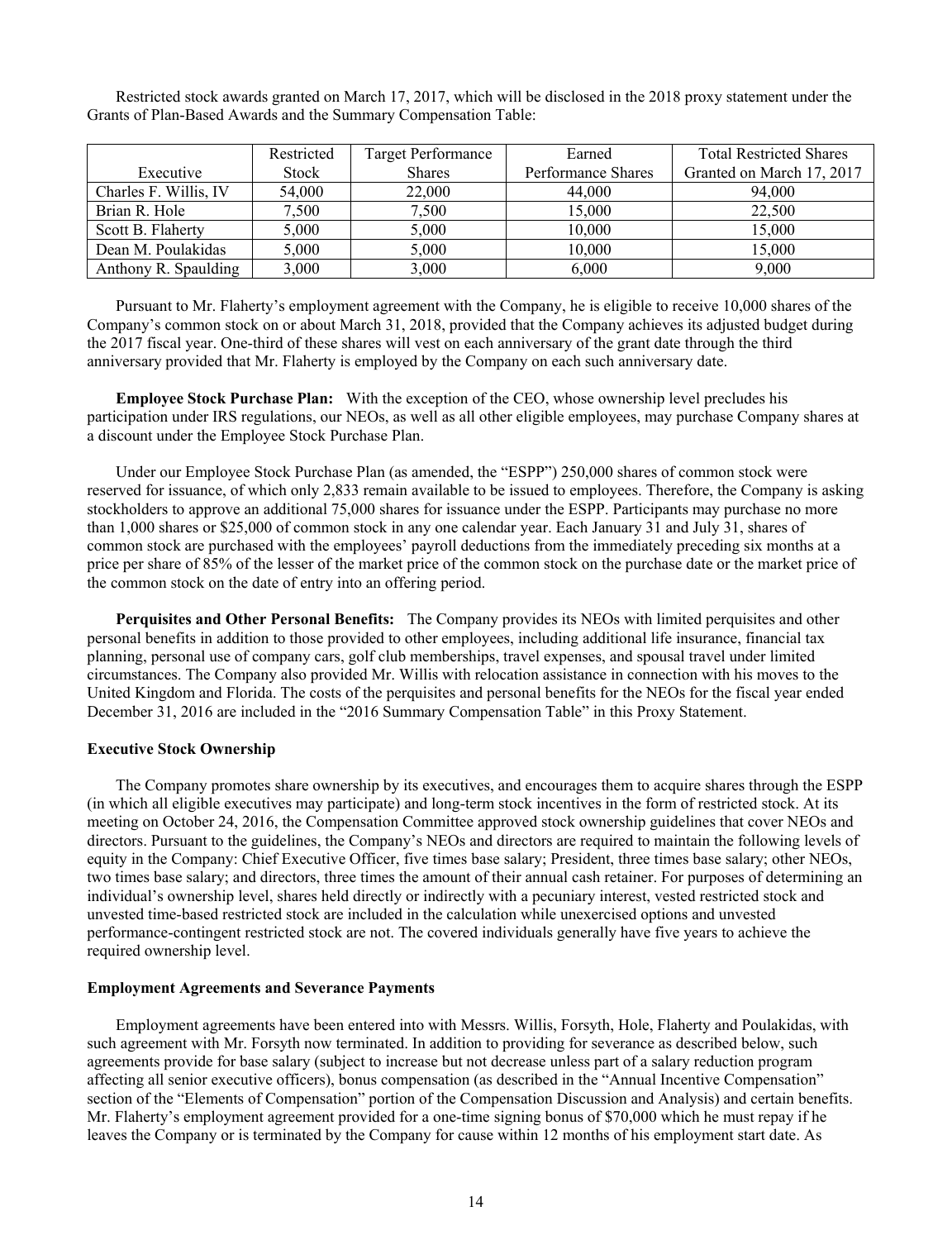Restricted stock awards granted on March 17, 2017, which will be disclosed in the 2018 proxy statement under the Grants of Plan-Based Awards and the Summary Compensation Table:

| Executive | Restricted Stock | Target Performance Shares | Earned Performance Shares | Total Restricted Shares Granted on March 17, 2017 |
|---|---|---|---|---|
| Charles F. Willis, IV | 54,000 | 22,000 | 44,000 | 94,000 |
| Brian R. Hole | 7,500 | 7,500 | 15,000 | 22,500 |
| Scott B. Flaherty | 5,000 | 5,000 | 10,000 | 15,000 |
| Dean M. Poulakidas | 5,000 | 5,000 | 10,000 | 15,000 |
| Anthony R. Spaulding | 3,000 | 3,000 | 6,000 | 9,000 |

Pursuant to Mr. Flaherty's employment agreement with the Company, he is eligible to receive 10,000 shares of the Company's common stock on or about March 31, 2018, provided that the Company achieves its adjusted budget during the 2017 fiscal year. One-third of these shares will vest on each anniversary of the grant date through the third anniversary provided that Mr. Flaherty is employed by the Company on each such anniversary date.

**Employee Stock Purchase Plan:** With the exception of the CEO, whose ownership level precludes his participation under IRS regulations, our NEOs, as well as all other eligible employees, may purchase Company shares at a discount under the Employee Stock Purchase Plan.

Under our Employee Stock Purchase Plan (as amended, the "ESPP") 250,000 shares of common stock were reserved for issuance, of which only 2,833 remain available to be issued to employees. Therefore, the Company is asking stockholders to approve an additional 75,000 shares for issuance under the ESPP. Participants may purchase no more than 1,000 shares or $25,000 of common stock in any one calendar year. Each January 31 and July 31, shares of common stock are purchased with the employees' payroll deductions from the immediately preceding six months at a price per share of 85% of the lesser of the market price of the common stock on the purchase date or the market price of the common stock on the date of entry into an offering period.

**Perquisites and Other Personal Benefits:** The Company provides its NEOs with limited perquisites and other personal benefits in addition to those provided to other employees, including additional life insurance, financial tax planning, personal use of company cars, golf club memberships, travel expenses, and spousal travel under limited circumstances. The Company also provided Mr. Willis with relocation assistance in connection with his moves to the United Kingdom and Florida. The costs of the perquisites and personal benefits for the NEOs for the fiscal year ended December 31, 2016 are included in the "2016 Summary Compensation Table" in this Proxy Statement.

**Executive Stock Ownership**

The Company promotes share ownership by its executives, and encourages them to acquire shares through the ESPP (in which all eligible executives may participate) and long-term stock incentives in the form of restricted stock. At its meeting on October 24, 2016, the Compensation Committee approved stock ownership guidelines that cover NEOs and directors. Pursuant to the guidelines, the Company's NEOs and directors are required to maintain the following levels of equity in the Company: Chief Executive Officer, five times base salary; President, three times base salary; other NEOs, two times base salary; and directors, three times the amount of their annual cash retainer. For purposes of determining an individual's ownership level, shares held directly or indirectly with a pecuniary interest, vested restricted stock and unvested time-based restricted stock are included in the calculation while unexercised options and unvested performance-contingent restricted stock are not. The covered individuals generally have five years to achieve the required ownership level.

**Employment Agreements and Severance Payments**

Employment agreements have been entered into with Messrs. Willis, Forsyth, Hole, Flaherty and Poulakidas, with such agreement with Mr. Forsyth now terminated. In addition to providing for severance as described below, such agreements provide for base salary (subject to increase but not decrease unless part of a salary reduction program affecting all senior executive officers), bonus compensation (as described in the "Annual Incentive Compensation" section of the "Elements of Compensation" portion of the Compensation Discussion and Analysis) and certain benefits. Mr. Flaherty's employment agreement provided for a one-time signing bonus of $70,000 which he must repay if he leaves the Company or is terminated by the Company for cause within 12 months of his employment start date. As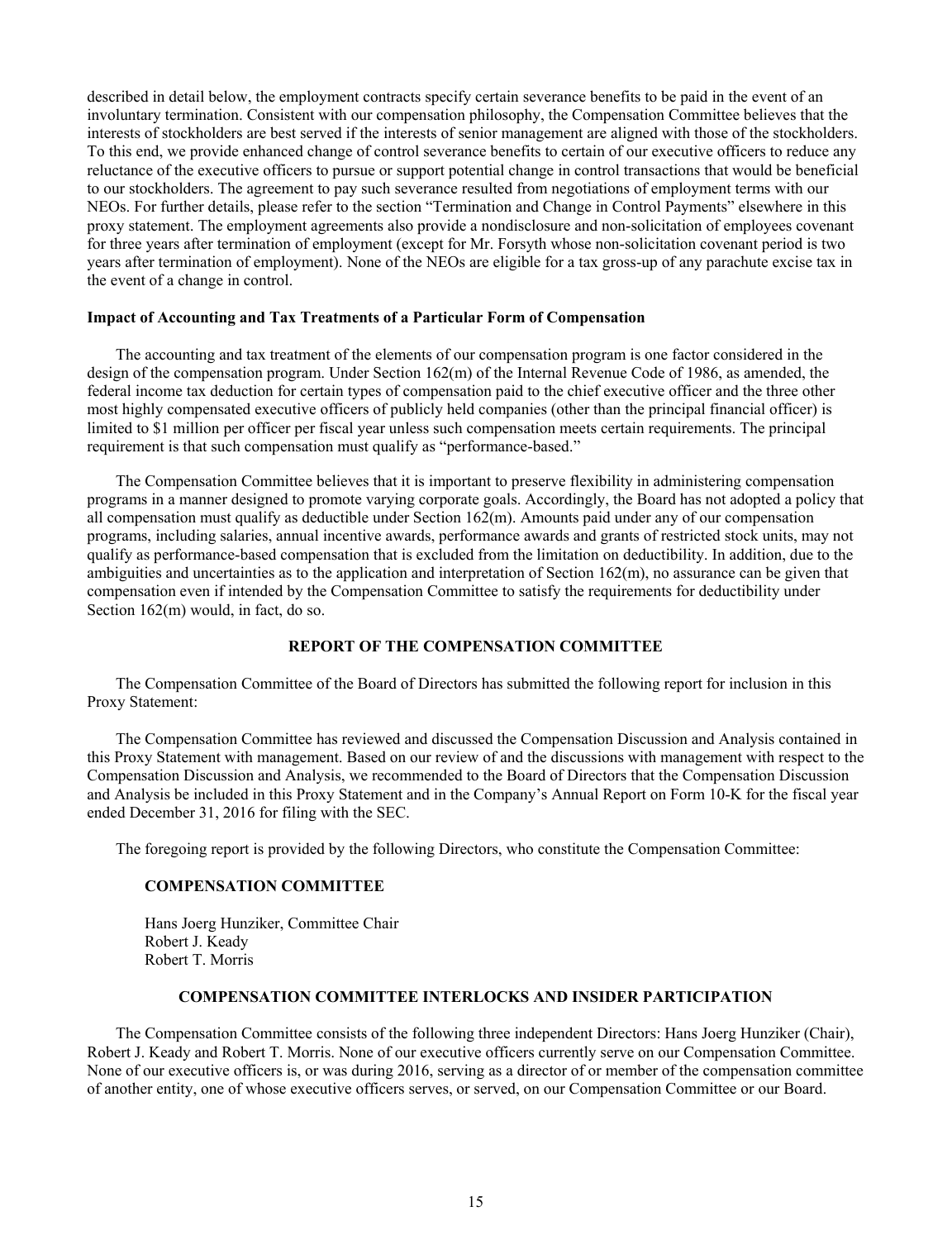described in detail below, the employment contracts specify certain severance benefits to be paid in the event of an involuntary termination. Consistent with our compensation philosophy, the Compensation Committee believes that the interests of stockholders are best served if the interests of senior management are aligned with those of the stockholders. To this end, we provide enhanced change of control severance benefits to certain of our executive officers to reduce any reluctance of the executive officers to pursue or support potential change in control transactions that would be beneficial to our stockholders. The agreement to pay such severance resulted from negotiations of employment terms with our NEOs. For further details, please refer to the section "Termination and Change in Control Payments" elsewhere in this proxy statement. The employment agreements also provide a nondisclosure and non-solicitation of employees covenant for three years after termination of employment (except for Mr. Forsyth whose non-solicitation covenant period is two years after termination of employment). None of the NEOs are eligible for a tax gross-up of any parachute excise tax in the event of a change in control.

**Impact of Accounting and Tax Treatments of a Particular Form of Compensation**

The accounting and tax treatment of the elements of our compensation program is one factor considered in the design of the compensation program. Under Section 162(m) of the Internal Revenue Code of 1986, as amended, the federal income tax deduction for certain types of compensation paid to the chief executive officer and the three other most highly compensated executive officers of publicly held companies (other than the principal financial officer) is limited to $1 million per officer per fiscal year unless such compensation meets certain requirements. The principal requirement is that such compensation must qualify as "performance-based."

The Compensation Committee believes that it is important to preserve flexibility in administering compensation programs in a manner designed to promote varying corporate goals. Accordingly, the Board has not adopted a policy that all compensation must qualify as deductible under Section 162(m). Amounts paid under any of our compensation programs, including salaries, annual incentive awards, performance awards and grants of restricted stock units, may not qualify as performance-based compensation that is excluded from the limitation on deductibility. In addition, due to the ambiguities and uncertainties as to the application and interpretation of Section 162(m), no assurance can be given that compensation even if intended by the Compensation Committee to satisfy the requirements for deductibility under Section 162(m) would, in fact, do so.

## REPORT OF THE COMPENSATION COMMITTEE

The Compensation Committee of the Board of Directors has submitted the following report for inclusion in this Proxy Statement:

The Compensation Committee has reviewed and discussed the Compensation Discussion and Analysis contained in this Proxy Statement with management. Based on our review of and the discussions with management with respect to the Compensation Discussion and Analysis, we recommended to the Board of Directors that the Compensation Discussion and Analysis be included in this Proxy Statement and in the Company's Annual Report on Form 10-K for the fiscal year ended December 31, 2016 for filing with the SEC.

The foregoing report is provided by the following Directors, who constitute the Compensation Committee:

**COMPENSATION COMMITTEE**

Hans Joerg Hunziker, Committee Chair
Robert J. Keady
Robert T. Morris

## COMPENSATION COMMITTEE INTERLOCKS AND INSIDER PARTICIPATION

The Compensation Committee consists of the following three independent Directors: Hans Joerg Hunziker (Chair), Robert J. Keady and Robert T. Morris. None of our executive officers currently serve on our Compensation Committee. None of our executive officers is, or was during 2016, serving as a director of or member of the compensation committee of another entity, one of whose executive officers serves, or served, on our Compensation Committee or our Board.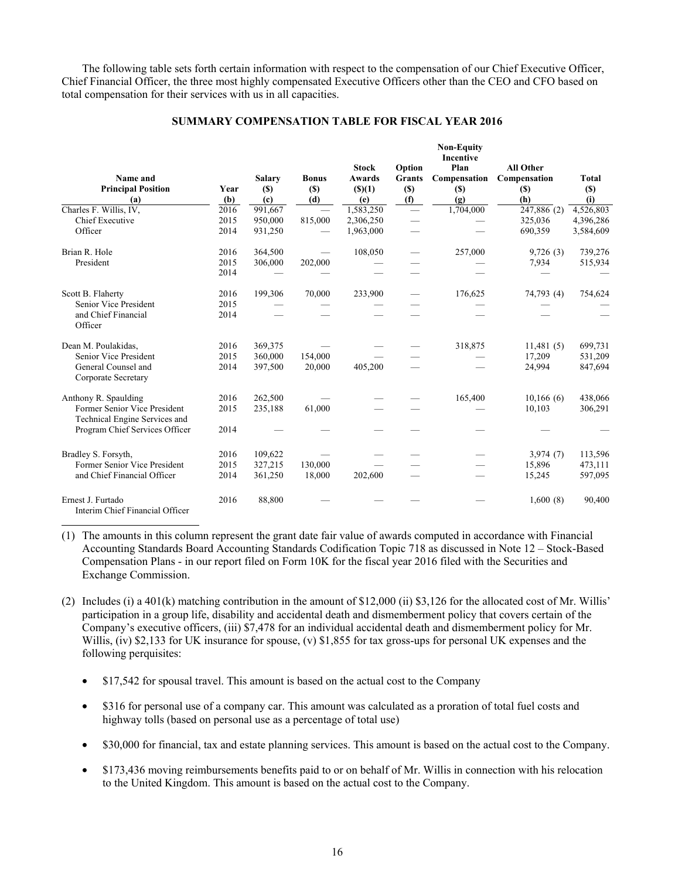The following table sets forth certain information with respect to the compensation of our Chief Executive Officer, Chief Financial Officer, the three most highly compensated Executive Officers other than the CEO and CFO based on total compensation for their services with us in all capacities.

**SUMMARY COMPENSATION TABLE FOR FISCAL YEAR 2016**

| Name and Principal Position (a) | Year (b) | Salary ($) (c) | Bonus ($) (d) | Stock Awards ($)(1) (e) | Option Grants ($) (f) | Non-Equity Incentive Plan Compensation ($) (g) | All Other Compensation ($) (h) | Total ($) (i) |
|---|---|---|---|---|---|---|---|---|
| Charles F. Willis, IV, | 2016 | 991,667 | — | 1,583,250 | — | 1,704,000 | 247,886 (2) | 4,526,803 |
| Chief Executive | 2015 | 950,000 | 815,000 | 2,306,250 | — | — | 325,036 | 4,396,286 |
| Officer | 2014 | 931,250 | — | 1,963,000 | — | — | 690,359 | 3,584,609 |
| Brian R. Hole | 2016 | 364,500 | — | 108,050 | — | 257,000 | 9,726 (3) | 739,276 |
| President | 2015 | 306,000 | 202,000 | — | — | — | 7,934 | 515,934 |
| | 2014 | — | — | — | — | — | — | — |
| Scott B. Flaherty | 2016 | 199,306 | 70,000 | 233,900 | — | 176,625 | 74,793 (4) | 754,624 |
| Senior Vice President | 2015 | — | — | — | — | — | — | — |
| and Chief Financial Officer | 2014 | — | — | — | — | — | — | — |
| Dean M. Poulakidas, | 2016 | 369,375 | — | — | — | 318,875 | 11,481 (5) | 699,731 |
| Senior Vice President | 2015 | 360,000 | 154,000 | — | — | — | 17,209 | 531,209 |
| General Counsel and Corporate Secretary | 2014 | 397,500 | 20,000 | 405,200 | — | — | 24,994 | 847,694 |
| Anthony R. Spaulding | 2016 | 262,500 | — | — | — | 165,400 | 10,166 (6) | 438,066 |
| Former Senior Vice President Technical Engine Services and | 2015 | 235,188 | 61,000 | — | — | — | 10,103 | 306,291 |
| Program Chief Services Officer | 2014 | — | — | — | — | — | — | — |
| Bradley S. Forsyth, | 2016 | 109,622 | — | — | — | — | 3,974 (7) | 113,596 |
| Former Senior Vice President | 2015 | 327,215 | 130,000 | — | — | — | 15,896 | 473,111 |
| and Chief Financial Officer | 2014 | 361,250 | 18,000 | 202,600 | — | — | 15,245 | 597,095 |
| Ernest J. Furtado<br>Interim Chief Financial Officer | 2016 | 88,800 | — | — | — | — | 1,600 (8) | 90,400 |

(1) The amounts in this column represent the grant date fair value of awards computed in accordance with Financial Accounting Standards Board Accounting Standards Codification Topic 718 as discussed in Note 12 – Stock-Based Compensation Plans - in our report filed on Form 10K for the fiscal year 2016 filed with the Securities and Exchange Commission.

(2) Includes (i) a 401(k) matching contribution in the amount of $12,000 (ii) $3,126 for the allocated cost of Mr. Willis' participation in a group life, disability and accidental death and dismemberment policy that covers certain of the Company's executive officers, (iii) $7,478 for an individual accidental death and dismemberment policy for Mr. Willis, (iv) $2,133 for UK insurance for spouse, (v) $1,855 for tax gross-ups for personal UK expenses and the following perquisites:

- $17,542 for spousal travel. This amount is based on the actual cost to the Company
- $316 for personal use of a company car. This amount was calculated as a proration of total fuel costs and highway tolls (based on personal use as a percentage of total use)
- $30,000 for financial, tax and estate planning services. This amount is based on the actual cost to the Company.
- $173,436 moving reimbursements benefits paid to or on behalf of Mr. Willis in connection with his relocation to the United Kingdom. This amount is based on the actual cost to the Company.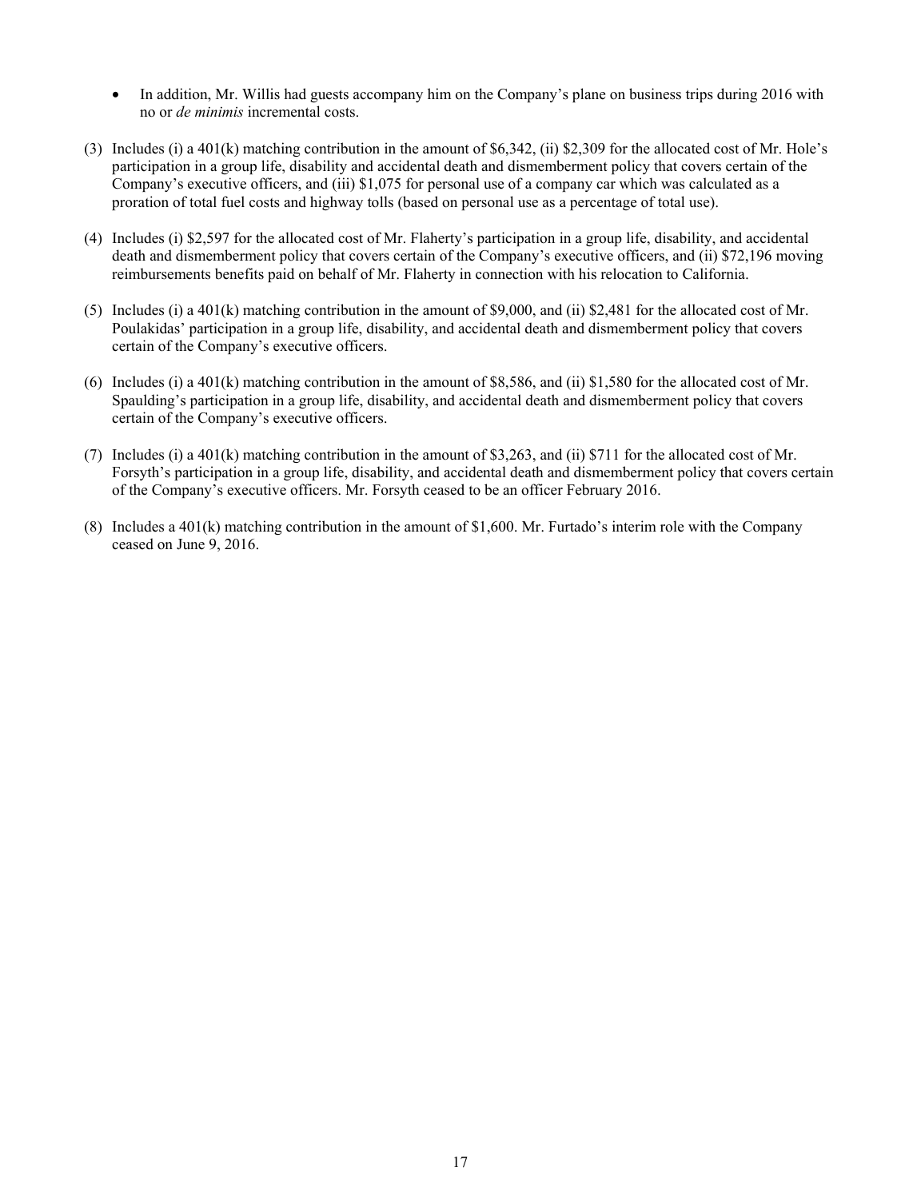- In addition, Mr. Willis had guests accompany him on the Company's plane on business trips during 2016 with no or *de minimis* incremental costs.

(3) Includes (i) a 401(k) matching contribution in the amount of $6,342, (ii) $2,309 for the allocated cost of Mr. Hole's participation in a group life, disability and accidental death and dismemberment policy that covers certain of the Company's executive officers, and (iii) $1,075 for personal use of a company car which was calculated as a proration of total fuel costs and highway tolls (based on personal use as a percentage of total use).

(4) Includes (i) $2,597 for the allocated cost of Mr. Flaherty's participation in a group life, disability, and accidental death and dismemberment policy that covers certain of the Company's executive officers, and (ii) $72,196 moving reimbursements benefits paid on behalf of Mr. Flaherty in connection with his relocation to California.

(5) Includes (i) a 401(k) matching contribution in the amount of $9,000, and (ii) $2,481 for the allocated cost of Mr. Poulakidas' participation in a group life, disability, and accidental death and dismemberment policy that covers certain of the Company's executive officers.

(6) Includes (i) a 401(k) matching contribution in the amount of $8,586, and (ii) $1,580 for the allocated cost of Mr. Spaulding's participation in a group life, disability, and accidental death and dismemberment policy that covers certain of the Company's executive officers.

(7) Includes (i) a 401(k) matching contribution in the amount of $3,263, and (ii) $711 for the allocated cost of Mr. Forsyth's participation in a group life, disability, and accidental death and dismemberment policy that covers certain of the Company's executive officers. Mr. Forsyth ceased to be an officer February 2016.

(8) Includes a 401(k) matching contribution in the amount of $1,600. Mr. Furtado's interim role with the Company ceased on June 9, 2016.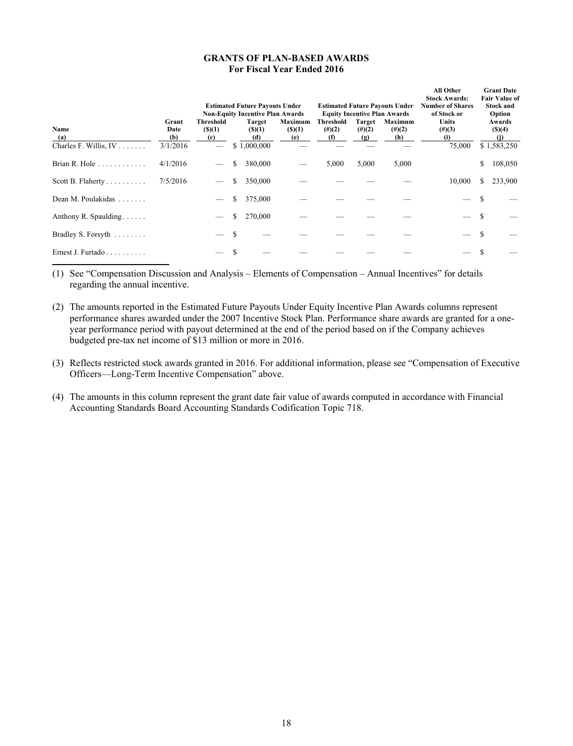# GRANTS OF PLAN-BASED AWARDS
## For Fiscal Year Ended 2016

| Name (a) | Grant Date (b) | Estimated Future Payouts Under Non-Equity Incentive Plan Awards Threshold ($)(1) (c) | Target ($)(1) (d) | Maximum ($)(1) (e) | Estimated Future Payouts Under Equity Incentive Plan Awards Threshold (#)(2) (f) | Target (#)(2) (g) | Maximum (#)(2) (h) | All Other Stock Awards: Number of Shares of Stock or Units (#)(3) (i) | Grant Date Fair Value of Stock and Option Awards ($)(4) (j) |
|---|---|---|---|---|---|---|---|---|---|
| Charles F. Willis, IV | 3/1/2016 | — | $ 1,000,000 | — | — | — | — | 75,000 | $ 1,583,250 |
| Brian R. Hole | 4/1/2016 | — | $ 380,000 | — | 5,000 | 5,000 | 5,000 | | $ 108,050 |
| Scott B. Flaherty | 7/5/2016 | — | $ 350,000 | — | — | — | — | 10,000 | $ 233,900 |
| Dean M. Poulakidas | | — | $ 375,000 | — | — | — | — | — | $ — |
| Anthony R. Spaulding | | — | $ 270,000 | — | — | — | — | — | $ — |
| Bradley S. Forsyth | | — | $ — | — | — | — | — | — | $ — |
| Ernest J. Furtado | | — | $ — | — | — | — | — | — | $ — |

(1) See "Compensation Discussion and Analysis – Elements of Compensation – Annual Incentives" for details regarding the annual incentive.

(2) The amounts reported in the Estimated Future Payouts Under Equity Incentive Plan Awards columns represent performance shares awarded under the 2007 Incentive Stock Plan. Performance share awards are granted for a one-year performance period with payout determined at the end of the period based on if the Company achieves budgeted pre-tax net income of $13 million or more in 2016.

(3) Reflects restricted stock awards granted in 2016. For additional information, please see "Compensation of Executive Officers—Long-Term Incentive Compensation" above.

(4) The amounts in this column represent the grant date fair value of awards computed in accordance with Financial Accounting Standards Board Accounting Standards Codification Topic 718.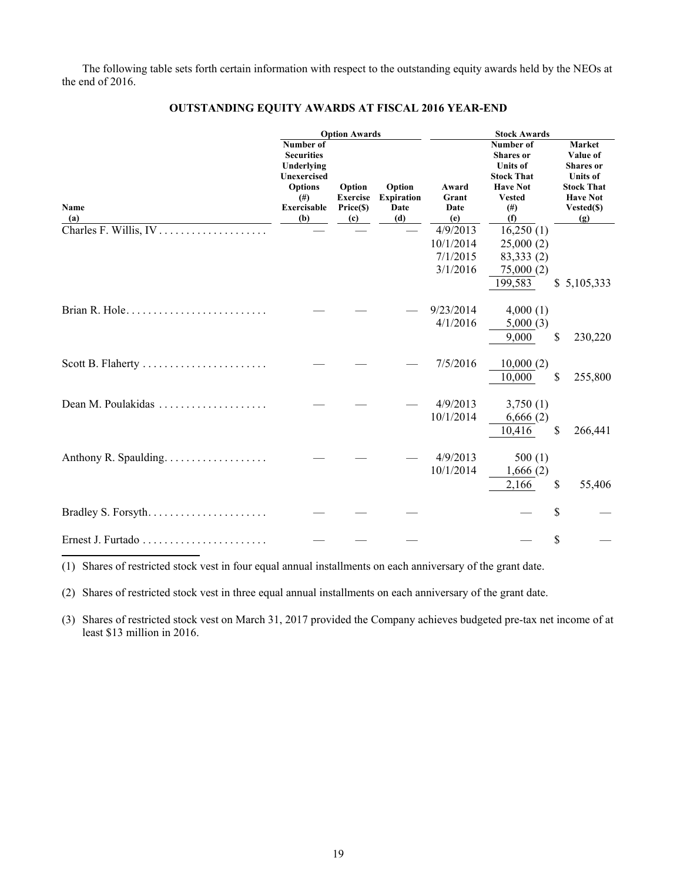The following table sets forth certain information with respect to the outstanding equity awards held by the NEOs at the end of 2016.

## OUTSTANDING EQUITY AWARDS AT FISCAL 2016 YEAR-END

| | Option Awards | | | Stock Awards | | |
|---|---|---|---|---|---|---|
| **Name (a)** | **Number of Securities Underlying Unexercised Options (#) Exercisable (b)** | **Option Exercise Price($) (c)** | **Option Expiration Date (d)** | **Award Grant Date (e)** | **Number of Shares or Units of Stock That Have Not Vested (#) (f)** | **Market Value of Shares or Units of Stock That Have Not Vested($) (g)** |
| Charles F. Willis, IV | — | — | — | 4/9/2013 | 16,250 (1) | |
| | | | | 10/1/2014 | 25,000 (2) | |
| | | | | 7/1/2015 | 83,333 (2) | |
| | | | | 3/1/2016 | 75,000 (2) | |
| | | | | | 199,583 | $ 5,105,333 |
| Brian R. Hole | — | — | — | 9/23/2014 | 4,000 (1) | |
| | | | | 4/1/2016 | 5,000 (3) | |
| | | | | | 9,000 | $ 230,220 |
| Scott B. Flaherty | — | — | — | 7/5/2016 | 10,000 (2) | |
| | | | | | 10,000 | $ 255,800 |
| Dean M. Poulakidas | — | — | — | 4/9/2013 | 3,750 (1) | |
| | | | | 10/1/2014 | 6,666 (2) | |
| | | | | | 10,416 | $ 266,441 |
| Anthony R. Spaulding | — | — | — | 4/9/2013 | 500 (1) | |
| | | | | 10/1/2014 | 1,666 (2) | |
| | | | | | 2,166 | $ 55,406 |
| Bradley S. Forsyth | — | — | — | | — | $ — |
| Ernest J. Furtado | — | — | — | | — | $ — |

(1) Shares of restricted stock vest in four equal annual installments on each anniversary of the grant date.

(2) Shares of restricted stock vest in three equal annual installments on each anniversary of the grant date.

(3) Shares of restricted stock vest on March 31, 2017 provided the Company achieves budgeted pre-tax net income of at least $13 million in 2016.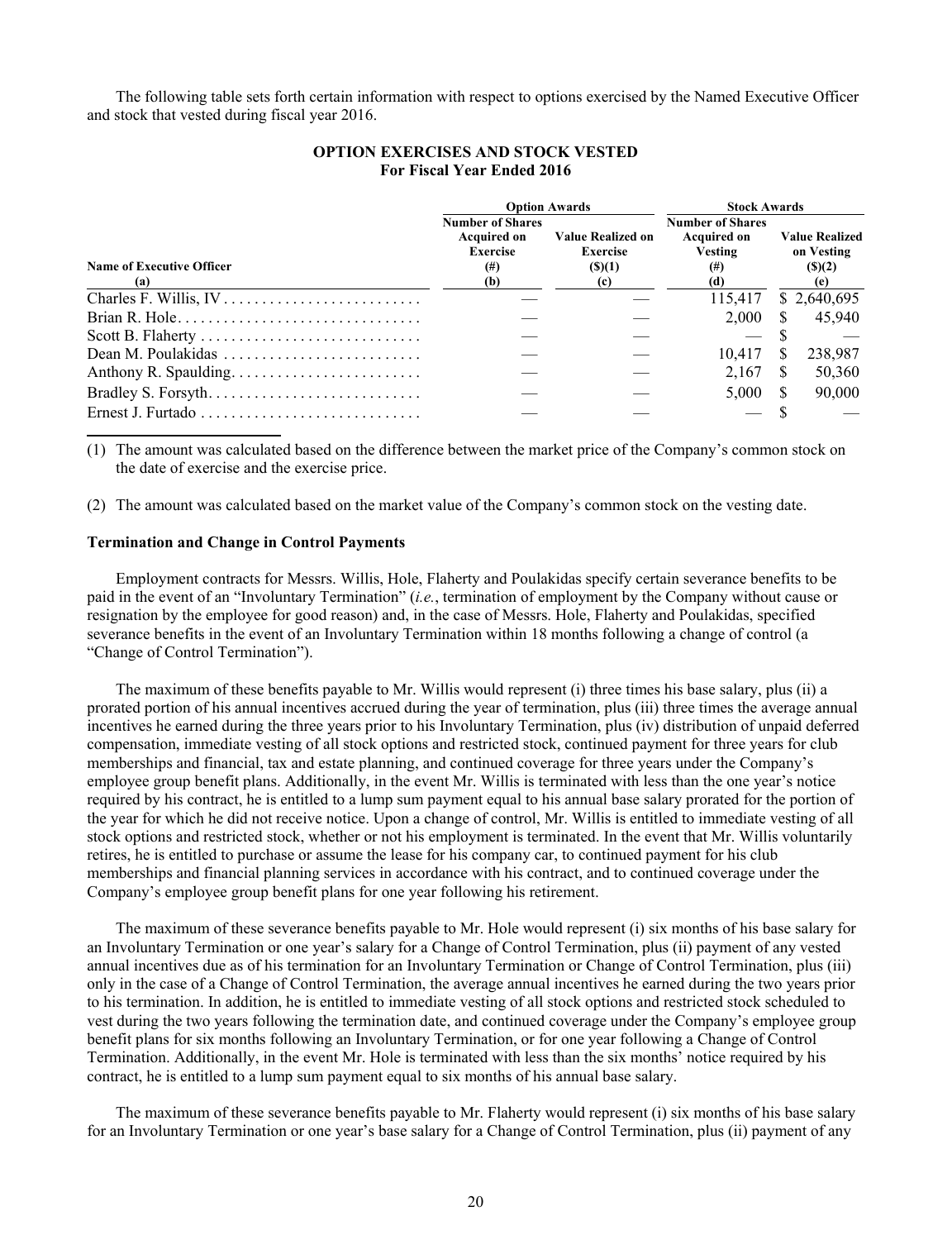The following table sets forth certain information with respect to options exercised by the Named Executive Officer and stock that vested during fiscal year 2016.

**OPTION EXERCISES AND STOCK VESTED**
**For Fiscal Year Ended 2016**

| | Option Awards | | Stock Awards | |
|---|---|---|---|---|
| **Name of Executive Officer** (a) | **Number of Shares Acquired on Exercise (#)** (b) | **Value Realized on Exercise ($)(1)** (c) | **Number of Shares Acquired on Vesting (#)** (d) | **Value Realized on Vesting ($)(2)** (e) |
| Charles F. Willis, IV | — | — | 115,417 | $ 2,640,695 |
| Brian R. Hole | — | — | 2,000 | $ 45,940 |
| Scott B. Flaherty | — | — | — | $ — |
| Dean M. Poulakidas | — | — | 10,417 | $ 238,987 |
| Anthony R. Spaulding | — | — | 2,167 | $ 50,360 |
| Bradley S. Forsyth | — | — | 5,000 | $ 90,000 |
| Ernest J. Furtado | — | — | — | $ — |

(1) The amount was calculated based on the difference between the market price of the Company's common stock on the date of exercise and the exercise price.

(2) The amount was calculated based on the market value of the Company's common stock on the vesting date.

**Termination and Change in Control Payments**

Employment contracts for Messrs. Willis, Hole, Flaherty and Poulakidas specify certain severance benefits to be paid in the event of an "Involuntary Termination" (*i.e.*, termination of employment by the Company without cause or resignation by the employee for good reason) and, in the case of Messrs. Hole, Flaherty and Poulakidas, specified severance benefits in the event of an Involuntary Termination within 18 months following a change of control (a "Change of Control Termination").

The maximum of these benefits payable to Mr. Willis would represent (i) three times his base salary, plus (ii) a prorated portion of his annual incentives accrued during the year of termination, plus (iii) three times the average annual incentives he earned during the three years prior to his Involuntary Termination, plus (iv) distribution of unpaid deferred compensation, immediate vesting of all stock options and restricted stock, continued payment for three years for club memberships and financial, tax and estate planning, and continued coverage for three years under the Company's employee group benefit plans. Additionally, in the event Mr. Willis is terminated with less than the one year's notice required by his contract, he is entitled to a lump sum payment equal to his annual base salary prorated for the portion of the year for which he did not receive notice. Upon a change of control, Mr. Willis is entitled to immediate vesting of all stock options and restricted stock, whether or not his employment is terminated. In the event that Mr. Willis voluntarily retires, he is entitled to purchase or assume the lease for his company car, to continued payment for his club memberships and financial planning services in accordance with his contract, and to continued coverage under the Company's employee group benefit plans for one year following his retirement.

The maximum of these severance benefits payable to Mr. Hole would represent (i) six months of his base salary for an Involuntary Termination or one year's salary for a Change of Control Termination, plus (ii) payment of any vested annual incentives due as of his termination for an Involuntary Termination or Change of Control Termination, plus (iii) only in the case of a Change of Control Termination, the average annual incentives he earned during the two years prior to his termination. In addition, he is entitled to immediate vesting of all stock options and restricted stock scheduled to vest during the two years following the termination date, and continued coverage under the Company's employee group benefit plans for six months following an Involuntary Termination, or for one year following a Change of Control Termination. Additionally, in the event Mr. Hole is terminated with less than the six months' notice required by his contract, he is entitled to a lump sum payment equal to six months of his annual base salary.

The maximum of these severance benefits payable to Mr. Flaherty would represent (i) six months of his base salary for an Involuntary Termination or one year's base salary for a Change of Control Termination, plus (ii) payment of any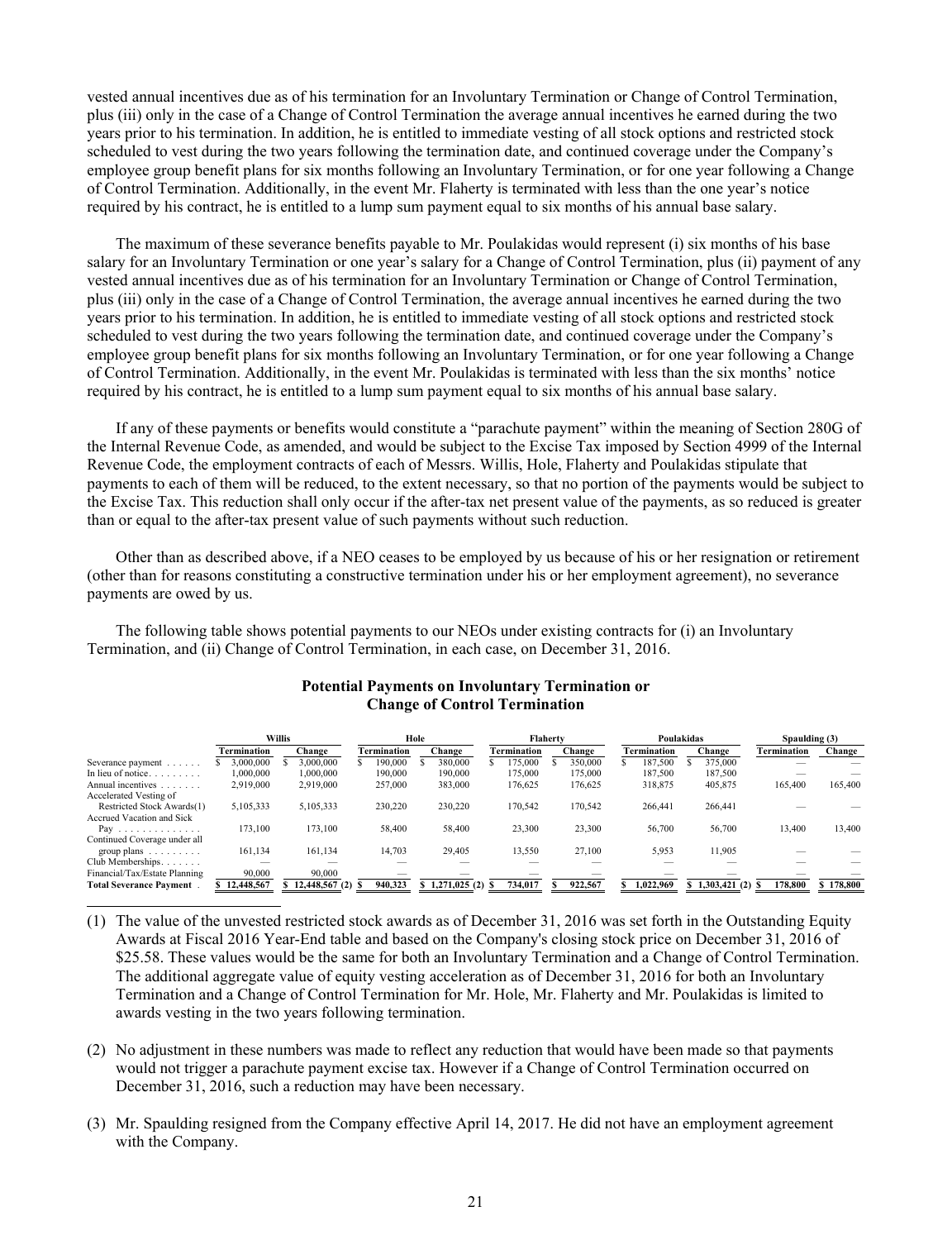vested annual incentives due as of his termination for an Involuntary Termination or Change of Control Termination, plus (iii) only in the case of a Change of Control Termination the average annual incentives he earned during the two years prior to his termination. In addition, he is entitled to immediate vesting of all stock options and restricted stock scheduled to vest during the two years following the termination date, and continued coverage under the Company's employee group benefit plans for six months following an Involuntary Termination, or for one year following a Change of Control Termination. Additionally, in the event Mr. Flaherty is terminated with less than the one year's notice required by his contract, he is entitled to a lump sum payment equal to six months of his annual base salary.

The maximum of these severance benefits payable to Mr. Poulakidas would represent (i) six months of his base salary for an Involuntary Termination or one year's salary for a Change of Control Termination, plus (ii) payment of any vested annual incentives due as of his termination for an Involuntary Termination or Change of Control Termination, plus (iii) only in the case of a Change of Control Termination, the average annual incentives he earned during the two years prior to his termination. In addition, he is entitled to immediate vesting of all stock options and restricted stock scheduled to vest during the two years following the termination date, and continued coverage under the Company's employee group benefit plans for six months following an Involuntary Termination, or for one year following a Change of Control Termination. Additionally, in the event Mr. Poulakidas is terminated with less than the six months' notice required by his contract, he is entitled to a lump sum payment equal to six months of his annual base salary.

If any of these payments or benefits would constitute a "parachute payment" within the meaning of Section 280G of the Internal Revenue Code, as amended, and would be subject to the Excise Tax imposed by Section 4999 of the Internal Revenue Code, the employment contracts of each of Messrs. Willis, Hole, Flaherty and Poulakidas stipulate that payments to each of them will be reduced, to the extent necessary, so that no portion of the payments would be subject to the Excise Tax. This reduction shall only occur if the after-tax net present value of the payments, as so reduced is greater than or equal to the after-tax present value of such payments without such reduction.

Other than as described above, if a NEO ceases to be employed by us because of his or her resignation or retirement (other than for reasons constituting a constructive termination under his or her employment agreement), no severance payments are owed by us.

The following table shows potential payments to our NEOs under existing contracts for (i) an Involuntary Termination, and (ii) Change of Control Termination, in each case, on December 31, 2016.

## Potential Payments on Involuntary Termination or Change of Control Termination

| | Willis | | Hole | | Flaherty | | Poulakidas | | Spaulding (3) | |
|---|---|---|---|---|---|---|---|---|---|---|
| | Termination | Change | Termination | Change | Termination | Change | Termination | Change | Termination | Change |
| Severance payment | $ 3,000,000 | $ 3,000,000 | $ 190,000 | $ 380,000 | $ 175,000 | $ 350,000 | $ 187,500 | $ 375,000 | — | — |
| In lieu of notice | 1,000,000 | 1,000,000 | 190,000 | 190,000 | 175,000 | 175,000 | 187,500 | 187,500 | — | — |
| Annual incentives | 2,919,000 | 2,919,000 | 257,000 | 383,000 | 176,625 | 176,625 | 318,875 | 405,875 | 165,400 | 165,400 |
| Accelerated Vesting of Restricted Stock Awards(1) | 5,105,333 | 5,105,333 | 230,220 | 230,220 | 170,542 | 170,542 | 266,441 | 266,441 | — | — |
| Accrued Vacation and Sick Pay | 173,100 | 173,100 | 58,400 | 58,400 | 23,300 | 23,300 | 56,700 | 56,700 | 13,400 | 13,400 |
| Continued Coverage under all group plans | 161,134 | 161,134 | 14,703 | 29,405 | 13,550 | 27,100 | 5,953 | 11,905 | — | — |
| Club Memberships | — | — | — | — | — | — | — | — | — | — |
| Financial/Tax/Estate Planning | 90,000 | 90,000 | — | — | — | — | — | — | — | — |
| **Total Severance Payment** | **$ 12,448,567** | **$ 12,448,567 (2)** | **$ 940,323** | **$ 1,271,025 (2)** | **$ 734,017** | **$ 922,567** | **$ 1,022,969** | **$ 1,303,421 (2)** | **$ 178,800** | **$ 178,800** |

(1) The value of the unvested restricted stock awards as of December 31, 2016 was set forth in the Outstanding Equity Awards at Fiscal 2016 Year-End table and based on the Company's closing stock price on December 31, 2016 of $25.58. These values would be the same for both an Involuntary Termination and a Change of Control Termination. The additional aggregate value of equity vesting acceleration as of December 31, 2016 for both an Involuntary Termination and a Change of Control Termination for Mr. Hole, Mr. Flaherty and Mr. Poulakidas is limited to awards vesting in the two years following termination.

(2) No adjustment in these numbers was made to reflect any reduction that would have been made so that payments would not trigger a parachute payment excise tax. However if a Change of Control Termination occurred on December 31, 2016, such a reduction may have been necessary.

(3) Mr. Spaulding resigned from the Company effective April 14, 2017. He did not have an employment agreement with the Company.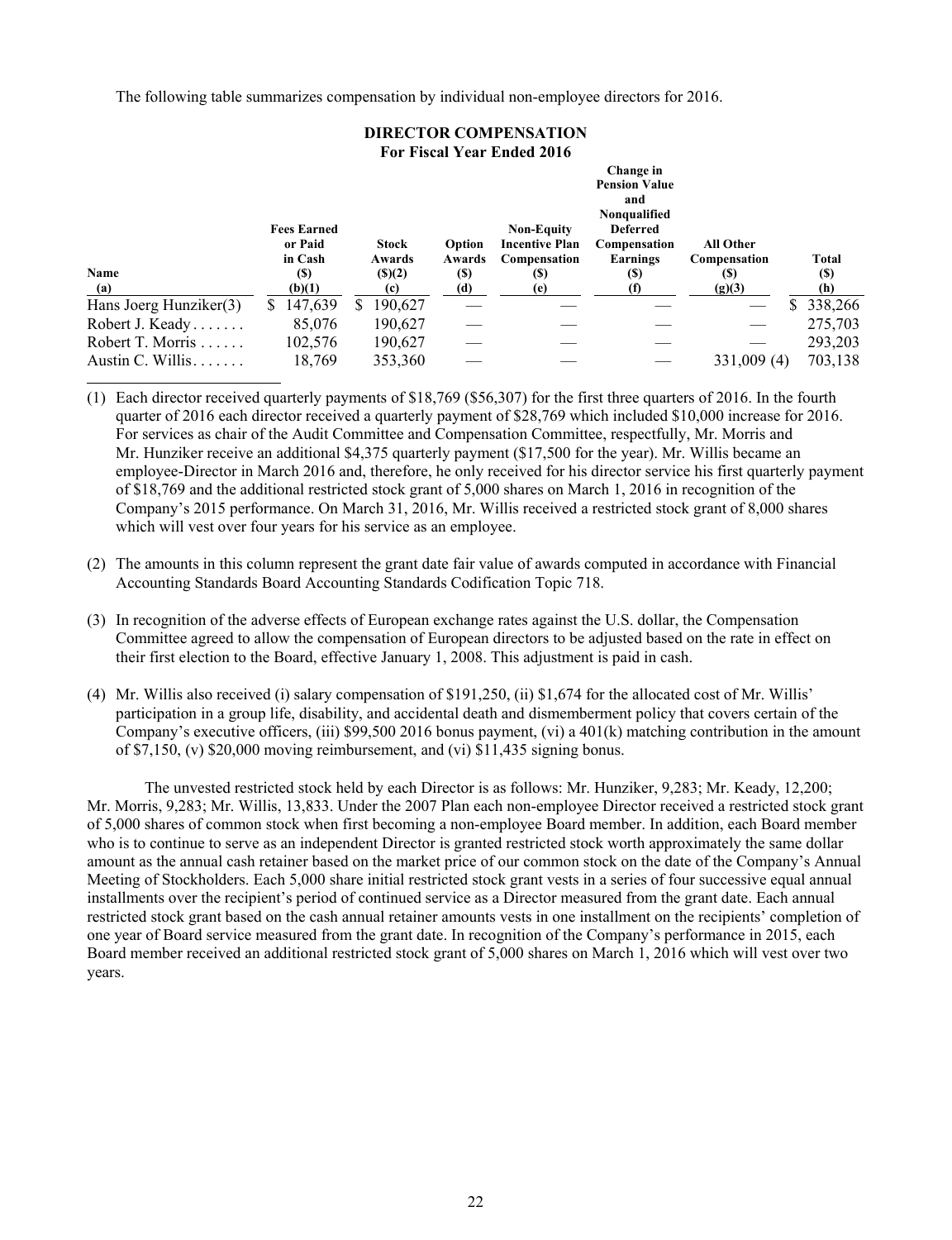The following table summarizes compensation by individual non-employee directors for 2016.

**DIRECTOR COMPENSATION**
**For Fiscal Year Ended 2016**

| Name (a) | Fees Earned or Paid in Cash ($) (b)(1) | Stock Awards ($)(2) (c) | Option Awards ($) (d) | Non-Equity Incentive Plan Compensation ($) (e) | Change in Pension Value and Nonqualified Deferred Compensation Earnings ($) (f) | All Other Compensation ($) (g)(3) | Total ($) (h) |
|---|---|---|---|---|---|---|---|
| Hans Joerg Hunziker(3) | $ 147,639 | $ 190,627 | — | — | — | — | $ 338,266 |
| Robert J. Keady | 85,076 | 190,627 | — | — | — | — | 275,703 |
| Robert T. Morris | 102,576 | 190,627 | — | — | — | — | 293,203 |
| Austin C. Willis | 18,769 | 353,360 | — | — | — | 331,009 (4) | 703,138 |

(1) Each director received quarterly payments of $18,769 ($56,307) for the first three quarters of 2016. In the fourth quarter of 2016 each director received a quarterly payment of $28,769 which included $10,000 increase for 2016. For services as chair of the Audit Committee and Compensation Committee, respectfully, Mr. Morris and Mr. Hunziker receive an additional $4,375 quarterly payment ($17,500 for the year). Mr. Willis became an employee-Director in March 2016 and, therefore, he only received for his director service his first quarterly payment of $18,769 and the additional restricted stock grant of 5,000 shares on March 1, 2016 in recognition of the Company's 2015 performance. On March 31, 2016, Mr. Willis received a restricted stock grant of 8,000 shares which will vest over four years for his service as an employee.

(2) The amounts in this column represent the grant date fair value of awards computed in accordance with Financial Accounting Standards Board Accounting Standards Codification Topic 718.

(3) In recognition of the adverse effects of European exchange rates against the U.S. dollar, the Compensation Committee agreed to allow the compensation of European directors to be adjusted based on the rate in effect on their first election to the Board, effective January 1, 2008. This adjustment is paid in cash.

(4) Mr. Willis also received (i) salary compensation of $191,250, (ii) $1,674 for the allocated cost of Mr. Willis' participation in a group life, disability, and accidental death and dismemberment policy that covers certain of the Company's executive officers, (iii) $99,500 2016 bonus payment, (vi) a 401(k) matching contribution in the amount of $7,150, (v) $20,000 moving reimbursement, and (vi) $11,435 signing bonus.

The unvested restricted stock held by each Director is as follows: Mr. Hunziker, 9,283; Mr. Keady, 12,200; Mr. Morris, 9,283; Mr. Willis, 13,833. Under the 2007 Plan each non-employee Director received a restricted stock grant of 5,000 shares of common stock when first becoming a non-employee Board member. In addition, each Board member who is to continue to serve as an independent Director is granted restricted stock worth approximately the same dollar amount as the annual cash retainer based on the market price of our common stock on the date of the Company's Annual Meeting of Stockholders. Each 5,000 share initial restricted stock grant vests in a series of four successive equal annual installments over the recipient's period of continued service as a Director measured from the grant date. Each annual restricted stock grant based on the cash annual retainer amounts vests in one installment on the recipients' completion of one year of Board service measured from the grant date. In recognition of the Company's performance in 2015, each Board member received an additional restricted stock grant of 5,000 shares on March 1, 2016 which will vest over two years.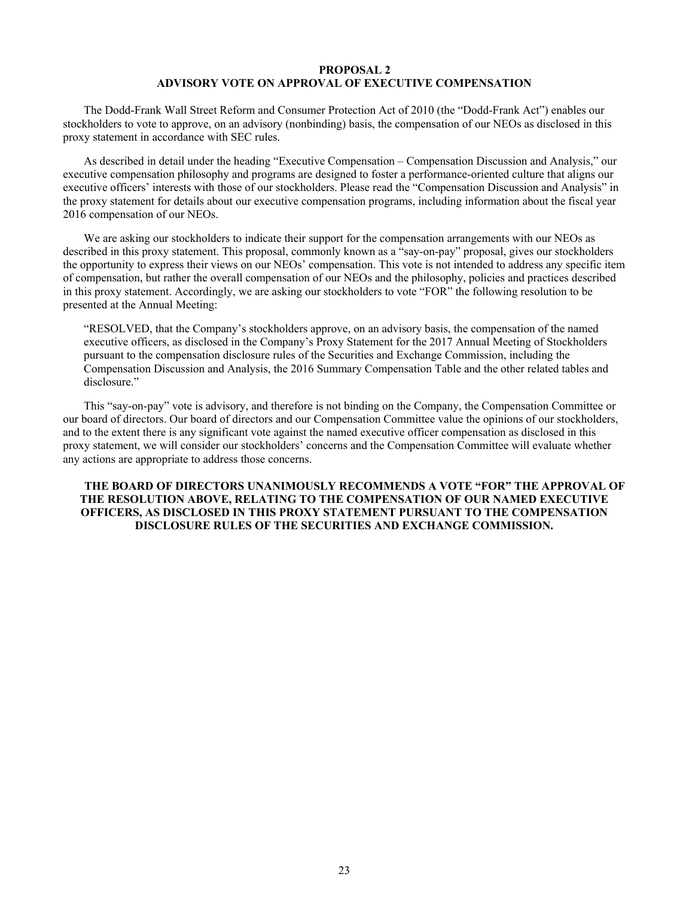## PROPOSAL 2
## ADVISORY VOTE ON APPROVAL OF EXECUTIVE COMPENSATION

The Dodd-Frank Wall Street Reform and Consumer Protection Act of 2010 (the "Dodd-Frank Act") enables our stockholders to vote to approve, on an advisory (nonbinding) basis, the compensation of our NEOs as disclosed in this proxy statement in accordance with SEC rules.

As described in detail under the heading "Executive Compensation – Compensation Discussion and Analysis," our executive compensation philosophy and programs are designed to foster a performance-oriented culture that aligns our executive officers' interests with those of our stockholders. Please read the "Compensation Discussion and Analysis" in the proxy statement for details about our executive compensation programs, including information about the fiscal year 2016 compensation of our NEOs.

We are asking our stockholders to indicate their support for the compensation arrangements with our NEOs as described in this proxy statement. This proposal, commonly known as a "say-on-pay" proposal, gives our stockholders the opportunity to express their views on our NEOs' compensation. This vote is not intended to address any specific item of compensation, but rather the overall compensation of our NEOs and the philosophy, policies and practices described in this proxy statement. Accordingly, we are asking our stockholders to vote "FOR" the following resolution to be presented at the Annual Meeting:

> "RESOLVED, that the Company's stockholders approve, on an advisory basis, the compensation of the named executive officers, as disclosed in the Company's Proxy Statement for the 2017 Annual Meeting of Stockholders pursuant to the compensation disclosure rules of the Securities and Exchange Commission, including the Compensation Discussion and Analysis, the 2016 Summary Compensation Table and the other related tables and disclosure."

This "say-on-pay" vote is advisory, and therefore is not binding on the Company, the Compensation Committee or our board of directors. Our board of directors and our Compensation Committee value the opinions of our stockholders, and to the extent there is any significant vote against the named executive officer compensation as disclosed in this proxy statement, we will consider our stockholders' concerns and the Compensation Committee will evaluate whether any actions are appropriate to address those concerns.

**THE BOARD OF DIRECTORS UNANIMOUSLY RECOMMENDS A VOTE "FOR" THE APPROVAL OF THE RESOLUTION ABOVE, RELATING TO THE COMPENSATION OF OUR NAMED EXECUTIVE OFFICERS, AS DISCLOSED IN THIS PROXY STATEMENT PURSUANT TO THE COMPENSATION DISCLOSURE RULES OF THE SECURITIES AND EXCHANGE COMMISSION.**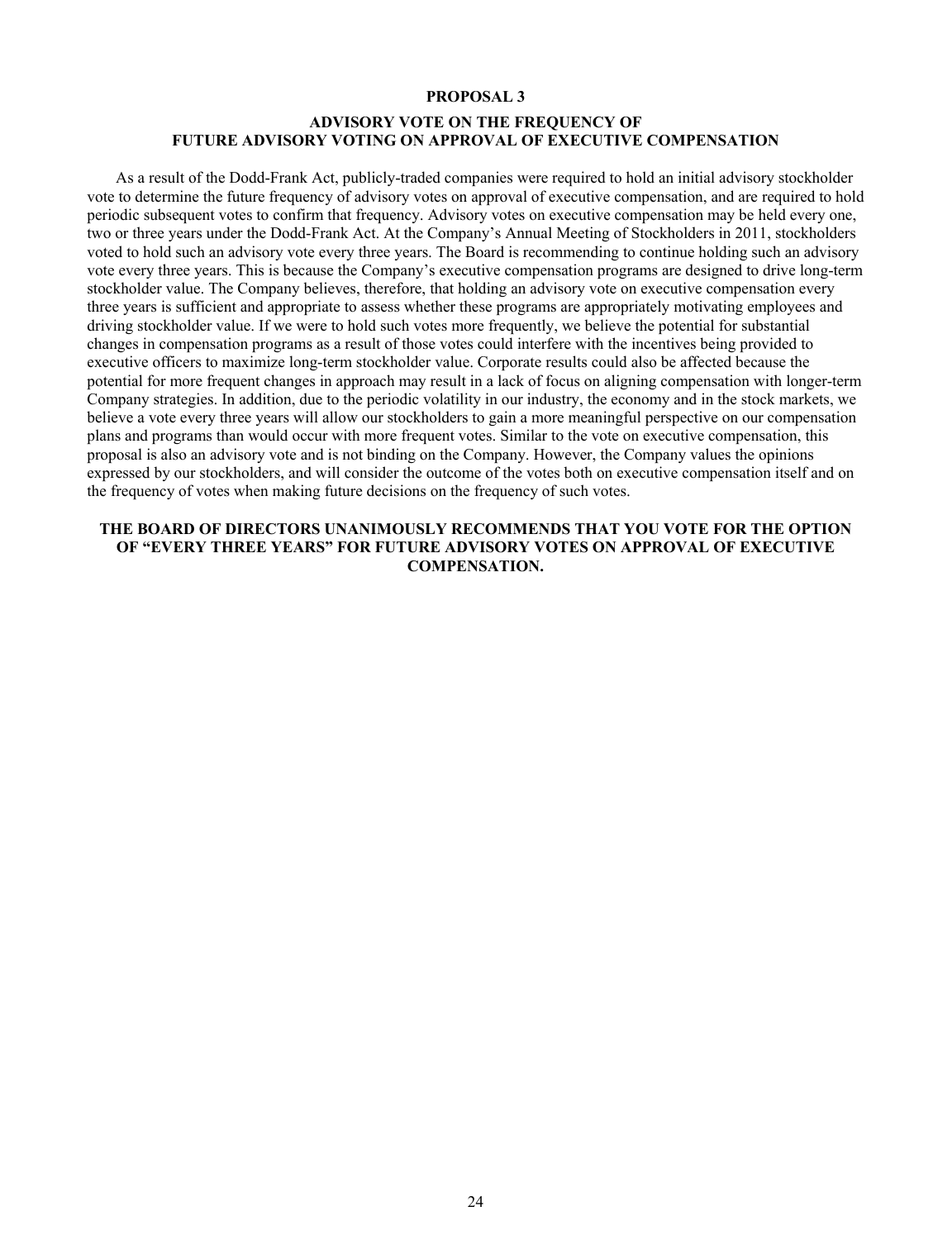## PROPOSAL 3

## ADVISORY VOTE ON THE FREQUENCY OF FUTURE ADVISORY VOTING ON APPROVAL OF EXECUTIVE COMPENSATION

As a result of the Dodd-Frank Act, publicly-traded companies were required to hold an initial advisory stockholder vote to determine the future frequency of advisory votes on approval of executive compensation, and are required to hold periodic subsequent votes to confirm that frequency. Advisory votes on executive compensation may be held every one, two or three years under the Dodd-Frank Act. At the Company's Annual Meeting of Stockholders in 2011, stockholders voted to hold such an advisory vote every three years. The Board is recommending to continue holding such an advisory vote every three years. This is because the Company's executive compensation programs are designed to drive long-term stockholder value. The Company believes, therefore, that holding an advisory vote on executive compensation every three years is sufficient and appropriate to assess whether these programs are appropriately motivating employees and driving stockholder value. If we were to hold such votes more frequently, we believe the potential for substantial changes in compensation programs as a result of those votes could interfere with the incentives being provided to executive officers to maximize long-term stockholder value. Corporate results could also be affected because the potential for more frequent changes in approach may result in a lack of focus on aligning compensation with longer-term Company strategies. In addition, due to the periodic volatility in our industry, the economy and in the stock markets, we believe a vote every three years will allow our stockholders to gain a more meaningful perspective on our compensation plans and programs than would occur with more frequent votes. Similar to the vote on executive compensation, this proposal is also an advisory vote and is not binding on the Company. However, the Company values the opinions expressed by our stockholders, and will consider the outcome of the votes both on executive compensation itself and on the frequency of votes when making future decisions on the frequency of such votes.

**THE BOARD OF DIRECTORS UNANIMOUSLY RECOMMENDS THAT YOU VOTE FOR THE OPTION OF "EVERY THREE YEARS" FOR FUTURE ADVISORY VOTES ON APPROVAL OF EXECUTIVE COMPENSATION.**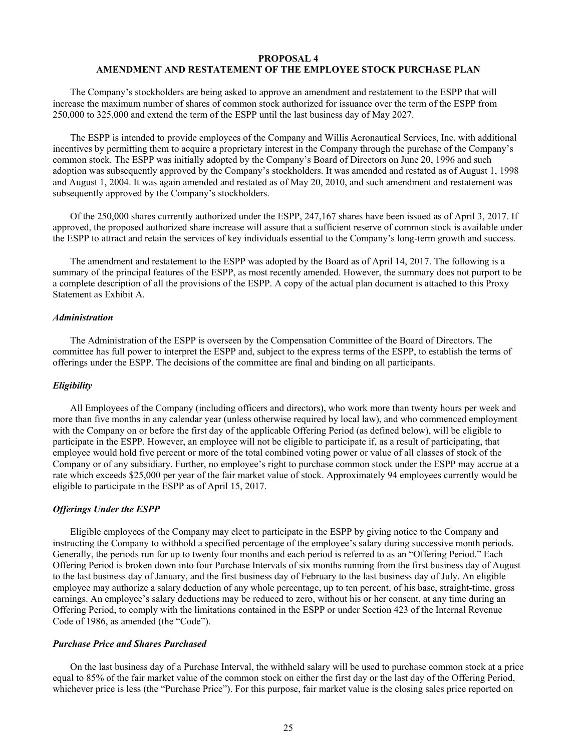# PROPOSAL 4
## AMENDMENT AND RESTATEMENT OF THE EMPLOYEE STOCK PURCHASE PLAN

The Company's stockholders are being asked to approve an amendment and restatement to the ESPP that will increase the maximum number of shares of common stock authorized for issuance over the term of the ESPP from 250,000 to 325,000 and extend the term of the ESPP until the last business day of May 2027.

The ESPP is intended to provide employees of the Company and Willis Aeronautical Services, Inc. with additional incentives by permitting them to acquire a proprietary interest in the Company through the purchase of the Company's common stock. The ESPP was initially adopted by the Company's Board of Directors on June 20, 1996 and such adoption was subsequently approved by the Company's stockholders. It was amended and restated as of August 1, 1998 and August 1, 2004. It was again amended and restated as of May 20, 2010, and such amendment and restatement was subsequently approved by the Company's stockholders.

Of the 250,000 shares currently authorized under the ESPP, 247,167 shares have been issued as of April 3, 2017. If approved, the proposed authorized share increase will assure that a sufficient reserve of common stock is available under the ESPP to attract and retain the services of key individuals essential to the Company's long-term growth and success.

The amendment and restatement to the ESPP was adopted by the Board as of April 14, 2017. The following is a summary of the principal features of the ESPP, as most recently amended. However, the summary does not purport to be a complete description of all the provisions of the ESPP. A copy of the actual plan document is attached to this Proxy Statement as Exhibit A.

### *Administration*

The Administration of the ESPP is overseen by the Compensation Committee of the Board of Directors. The committee has full power to interpret the ESPP and, subject to the express terms of the ESPP, to establish the terms of offerings under the ESPP. The decisions of the committee are final and binding on all participants.

### *Eligibility*

All Employees of the Company (including officers and directors), who work more than twenty hours per week and more than five months in any calendar year (unless otherwise required by local law), and who commenced employment with the Company on or before the first day of the applicable Offering Period (as defined below), will be eligible to participate in the ESPP. However, an employee will not be eligible to participate if, as a result of participating, that employee would hold five percent or more of the total combined voting power or value of all classes of stock of the Company or of any subsidiary. Further, no employee's right to purchase common stock under the ESPP may accrue at a rate which exceeds $25,000 per year of the fair market value of stock. Approximately 94 employees currently would be eligible to participate in the ESPP as of April 15, 2017.

### *Offerings Under the ESPP*

Eligible employees of the Company may elect to participate in the ESPP by giving notice to the Company and instructing the Company to withhold a specified percentage of the employee's salary during successive month periods. Generally, the periods run for up to twenty four months and each period is referred to as an "Offering Period." Each Offering Period is broken down into four Purchase Intervals of six months running from the first business day of August to the last business day of January, and the first business day of February to the last business day of July. An eligible employee may authorize a salary deduction of any whole percentage, up to ten percent, of his base, straight-time, gross earnings. An employee's salary deductions may be reduced to zero, without his or her consent, at any time during an Offering Period, to comply with the limitations contained in the ESPP or under Section 423 of the Internal Revenue Code of 1986, as amended (the "Code").

### *Purchase Price and Shares Purchased*

On the last business day of a Purchase Interval, the withheld salary will be used to purchase common stock at a price equal to 85% of the fair market value of the common stock on either the first day or the last day of the Offering Period, whichever price is less (the "Purchase Price"). For this purpose, fair market value is the closing sales price reported on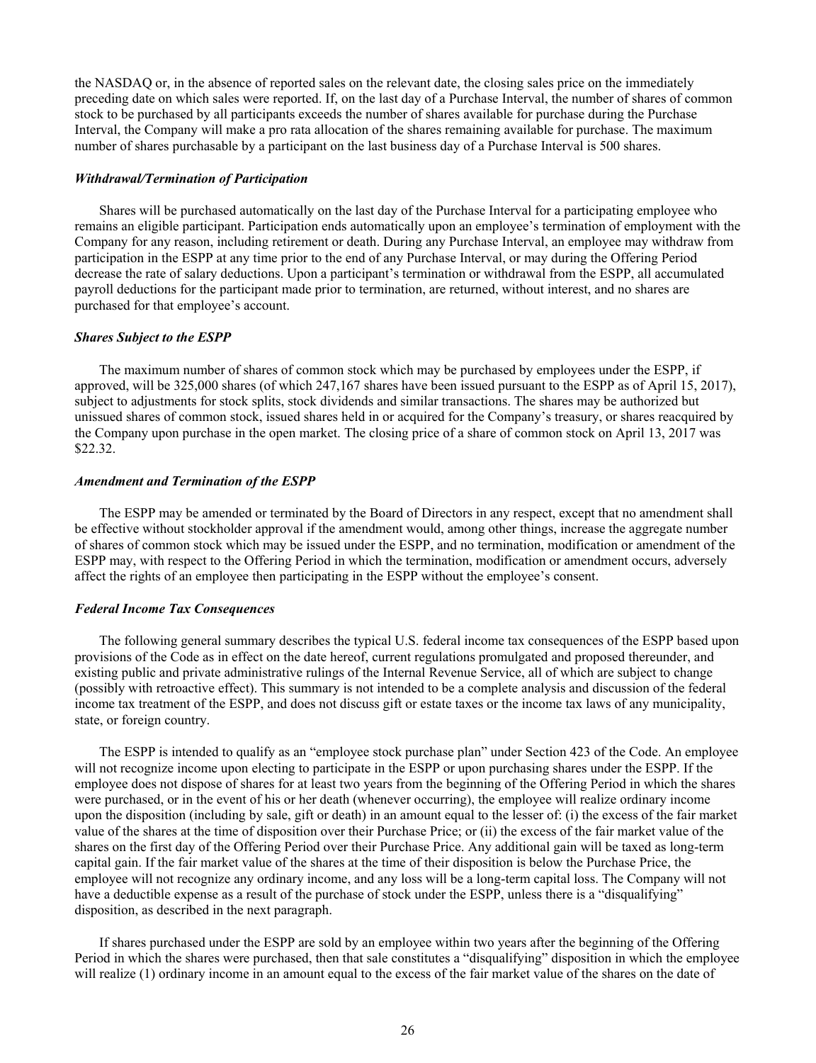the NASDAQ or, in the absence of reported sales on the relevant date, the closing sales price on the immediately preceding date on which sales were reported. If, on the last day of a Purchase Interval, the number of shares of common stock to be purchased by all participants exceeds the number of shares available for purchase during the Purchase Interval, the Company will make a pro rata allocation of the shares remaining available for purchase. The maximum number of shares purchasable by a participant on the last business day of a Purchase Interval is 500 shares.

***Withdrawal/Termination of Participation***

Shares will be purchased automatically on the last day of the Purchase Interval for a participating employee who remains an eligible participant. Participation ends automatically upon an employee's termination of employment with the Company for any reason, including retirement or death. During any Purchase Interval, an employee may withdraw from participation in the ESPP at any time prior to the end of any Purchase Interval, or may during the Offering Period decrease the rate of salary deductions. Upon a participant's termination or withdrawal from the ESPP, all accumulated payroll deductions for the participant made prior to termination, are returned, without interest, and no shares are purchased for that employee's account.

***Shares Subject to the ESPP***

The maximum number of shares of common stock which may be purchased by employees under the ESPP, if approved, will be 325,000 shares (of which 247,167 shares have been issued pursuant to the ESPP as of April 15, 2017), subject to adjustments for stock splits, stock dividends and similar transactions. The shares may be authorized but unissued shares of common stock, issued shares held in or acquired for the Company's treasury, or shares reacquired by the Company upon purchase in the open market. The closing price of a share of common stock on April 13, 2017 was $22.32.

***Amendment and Termination of the ESPP***

The ESPP may be amended or terminated by the Board of Directors in any respect, except that no amendment shall be effective without stockholder approval if the amendment would, among other things, increase the aggregate number of shares of common stock which may be issued under the ESPP, and no termination, modification or amendment of the ESPP may, with respect to the Offering Period in which the termination, modification or amendment occurs, adversely affect the rights of an employee then participating in the ESPP without the employee's consent.

***Federal Income Tax Consequences***

The following general summary describes the typical U.S. federal income tax consequences of the ESPP based upon provisions of the Code as in effect on the date hereof, current regulations promulgated and proposed thereunder, and existing public and private administrative rulings of the Internal Revenue Service, all of which are subject to change (possibly with retroactive effect). This summary is not intended to be a complete analysis and discussion of the federal income tax treatment of the ESPP, and does not discuss gift or estate taxes or the income tax laws of any municipality, state, or foreign country.

The ESPP is intended to qualify as an "employee stock purchase plan" under Section 423 of the Code. An employee will not recognize income upon electing to participate in the ESPP or upon purchasing shares under the ESPP. If the employee does not dispose of shares for at least two years from the beginning of the Offering Period in which the shares were purchased, or in the event of his or her death (whenever occurring), the employee will realize ordinary income upon the disposition (including by sale, gift or death) in an amount equal to the lesser of: (i) the excess of the fair market value of the shares at the time of disposition over their Purchase Price; or (ii) the excess of the fair market value of the shares on the first day of the Offering Period over their Purchase Price. Any additional gain will be taxed as long-term capital gain. If the fair market value of the shares at the time of their disposition is below the Purchase Price, the employee will not recognize any ordinary income, and any loss will be a long-term capital loss. The Company will not have a deductible expense as a result of the purchase of stock under the ESPP, unless there is a "disqualifying" disposition, as described in the next paragraph.

If shares purchased under the ESPP are sold by an employee within two years after the beginning of the Offering Period in which the shares were purchased, then that sale constitutes a "disqualifying" disposition in which the employee will realize (1) ordinary income in an amount equal to the excess of the fair market value of the shares on the date of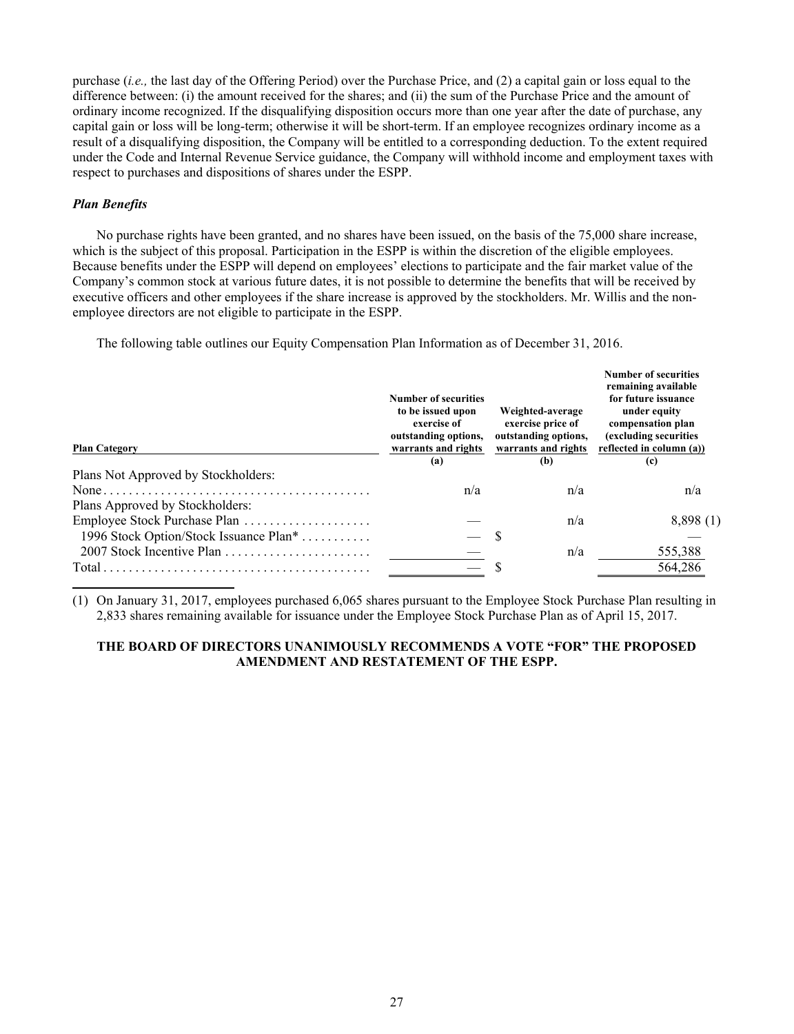purchase (*i.e.,* the last day of the Offering Period) over the Purchase Price, and (2) a capital gain or loss equal to the difference between: (i) the amount received for the shares; and (ii) the sum of the Purchase Price and the amount of ordinary income recognized. If the disqualifying disposition occurs more than one year after the date of purchase, any capital gain or loss will be long-term; otherwise it will be short-term. If an employee recognizes ordinary income as a result of a disqualifying disposition, the Company will be entitled to a corresponding deduction. To the extent required under the Code and Internal Revenue Service guidance, the Company will withhold income and employment taxes with respect to purchases and dispositions of shares under the ESPP.

### *Plan Benefits*

No purchase rights have been granted, and no shares have been issued, on the basis of the 75,000 share increase, which is the subject of this proposal. Participation in the ESPP is within the discretion of the eligible employees. Because benefits under the ESPP will depend on employees' elections to participate and the fair market value of the Company's common stock at various future dates, it is not possible to determine the benefits that will be received by executive officers and other employees if the share increase is approved by the stockholders. Mr. Willis and the non-employee directors are not eligible to participate in the ESPP.

The following table outlines our Equity Compensation Plan Information as of December 31, 2016.

| Plan Category | Number of securities to be issued upon exercise of outstanding options, warrants and rights<br>(a) | Weighted-average exercise price of outstanding options, warrants and rights<br>(b) | Number of securities remaining available for future issuance under equity compensation plan (excluding securities reflected in column (a))<br>(c) |
|---|---|---|---|
| Plans Not Approved by Stockholders: | | | |
| None | n/a | n/a | n/a |
| Plans Approved by Stockholders: | | | |
| Employee Stock Purchase Plan | — | n/a | 8,898 (1) |
| 1996 Stock Option/Stock Issuance Plan* | — | $ | — |
| 2007 Stock Incentive Plan | — | n/a | 555,388 |
| Total | — | $ | 564,286 |

(1) On January 31, 2017, employees purchased 6,065 shares pursuant to the Employee Stock Purchase Plan resulting in 2,833 shares remaining available for issuance under the Employee Stock Purchase Plan as of April 15, 2017.

**THE BOARD OF DIRECTORS UNANIMOUSLY RECOMMENDS A VOTE "FOR" THE PROPOSED AMENDMENT AND RESTATEMENT OF THE ESPP.**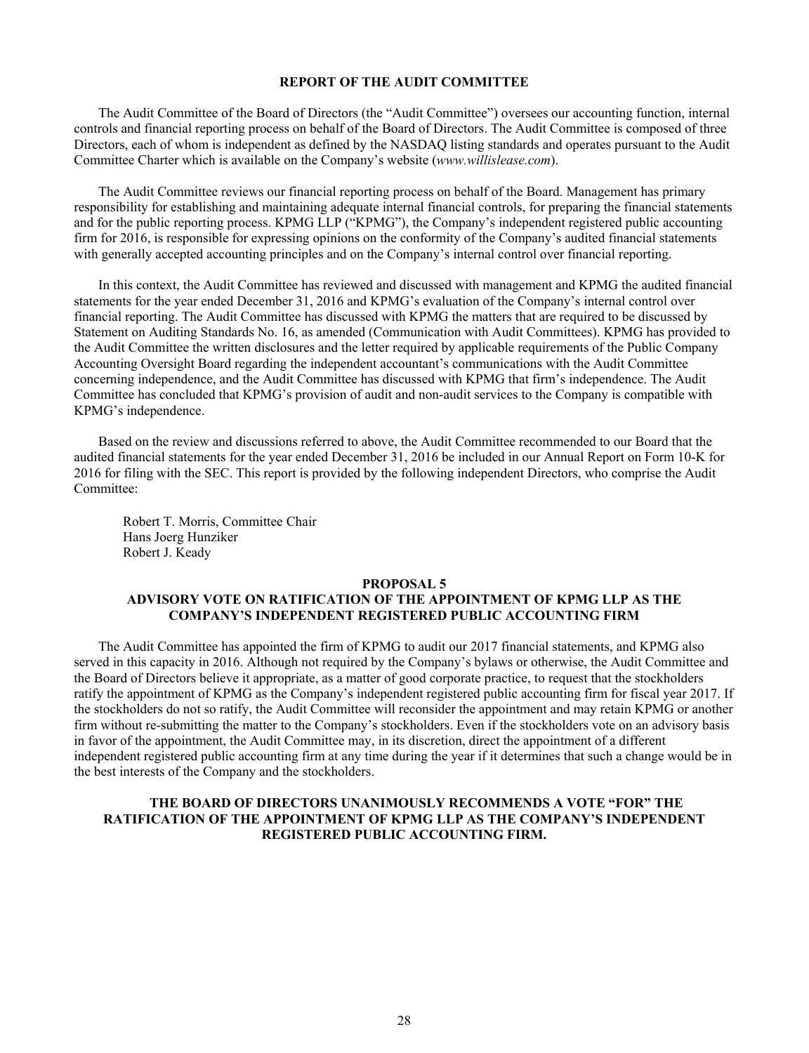## REPORT OF THE AUDIT COMMITTEE

The Audit Committee of the Board of Directors (the "Audit Committee") oversees our accounting function, internal controls and financial reporting process on behalf of the Board of Directors. The Audit Committee is composed of three Directors, each of whom is independent as defined by the NASDAQ listing standards and operates pursuant to the Audit Committee Charter which is available on the Company's website (*www.willislease.com*).

The Audit Committee reviews our financial reporting process on behalf of the Board. Management has primary responsibility for establishing and maintaining adequate internal financial controls, for preparing the financial statements and for the public reporting process. KPMG LLP ("KPMG"), the Company's independent registered public accounting firm for 2016, is responsible for expressing opinions on the conformity of the Company's audited financial statements with generally accepted accounting principles and on the Company's internal control over financial reporting.

In this context, the Audit Committee has reviewed and discussed with management and KPMG the audited financial statements for the year ended December 31, 2016 and KPMG's evaluation of the Company's internal control over financial reporting. The Audit Committee has discussed with KPMG the matters that are required to be discussed by Statement on Auditing Standards No. 16, as amended (Communication with Audit Committees). KPMG has provided to the Audit Committee the written disclosures and the letter required by applicable requirements of the Public Company Accounting Oversight Board regarding the independent accountant's communications with the Audit Committee concerning independence, and the Audit Committee has discussed with KPMG that firm's independence. The Audit Committee has concluded that KPMG's provision of audit and non-audit services to the Company is compatible with KPMG's independence.

Based on the review and discussions referred to above, the Audit Committee recommended to our Board that the audited financial statements for the year ended December 31, 2016 be included in our Annual Report on Form 10-K for 2016 for filing with the SEC. This report is provided by the following independent Directors, who comprise the Audit Committee:

Robert T. Morris, Committee Chair
Hans Joerg Hunziker
Robert J. Keady

## PROPOSAL 5
## ADVISORY VOTE ON RATIFICATION OF THE APPOINTMENT OF KPMG LLP AS THE COMPANY'S INDEPENDENT REGISTERED PUBLIC ACCOUNTING FIRM

The Audit Committee has appointed the firm of KPMG to audit our 2017 financial statements, and KPMG also served in this capacity in 2016. Although not required by the Company's bylaws or otherwise, the Audit Committee and the Board of Directors believe it appropriate, as a matter of good corporate practice, to request that the stockholders ratify the appointment of KPMG as the Company's independent registered public accounting firm for fiscal year 2017. If the stockholders do not so ratify, the Audit Committee will reconsider the appointment and may retain KPMG or another firm without re-submitting the matter to the Company's stockholders. Even if the stockholders vote on an advisory basis in favor of the appointment, the Audit Committee may, in its discretion, direct the appointment of a different independent registered public accounting firm at any time during the year if it determines that such a change would be in the best interests of the Company and the stockholders.

**THE BOARD OF DIRECTORS UNANIMOUSLY RECOMMENDS A VOTE "FOR" THE RATIFICATION OF THE APPOINTMENT OF KPMG LLP AS THE COMPANY'S INDEPENDENT REGISTERED PUBLIC ACCOUNTING FIRM.**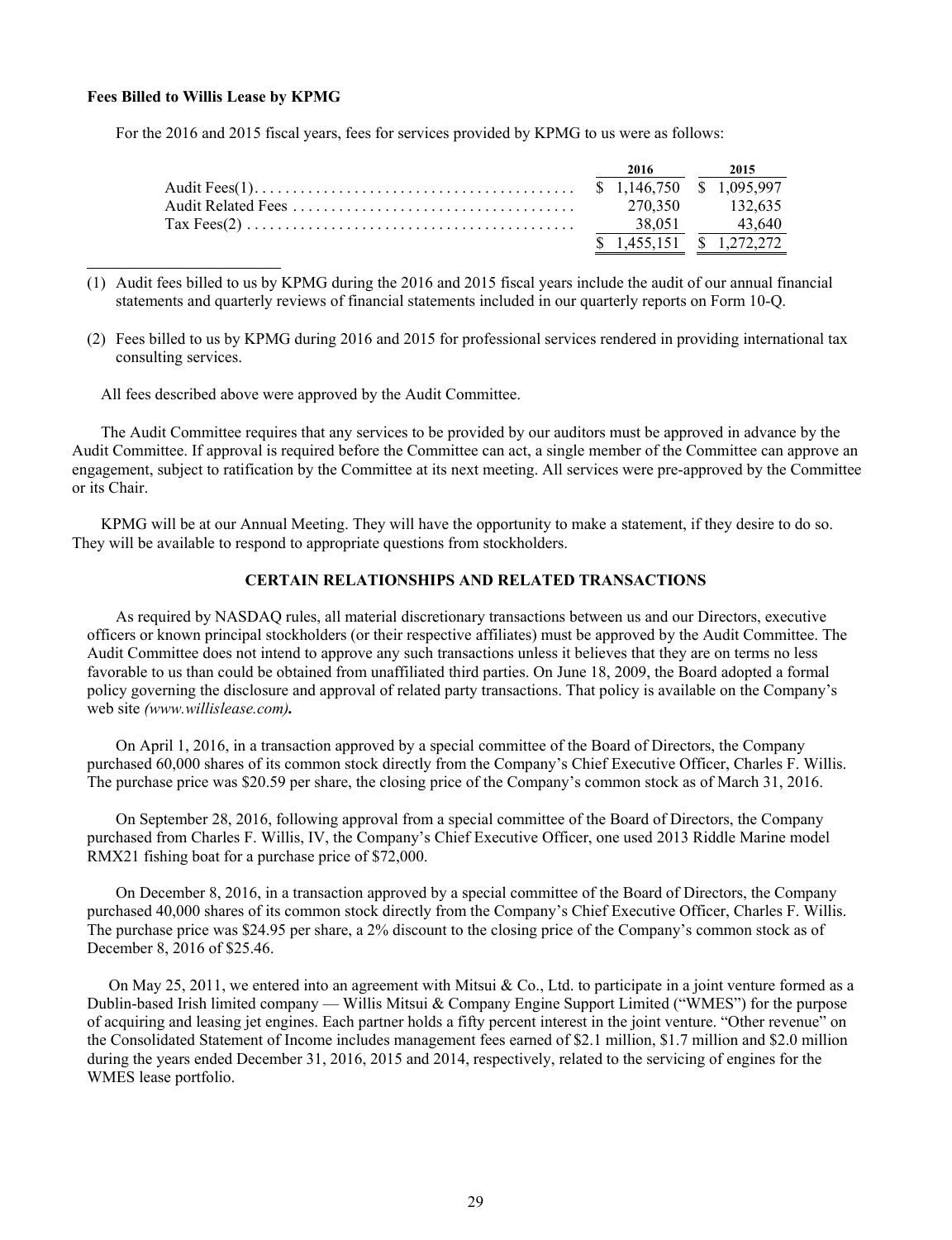**Fees Billed to Willis Lease by KPMG**

For the 2016 and 2015 fiscal years, fees for services provided by KPMG to us were as follows:

| | 2016 | 2015 |
|---|---|---|
| Audit Fees(1) | $ 1,146,750 | $ 1,095,997 |
| Audit Related Fees | 270,350 | 132,635 |
| Tax Fees(2) | 38,051 | 43,640 |
| | $ 1,455,151 | $ 1,272,272 |

(1) Audit fees billed to us by KPMG during the 2016 and 2015 fiscal years include the audit of our annual financial statements and quarterly reviews of financial statements included in our quarterly reports on Form 10-Q.

(2) Fees billed to us by KPMG during 2016 and 2015 for professional services rendered in providing international tax consulting services.

All fees described above were approved by the Audit Committee.

The Audit Committee requires that any services to be provided by our auditors must be approved in advance by the Audit Committee. If approval is required before the Committee can act, a single member of the Committee can approve an engagement, subject to ratification by the Committee at its next meeting. All services were pre-approved by the Committee or its Chair.

KPMG will be at our Annual Meeting. They will have the opportunity to make a statement, if they desire to do so. They will be available to respond to appropriate questions from stockholders.

## CERTAIN RELATIONSHIPS AND RELATED TRANSACTIONS

As required by NASDAQ rules, all material discretionary transactions between us and our Directors, executive officers or known principal stockholders (or their respective affiliates) must be approved by the Audit Committee. The Audit Committee does not intend to approve any such transactions unless it believes that they are on terms no less favorable to us than could be obtained from unaffiliated third parties. On June 18, 2009, the Board adopted a formal policy governing the disclosure and approval of related party transactions. That policy is available on the Company's web site *(www.willislease.com)***.**

On April 1, 2016, in a transaction approved by a special committee of the Board of Directors, the Company purchased 60,000 shares of its common stock directly from the Company's Chief Executive Officer, Charles F. Willis. The purchase price was $20.59 per share, the closing price of the Company's common stock as of March 31, 2016.

On September 28, 2016, following approval from a special committee of the Board of Directors, the Company purchased from Charles F. Willis, IV, the Company's Chief Executive Officer, one used 2013 Riddle Marine model RMX21 fishing boat for a purchase price of $72,000.

On December 8, 2016, in a transaction approved by a special committee of the Board of Directors, the Company purchased 40,000 shares of its common stock directly from the Company's Chief Executive Officer, Charles F. Willis. The purchase price was $24.95 per share, a 2% discount to the closing price of the Company's common stock as of December 8, 2016 of $25.46.

On May 25, 2011, we entered into an agreement with Mitsui & Co., Ltd. to participate in a joint venture formed as a Dublin-based Irish limited company — Willis Mitsui & Company Engine Support Limited ("WMES") for the purpose of acquiring and leasing jet engines. Each partner holds a fifty percent interest in the joint venture. "Other revenue" on the Consolidated Statement of Income includes management fees earned of $2.1 million, $1.7 million and $2.0 million during the years ended December 31, 2016, 2015 and 2014, respectively, related to the servicing of engines for the WMES lease portfolio.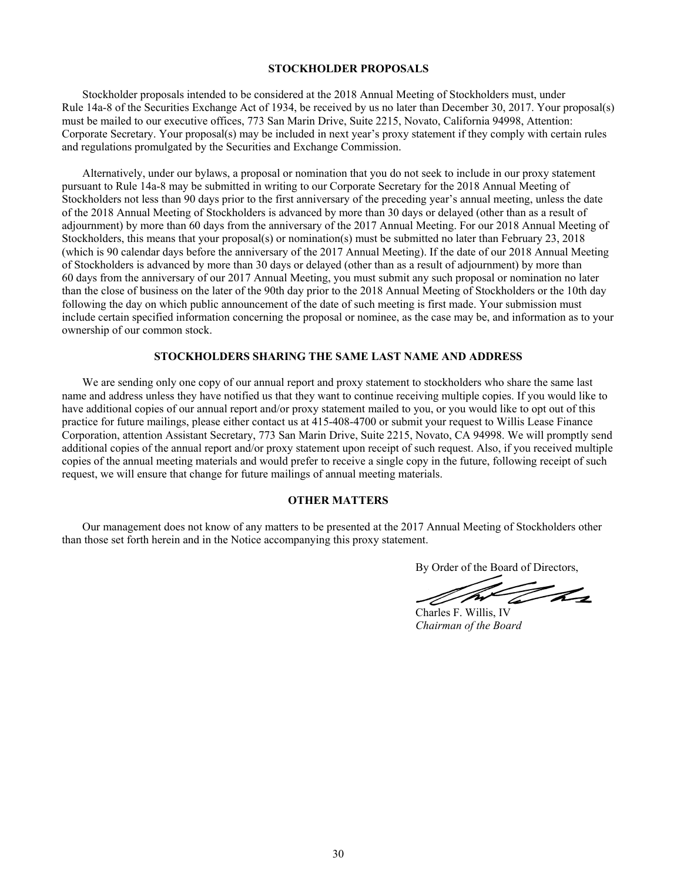## STOCKHOLDER PROPOSALS

Stockholder proposals intended to be considered at the 2018 Annual Meeting of Stockholders must, under Rule 14a-8 of the Securities Exchange Act of 1934, be received by us no later than December 30, 2017. Your proposal(s) must be mailed to our executive offices, 773 San Marin Drive, Suite 2215, Novato, California 94998, Attention: Corporate Secretary. Your proposal(s) may be included in next year's proxy statement if they comply with certain rules and regulations promulgated by the Securities and Exchange Commission.

Alternatively, under our bylaws, a proposal or nomination that you do not seek to include in our proxy statement pursuant to Rule 14a-8 may be submitted in writing to our Corporate Secretary for the 2018 Annual Meeting of Stockholders not less than 90 days prior to the first anniversary of the preceding year's annual meeting, unless the date of the 2018 Annual Meeting of Stockholders is advanced by more than 30 days or delayed (other than as a result of adjournment) by more than 60 days from the anniversary of the 2017 Annual Meeting. For our 2018 Annual Meeting of Stockholders, this means that your proposal(s) or nomination(s) must be submitted no later than February 23, 2018 (which is 90 calendar days before the anniversary of the 2017 Annual Meeting). If the date of our 2018 Annual Meeting of Stockholders is advanced by more than 30 days or delayed (other than as a result of adjournment) by more than 60 days from the anniversary of our 2017 Annual Meeting, you must submit any such proposal or nomination no later than the close of business on the later of the 90th day prior to the 2018 Annual Meeting of Stockholders or the 10th day following the day on which public announcement of the date of such meeting is first made. Your submission must include certain specified information concerning the proposal or nominee, as the case may be, and information as to your ownership of our common stock.

## STOCKHOLDERS SHARING THE SAME LAST NAME AND ADDRESS

We are sending only one copy of our annual report and proxy statement to stockholders who share the same last name and address unless they have notified us that they want to continue receiving multiple copies. If you would like to have additional copies of our annual report and/or proxy statement mailed to you, or you would like to opt out of this practice for future mailings, please either contact us at 415-408-4700 or submit your request to Willis Lease Finance Corporation, attention Assistant Secretary, 773 San Marin Drive, Suite 2215, Novato, CA 94998. We will promptly send additional copies of the annual report and/or proxy statement upon receipt of such request. Also, if you received multiple copies of the annual meeting materials and would prefer to receive a single copy in the future, following receipt of such request, we will ensure that change for future mailings of annual meeting materials.

## OTHER MATTERS

Our management does not know of any matters to be presented at the 2017 Annual Meeting of Stockholders other than those set forth herein and in the Notice accompanying this proxy statement.

By Order of the Board of Directors,

Charles F. Willis, IV
*Chairman of the Board*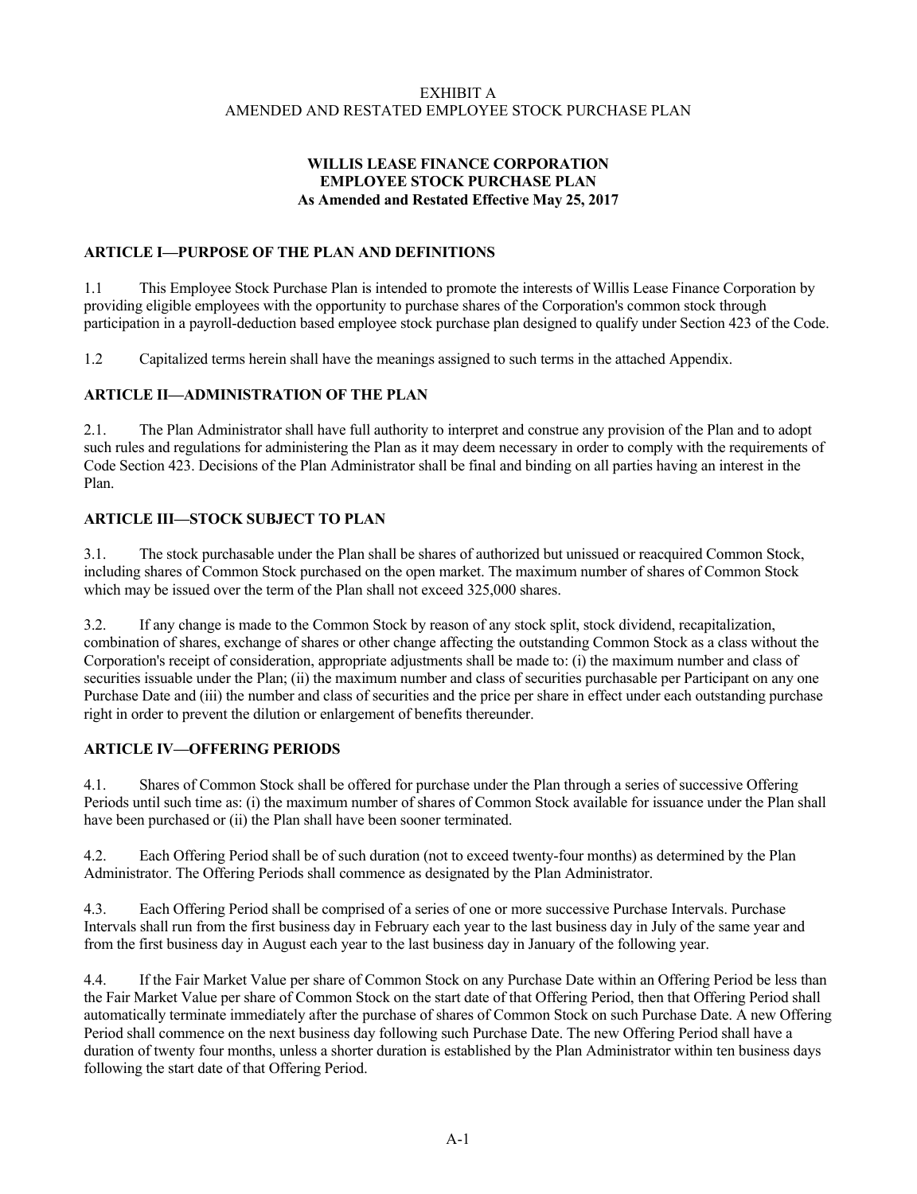EXHIBIT A
AMENDED AND RESTATED EMPLOYEE STOCK PURCHASE PLAN

**WILLIS LEASE FINANCE CORPORATION**
**EMPLOYEE STOCK PURCHASE PLAN**
**As Amended and Restated Effective May 25, 2017**

## ARTICLE I—PURPOSE OF THE PLAN AND DEFINITIONS

1.1 This Employee Stock Purchase Plan is intended to promote the interests of Willis Lease Finance Corporation by providing eligible employees with the opportunity to purchase shares of the Corporation's common stock through participation in a payroll-deduction based employee stock purchase plan designed to qualify under Section 423 of the Code.

1.2 Capitalized terms herein shall have the meanings assigned to such terms in the attached Appendix.

## ARTICLE II—ADMINISTRATION OF THE PLAN

2.1. The Plan Administrator shall have full authority to interpret and construe any provision of the Plan and to adopt such rules and regulations for administering the Plan as it may deem necessary in order to comply with the requirements of Code Section 423. Decisions of the Plan Administrator shall be final and binding on all parties having an interest in the Plan.

## ARTICLE III—STOCK SUBJECT TO PLAN

3.1. The stock purchasable under the Plan shall be shares of authorized but unissued or reacquired Common Stock, including shares of Common Stock purchased on the open market. The maximum number of shares of Common Stock which may be issued over the term of the Plan shall not exceed 325,000 shares.

3.2. If any change is made to the Common Stock by reason of any stock split, stock dividend, recapitalization, combination of shares, exchange of shares or other change affecting the outstanding Common Stock as a class without the Corporation's receipt of consideration, appropriate adjustments shall be made to: (i) the maximum number and class of securities issuable under the Plan; (ii) the maximum number and class of securities purchasable per Participant on any one Purchase Date and (iii) the number and class of securities and the price per share in effect under each outstanding purchase right in order to prevent the dilution or enlargement of benefits thereunder.

## ARTICLE IV—OFFERING PERIODS

4.1. Shares of Common Stock shall be offered for purchase under the Plan through a series of successive Offering Periods until such time as: (i) the maximum number of shares of Common Stock available for issuance under the Plan shall have been purchased or (ii) the Plan shall have been sooner terminated.

4.2. Each Offering Period shall be of such duration (not to exceed twenty-four months) as determined by the Plan Administrator. The Offering Periods shall commence as designated by the Plan Administrator.

4.3. Each Offering Period shall be comprised of a series of one or more successive Purchase Intervals. Purchase Intervals shall run from the first business day in February each year to the last business day in July of the same year and from the first business day in August each year to the last business day in January of the following year.

4.4. If the Fair Market Value per share of Common Stock on any Purchase Date within an Offering Period be less than the Fair Market Value per share of Common Stock on the start date of that Offering Period, then that Offering Period shall automatically terminate immediately after the purchase of shares of Common Stock on such Purchase Date. A new Offering Period shall commence on the next business day following such Purchase Date. The new Offering Period shall have a duration of twenty four months, unless a shorter duration is established by the Plan Administrator within ten business days following the start date of that Offering Period.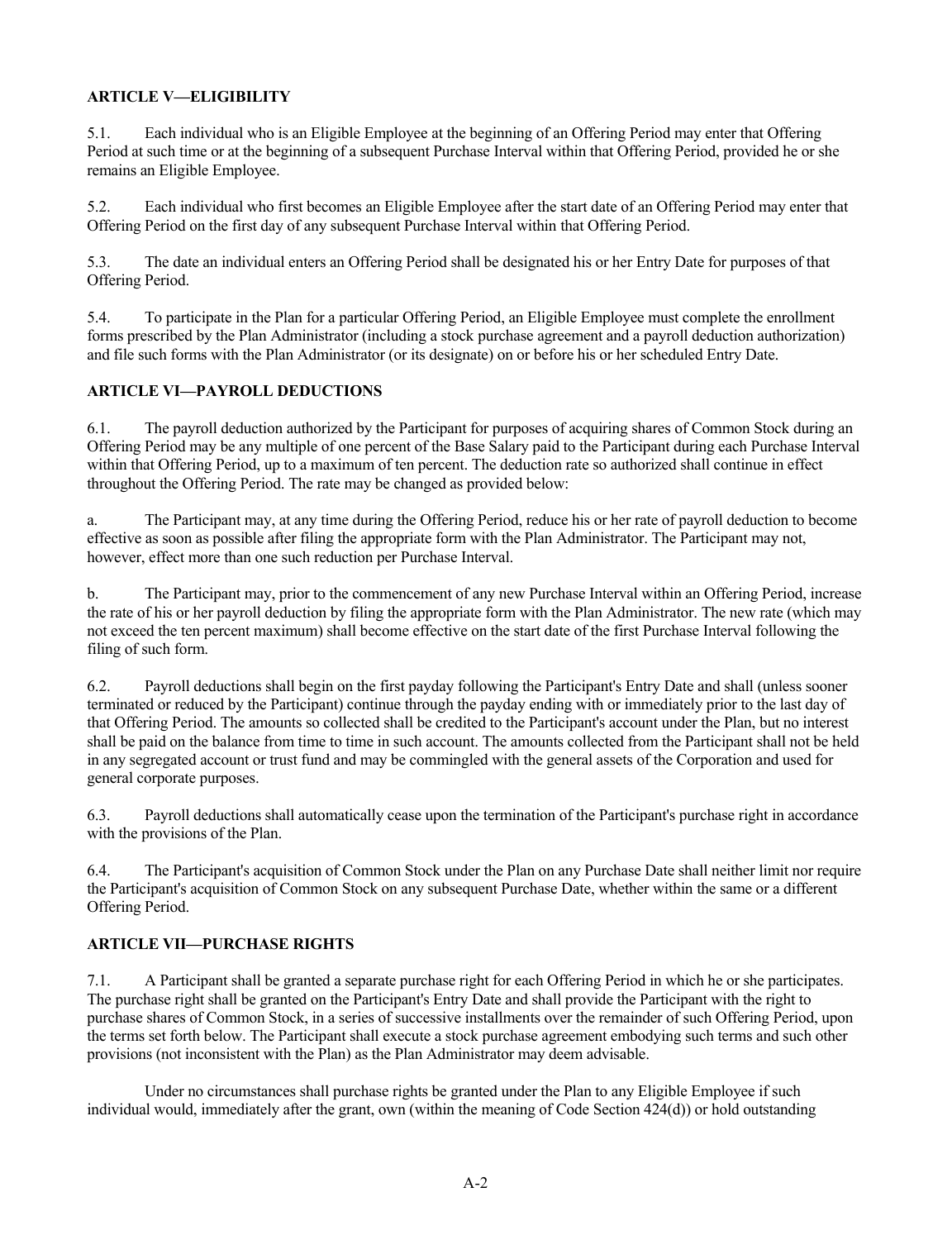**ARTICLE V—ELIGIBILITY**

5.1. Each individual who is an Eligible Employee at the beginning of an Offering Period may enter that Offering Period at such time or at the beginning of a subsequent Purchase Interval within that Offering Period, provided he or she remains an Eligible Employee.

5.2. Each individual who first becomes an Eligible Employee after the start date of an Offering Period may enter that Offering Period on the first day of any subsequent Purchase Interval within that Offering Period.

5.3. The date an individual enters an Offering Period shall be designated his or her Entry Date for purposes of that Offering Period.

5.4. To participate in the Plan for a particular Offering Period, an Eligible Employee must complete the enrollment forms prescribed by the Plan Administrator (including a stock purchase agreement and a payroll deduction authorization) and file such forms with the Plan Administrator (or its designate) on or before his or her scheduled Entry Date.

**ARTICLE VI—PAYROLL DEDUCTIONS**

6.1. The payroll deduction authorized by the Participant for purposes of acquiring shares of Common Stock during an Offering Period may be any multiple of one percent of the Base Salary paid to the Participant during each Purchase Interval within that Offering Period, up to a maximum of ten percent. The deduction rate so authorized shall continue in effect throughout the Offering Period. The rate may be changed as provided below:

a. The Participant may, at any time during the Offering Period, reduce his or her rate of payroll deduction to become effective as soon as possible after filing the appropriate form with the Plan Administrator. The Participant may not, however, effect more than one such reduction per Purchase Interval.

b. The Participant may, prior to the commencement of any new Purchase Interval within an Offering Period, increase the rate of his or her payroll deduction by filing the appropriate form with the Plan Administrator. The new rate (which may not exceed the ten percent maximum) shall become effective on the start date of the first Purchase Interval following the filing of such form.

6.2. Payroll deductions shall begin on the first payday following the Participant's Entry Date and shall (unless sooner terminated or reduced by the Participant) continue through the payday ending with or immediately prior to the last day of that Offering Period. The amounts so collected shall be credited to the Participant's account under the Plan, but no interest shall be paid on the balance from time to time in such account. The amounts collected from the Participant shall not be held in any segregated account or trust fund and may be commingled with the general assets of the Corporation and used for general corporate purposes.

6.3. Payroll deductions shall automatically cease upon the termination of the Participant's purchase right in accordance with the provisions of the Plan.

6.4. The Participant's acquisition of Common Stock under the Plan on any Purchase Date shall neither limit nor require the Participant's acquisition of Common Stock on any subsequent Purchase Date, whether within the same or a different Offering Period.

**ARTICLE VII—PURCHASE RIGHTS**

7.1. A Participant shall be granted a separate purchase right for each Offering Period in which he or she participates. The purchase right shall be granted on the Participant's Entry Date and shall provide the Participant with the right to purchase shares of Common Stock, in a series of successive installments over the remainder of such Offering Period, upon the terms set forth below. The Participant shall execute a stock purchase agreement embodying such terms and such other provisions (not inconsistent with the Plan) as the Plan Administrator may deem advisable.

Under no circumstances shall purchase rights be granted under the Plan to any Eligible Employee if such individual would, immediately after the grant, own (within the meaning of Code Section 424(d)) or hold outstanding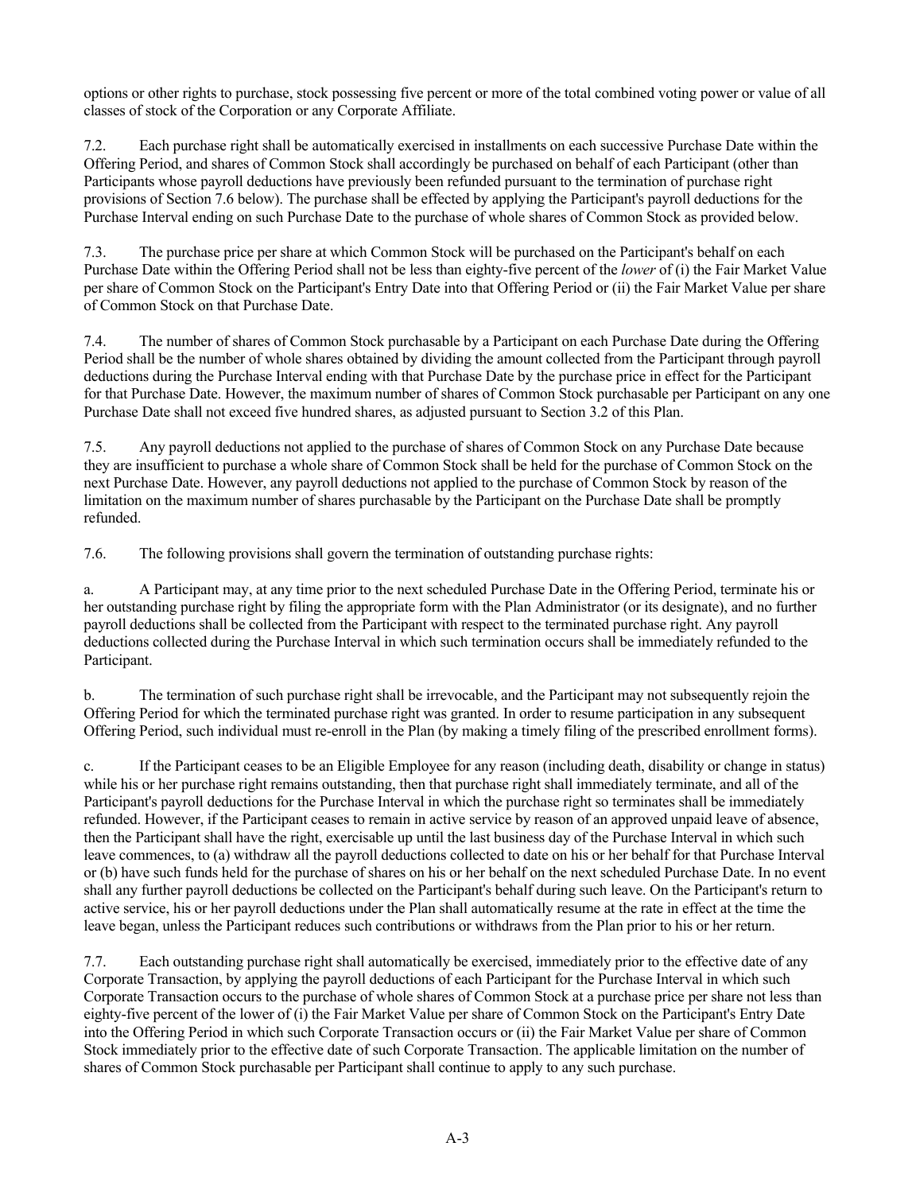options or other rights to purchase, stock possessing five percent or more of the total combined voting power or value of all classes of stock of the Corporation or any Corporate Affiliate.

7.2. Each purchase right shall be automatically exercised in installments on each successive Purchase Date within the Offering Period, and shares of Common Stock shall accordingly be purchased on behalf of each Participant (other than Participants whose payroll deductions have previously been refunded pursuant to the termination of purchase right provisions of Section 7.6 below). The purchase shall be effected by applying the Participant's payroll deductions for the Purchase Interval ending on such Purchase Date to the purchase of whole shares of Common Stock as provided below.

7.3. The purchase price per share at which Common Stock will be purchased on the Participant's behalf on each Purchase Date within the Offering Period shall not be less than eighty-five percent of the *lower* of (i) the Fair Market Value per share of Common Stock on the Participant's Entry Date into that Offering Period or (ii) the Fair Market Value per share of Common Stock on that Purchase Date.

7.4. The number of shares of Common Stock purchasable by a Participant on each Purchase Date during the Offering Period shall be the number of whole shares obtained by dividing the amount collected from the Participant through payroll deductions during the Purchase Interval ending with that Purchase Date by the purchase price in effect for the Participant for that Purchase Date. However, the maximum number of shares of Common Stock purchasable per Participant on any one Purchase Date shall not exceed five hundred shares, as adjusted pursuant to Section 3.2 of this Plan.

7.5. Any payroll deductions not applied to the purchase of shares of Common Stock on any Purchase Date because they are insufficient to purchase a whole share of Common Stock shall be held for the purchase of Common Stock on the next Purchase Date. However, any payroll deductions not applied to the purchase of Common Stock by reason of the limitation on the maximum number of shares purchasable by the Participant on the Purchase Date shall be promptly refunded.

7.6. The following provisions shall govern the termination of outstanding purchase rights:

a. A Participant may, at any time prior to the next scheduled Purchase Date in the Offering Period, terminate his or her outstanding purchase right by filing the appropriate form with the Plan Administrator (or its designate), and no further payroll deductions shall be collected from the Participant with respect to the terminated purchase right. Any payroll deductions collected during the Purchase Interval in which such termination occurs shall be immediately refunded to the Participant.

b. The termination of such purchase right shall be irrevocable, and the Participant may not subsequently rejoin the Offering Period for which the terminated purchase right was granted. In order to resume participation in any subsequent Offering Period, such individual must re-enroll in the Plan (by making a timely filing of the prescribed enrollment forms).

c. If the Participant ceases to be an Eligible Employee for any reason (including death, disability or change in status) while his or her purchase right remains outstanding, then that purchase right shall immediately terminate, and all of the Participant's payroll deductions for the Purchase Interval in which the purchase right so terminates shall be immediately refunded. However, if the Participant ceases to remain in active service by reason of an approved unpaid leave of absence, then the Participant shall have the right, exercisable up until the last business day of the Purchase Interval in which such leave commences, to (a) withdraw all the payroll deductions collected to date on his or her behalf for that Purchase Interval or (b) have such funds held for the purchase of shares on his or her behalf on the next scheduled Purchase Date. In no event shall any further payroll deductions be collected on the Participant's behalf during such leave. On the Participant's return to active service, his or her payroll deductions under the Plan shall automatically resume at the rate in effect at the time the leave began, unless the Participant reduces such contributions or withdraws from the Plan prior to his or her return.

7.7. Each outstanding purchase right shall automatically be exercised, immediately prior to the effective date of any Corporate Transaction, by applying the payroll deductions of each Participant for the Purchase Interval in which such Corporate Transaction occurs to the purchase of whole shares of Common Stock at a purchase price per share not less than eighty-five percent of the lower of (i) the Fair Market Value per share of Common Stock on the Participant's Entry Date into the Offering Period in which such Corporate Transaction occurs or (ii) the Fair Market Value per share of Common Stock immediately prior to the effective date of such Corporate Transaction. The applicable limitation on the number of shares of Common Stock purchasable per Participant shall continue to apply to any such purchase.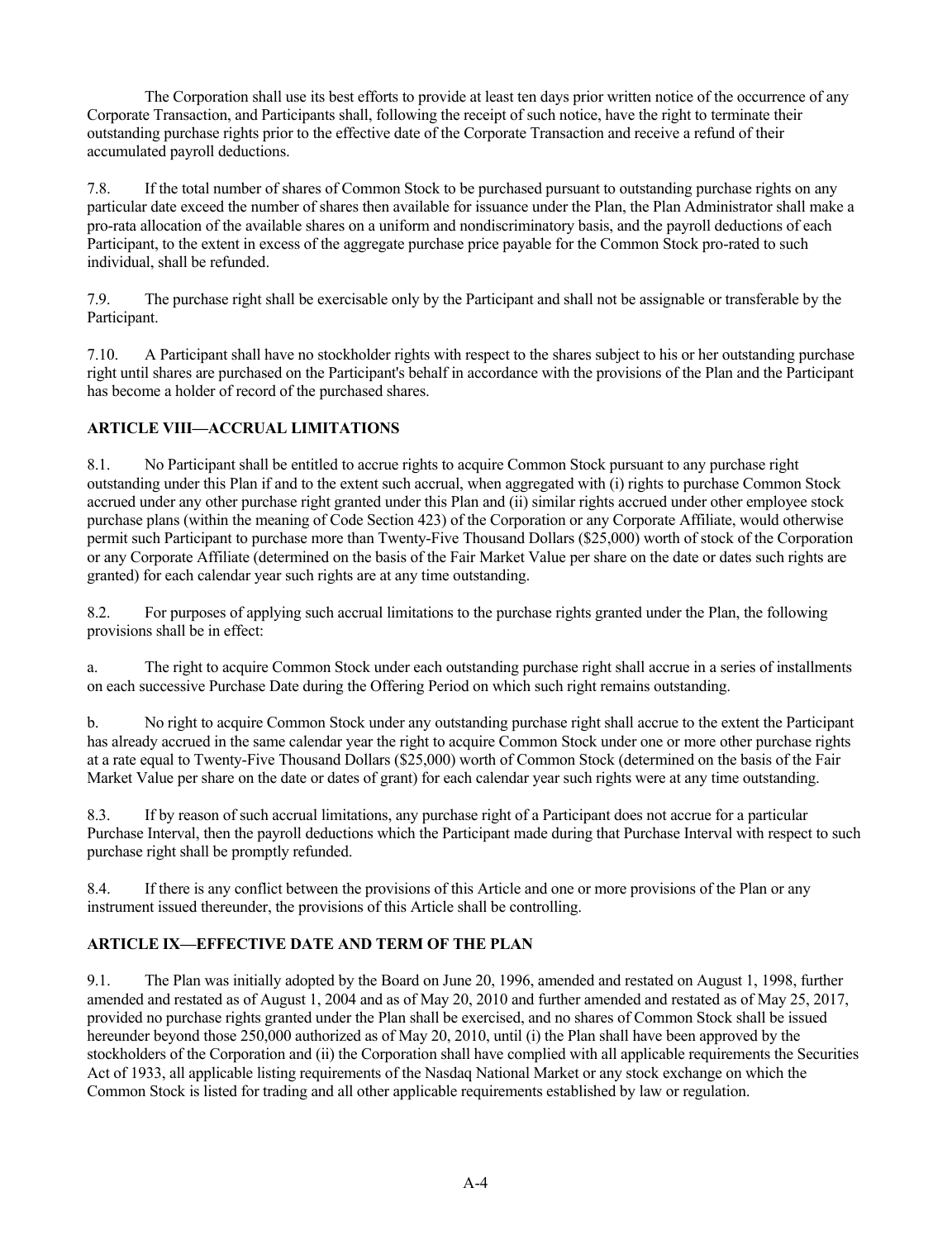The Corporation shall use its best efforts to provide at least ten days prior written notice of the occurrence of any Corporate Transaction, and Participants shall, following the receipt of such notice, have the right to terminate their outstanding purchase rights prior to the effective date of the Corporate Transaction and receive a refund of their accumulated payroll deductions.

7.8. If the total number of shares of Common Stock to be purchased pursuant to outstanding purchase rights on any particular date exceed the number of shares then available for issuance under the Plan, the Plan Administrator shall make a pro-rata allocation of the available shares on a uniform and nondiscriminatory basis, and the payroll deductions of each Participant, to the extent in excess of the aggregate purchase price payable for the Common Stock pro-rated to such individual, shall be refunded.

7.9. The purchase right shall be exercisable only by the Participant and shall not be assignable or transferable by the Participant.

7.10. A Participant shall have no stockholder rights with respect to the shares subject to his or her outstanding purchase right until shares are purchased on the Participant's behalf in accordance with the provisions of the Plan and the Participant has become a holder of record of the purchased shares.

## ARTICLE VIII—ACCRUAL LIMITATIONS

8.1. No Participant shall be entitled to accrue rights to acquire Common Stock pursuant to any purchase right outstanding under this Plan if and to the extent such accrual, when aggregated with (i) rights to purchase Common Stock accrued under any other purchase right granted under this Plan and (ii) similar rights accrued under other employee stock purchase plans (within the meaning of Code Section 423) of the Corporation or any Corporate Affiliate, would otherwise permit such Participant to purchase more than Twenty-Five Thousand Dollars ($25,000) worth of stock of the Corporation or any Corporate Affiliate (determined on the basis of the Fair Market Value per share on the date or dates such rights are granted) for each calendar year such rights are at any time outstanding.

8.2. For purposes of applying such accrual limitations to the purchase rights granted under the Plan, the following provisions shall be in effect:

a. The right to acquire Common Stock under each outstanding purchase right shall accrue in a series of installments on each successive Purchase Date during the Offering Period on which such right remains outstanding.

b. No right to acquire Common Stock under any outstanding purchase right shall accrue to the extent the Participant has already accrued in the same calendar year the right to acquire Common Stock under one or more other purchase rights at a rate equal to Twenty-Five Thousand Dollars ($25,000) worth of Common Stock (determined on the basis of the Fair Market Value per share on the date or dates of grant) for each calendar year such rights were at any time outstanding.

8.3. If by reason of such accrual limitations, any purchase right of a Participant does not accrue for a particular Purchase Interval, then the payroll deductions which the Participant made during that Purchase Interval with respect to such purchase right shall be promptly refunded.

8.4. If there is any conflict between the provisions of this Article and one or more provisions of the Plan or any instrument issued thereunder, the provisions of this Article shall be controlling.

## ARTICLE IX—EFFECTIVE DATE AND TERM OF THE PLAN

9.1. The Plan was initially adopted by the Board on June 20, 1996, amended and restated on August 1, 1998, further amended and restated as of August 1, 2004 and as of May 20, 2010 and further amended and restated as of May 25, 2017, provided no purchase rights granted under the Plan shall be exercised, and no shares of Common Stock shall be issued hereunder beyond those 250,000 authorized as of May 20, 2010, until (i) the Plan shall have been approved by the stockholders of the Corporation and (ii) the Corporation shall have complied with all applicable requirements the Securities Act of 1933, all applicable listing requirements of the Nasdaq National Market or any stock exchange on which the Common Stock is listed for trading and all other applicable requirements established by law or regulation.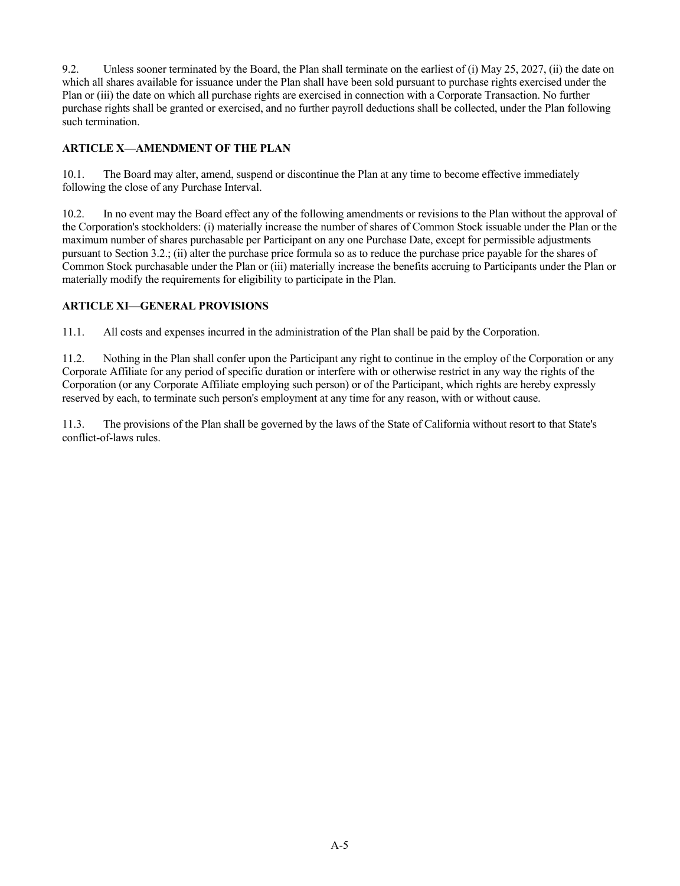9.2. Unless sooner terminated by the Board, the Plan shall terminate on the earliest of (i) May 25, 2027, (ii) the date on which all shares available for issuance under the Plan shall have been sold pursuant to purchase rights exercised under the Plan or (iii) the date on which all purchase rights are exercised in connection with a Corporate Transaction. No further purchase rights shall be granted or exercised, and no further payroll deductions shall be collected, under the Plan following such termination.

**ARTICLE X—AMENDMENT OF THE PLAN**

10.1. The Board may alter, amend, suspend or discontinue the Plan at any time to become effective immediately following the close of any Purchase Interval.

10.2. In no event may the Board effect any of the following amendments or revisions to the Plan without the approval of the Corporation's stockholders: (i) materially increase the number of shares of Common Stock issuable under the Plan or the maximum number of shares purchasable per Participant on any one Purchase Date, except for permissible adjustments pursuant to Section 3.2.; (ii) alter the purchase price formula so as to reduce the purchase price payable for the shares of Common Stock purchasable under the Plan or (iii) materially increase the benefits accruing to Participants under the Plan or materially modify the requirements for eligibility to participate in the Plan.

**ARTICLE XI—GENERAL PROVISIONS**

11.1. All costs and expenses incurred in the administration of the Plan shall be paid by the Corporation.

11.2. Nothing in the Plan shall confer upon the Participant any right to continue in the employ of the Corporation or any Corporate Affiliate for any period of specific duration or interfere with or otherwise restrict in any way the rights of the Corporation (or any Corporate Affiliate employing such person) or of the Participant, which rights are hereby expressly reserved by each, to terminate such person's employment at any time for any reason, with or without cause.

11.3. The provisions of the Plan shall be governed by the laws of the State of California without resort to that State's conflict-of-laws rules.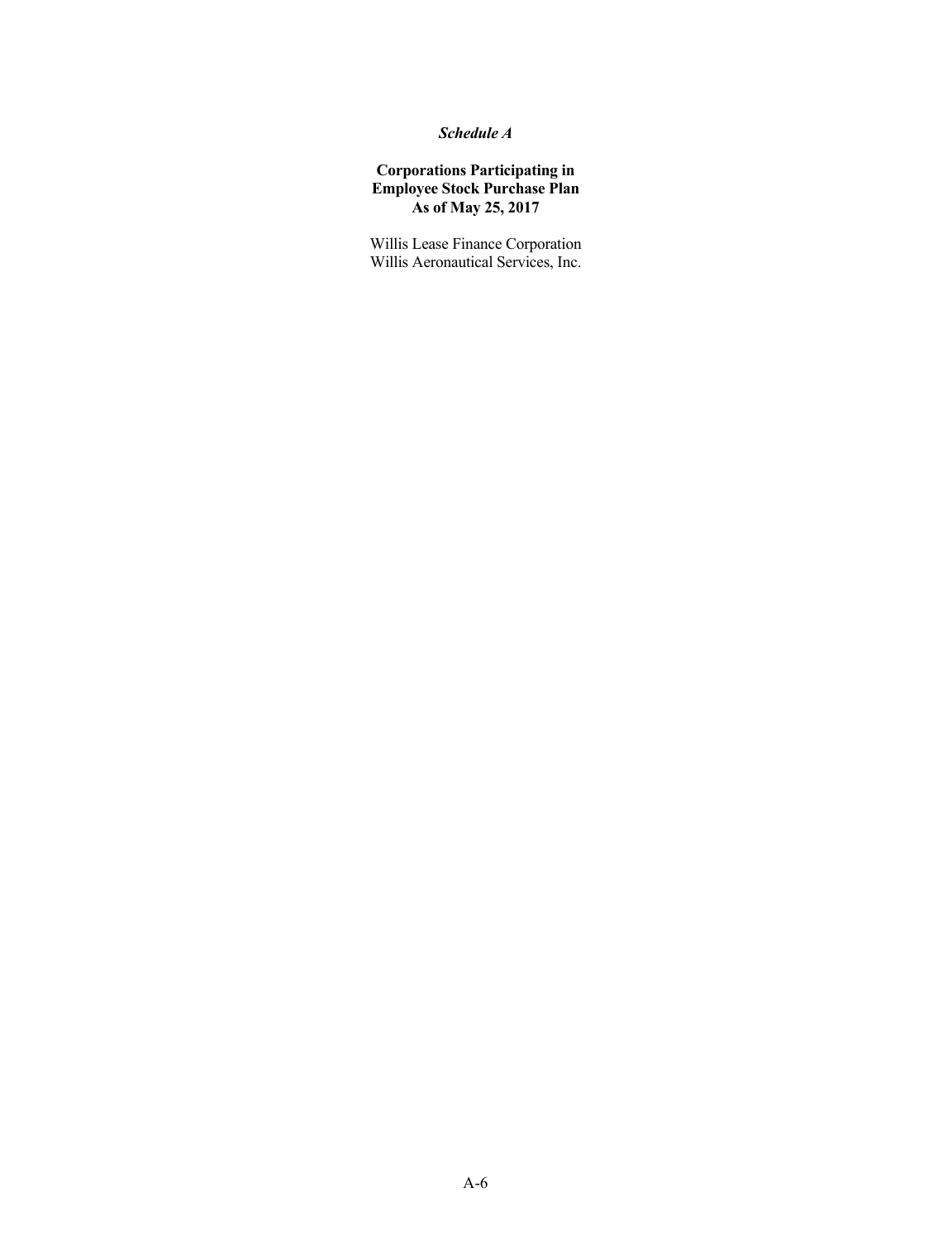***Schedule A***

**Corporations Participating in Employee Stock Purchase Plan As of May 25, 2017**

Willis Lease Finance Corporation
Willis Aeronautical Services, Inc.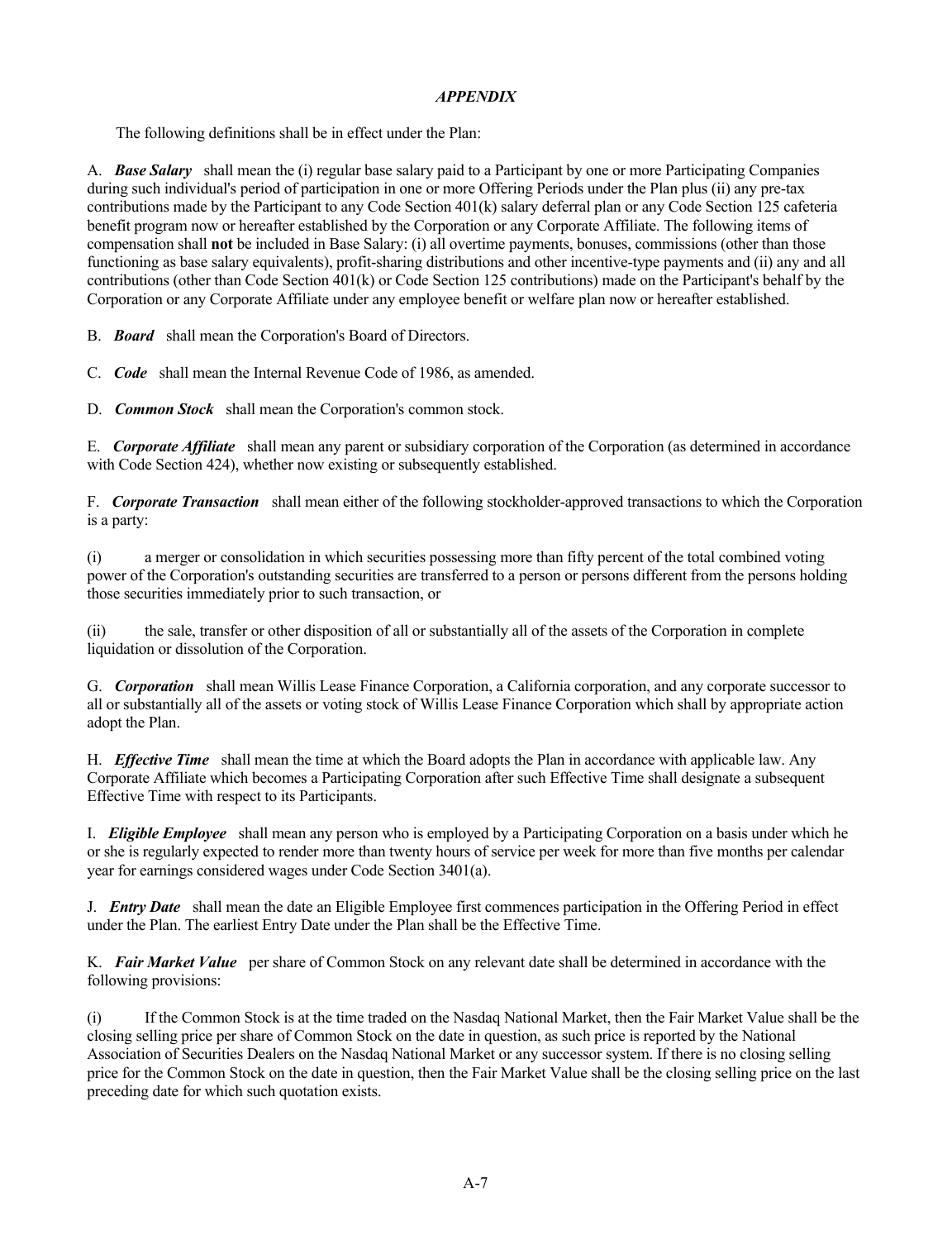## *APPENDIX*

The following definitions shall be in effect under the Plan:

A. ***Base Salary*** shall mean the (i) regular base salary paid to a Participant by one or more Participating Companies during such individual's period of participation in one or more Offering Periods under the Plan plus (ii) any pre-tax contributions made by the Participant to any Code Section 401(k) salary deferral plan or any Code Section 125 cafeteria benefit program now or hereafter established by the Corporation or any Corporate Affiliate. The following items of compensation shall **not** be included in Base Salary: (i) all overtime payments, bonuses, commissions (other than those functioning as base salary equivalents), profit-sharing distributions and other incentive-type payments and (ii) any and all contributions (other than Code Section 401(k) or Code Section 125 contributions) made on the Participant's behalf by the Corporation or any Corporate Affiliate under any employee benefit or welfare plan now or hereafter established.

B. ***Board*** shall mean the Corporation's Board of Directors.

C. ***Code*** shall mean the Internal Revenue Code of 1986, as amended.

D. ***Common Stock*** shall mean the Corporation's common stock.

E. ***Corporate Affiliate*** shall mean any parent or subsidiary corporation of the Corporation (as determined in accordance with Code Section 424), whether now existing or subsequently established.

F. ***Corporate Transaction*** shall mean either of the following stockholder-approved transactions to which the Corporation is a party:

(i) a merger or consolidation in which securities possessing more than fifty percent of the total combined voting power of the Corporation's outstanding securities are transferred to a person or persons different from the persons holding those securities immediately prior to such transaction, or

(ii) the sale, transfer or other disposition of all or substantially all of the assets of the Corporation in complete liquidation or dissolution of the Corporation.

G. ***Corporation*** shall mean Willis Lease Finance Corporation, a California corporation, and any corporate successor to all or substantially all of the assets or voting stock of Willis Lease Finance Corporation which shall by appropriate action adopt the Plan.

H. ***Effective Time*** shall mean the time at which the Board adopts the Plan in accordance with applicable law. Any Corporate Affiliate which becomes a Participating Corporation after such Effective Time shall designate a subsequent Effective Time with respect to its Participants.

I. ***Eligible Employee*** shall mean any person who is employed by a Participating Corporation on a basis under which he or she is regularly expected to render more than twenty hours of service per week for more than five months per calendar year for earnings considered wages under Code Section 3401(a).

J. ***Entry Date*** shall mean the date an Eligible Employee first commences participation in the Offering Period in effect under the Plan. The earliest Entry Date under the Plan shall be the Effective Time.

K. ***Fair Market Value*** per share of Common Stock on any relevant date shall be determined in accordance with the following provisions:

(i) If the Common Stock is at the time traded on the Nasdaq National Market, then the Fair Market Value shall be the closing selling price per share of Common Stock on the date in question, as such price is reported by the National Association of Securities Dealers on the Nasdaq National Market or any successor system. If there is no closing selling price for the Common Stock on the date in question, then the Fair Market Value shall be the closing selling price on the last preceding date for which such quotation exists.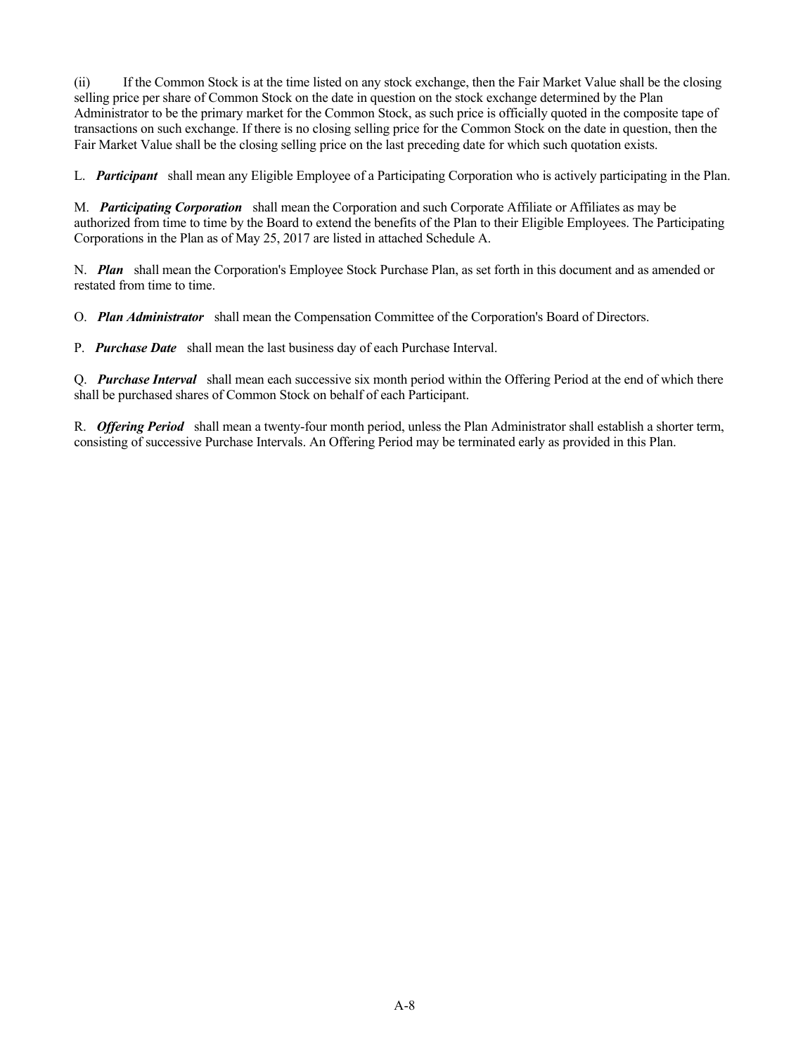(ii) If the Common Stock is at the time listed on any stock exchange, then the Fair Market Value shall be the closing selling price per share of Common Stock on the date in question on the stock exchange determined by the Plan Administrator to be the primary market for the Common Stock, as such price is officially quoted in the composite tape of transactions on such exchange. If there is no closing selling price for the Common Stock on the date in question, then the Fair Market Value shall be the closing selling price on the last preceding date for which such quotation exists.

L. ***Participant*** shall mean any Eligible Employee of a Participating Corporation who is actively participating in the Plan.

M. ***Participating Corporation*** shall mean the Corporation and such Corporate Affiliate or Affiliates as may be authorized from time to time by the Board to extend the benefits of the Plan to their Eligible Employees. The Participating Corporations in the Plan as of May 25, 2017 are listed in attached Schedule A.

N. ***Plan*** shall mean the Corporation's Employee Stock Purchase Plan, as set forth in this document and as amended or restated from time to time.

O. ***Plan Administrator*** shall mean the Compensation Committee of the Corporation's Board of Directors.

P. ***Purchase Date*** shall mean the last business day of each Purchase Interval.

Q. ***Purchase Interval*** shall mean each successive six month period within the Offering Period at the end of which there shall be purchased shares of Common Stock on behalf of each Participant.

R. ***Offering Period*** shall mean a twenty-four month period, unless the Plan Administrator shall establish a shorter term, consisting of successive Purchase Intervals. An Offering Period may be terminated early as provided in this Plan.